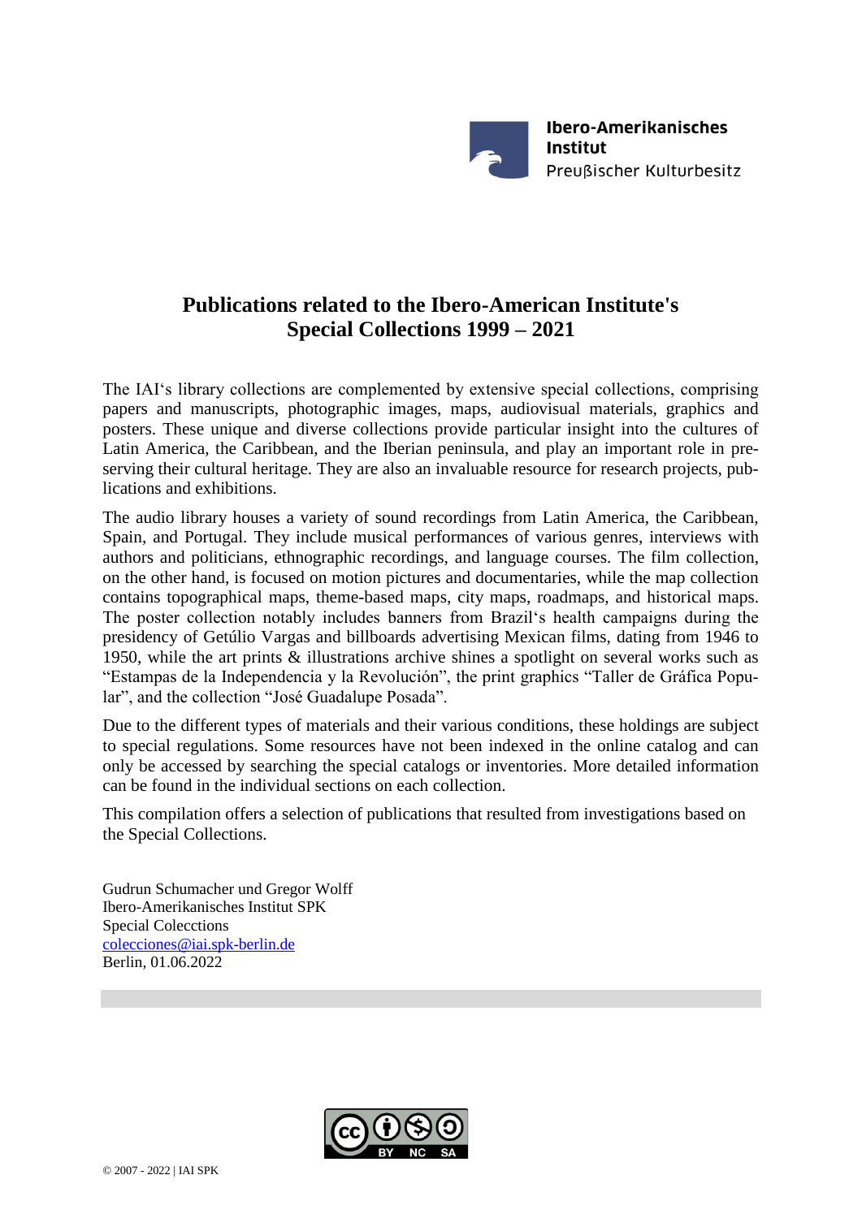Ibero-Amerikanisches Institut
Preußischer Kulturbesitz

# Publications related to the Ibero-American Institute's Special Collections 1999 – 2021

The IAI's library collections are complemented by extensive special collections, comprising papers and manuscripts, photographic images, maps, audiovisual materials, graphics and posters. These unique and diverse collections provide particular insight into the cultures of Latin America, the Caribbean, and the Iberian peninsula, and play an important role in preserving their cultural heritage. They are also an invaluable resource for research projects, publications and exhibitions.

The audio library houses a variety of sound recordings from Latin America, the Caribbean, Spain, and Portugal. They include musical performances of various genres, interviews with authors and politicians, ethnographic recordings, and language courses. The film collection, on the other hand, is focused on motion pictures and documentaries, while the map collection contains topographical maps, theme-based maps, city maps, roadmaps, and historical maps. The poster collection notably includes banners from Brazil's health campaigns during the presidency of Getúlio Vargas and billboards advertising Mexican films, dating from 1946 to 1950, while the art prints & illustrations archive shines a spotlight on several works such as "Estampas de la Independencia y la Revolución", the print graphics "Taller de Gráfica Popular", and the collection "José Guadalupe Posada".

Due to the different types of materials and their various conditions, these holdings are subject to special regulations. Some resources have not been indexed in the online catalog and can only be accessed by searching the special catalogs or inventories. More detailed information can be found in the individual sections on each collection.

This compilation offers a selection of publications that resulted from investigations based on the Special Collections.

Gudrun Schumacher und Gregor Wolff
Ibero-Amerikanisches Institut SPK
Special Colecctions
colecciones@iai.spk-berlin.de
Berlin, 01.06.2022

© 2007 - 2022 | IAI SPK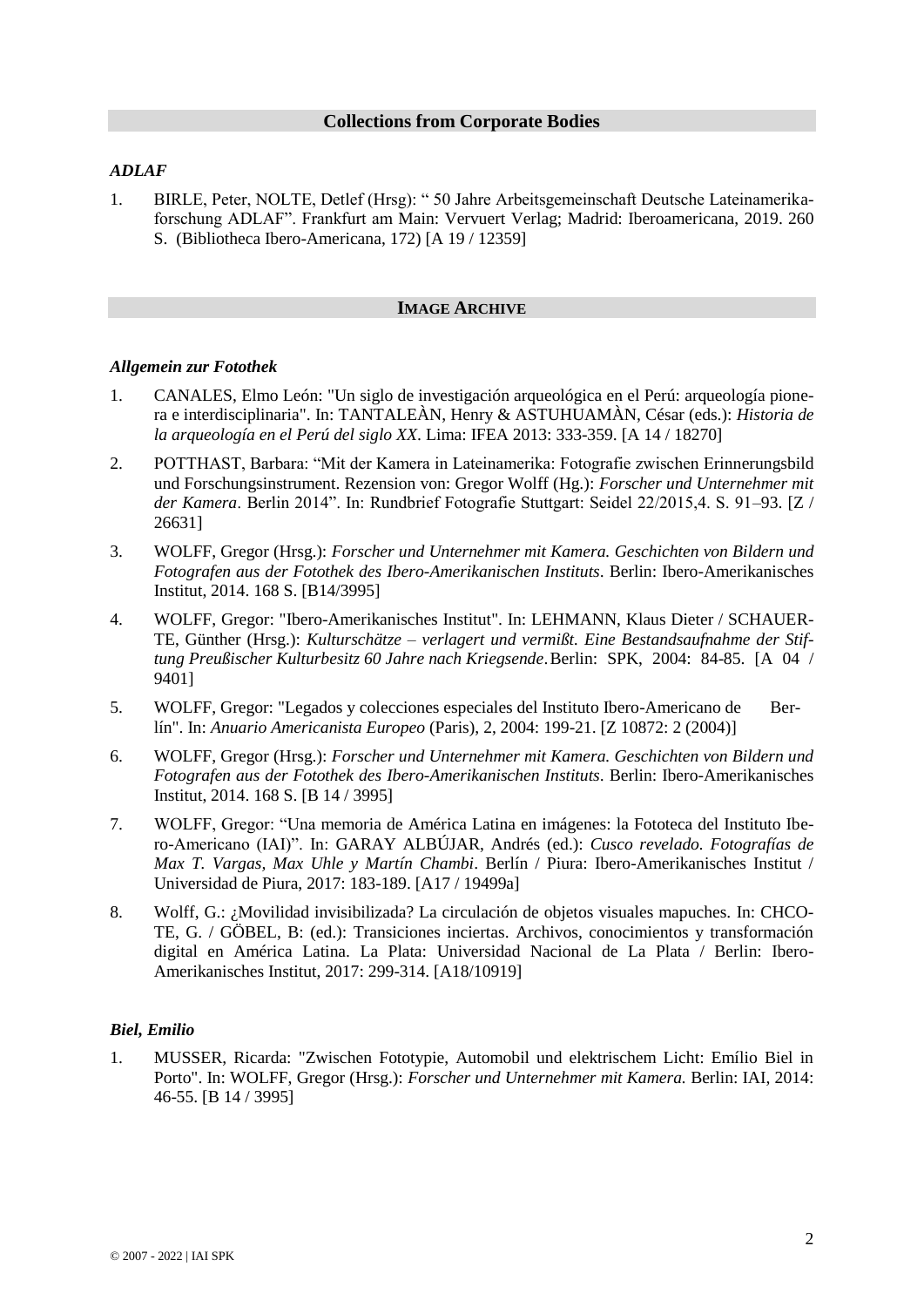## Collections from Corporate Bodies

### *ADLAF*

1. BIRLE, Peter, NOLTE, Detlef (Hrsg): " 50 Jahre Arbeitsgemeinschaft Deutsche Lateinamerikaforschung ADLAF". Frankfurt am Main: Vervuert Verlag; Madrid: Iberoamericana, 2019. 260 S. (Bibliotheca Ibero-Americana, 172) [A 19 / 12359]

## IMAGE ARCHIVE

### *Allgemein zur Fotothek*

1. CANALES, Elmo León: "Un siglo de investigación arqueológica en el Perú: arqueología pionera e interdisciplinaria". In: TANTALEÀN, Henry & ASTUHUAMÀN, César (eds.): *Historia de la arqueología en el Perú del siglo XX*. Lima: IFEA 2013: 333-359. [A 14 / 18270]
2. POTTHAST, Barbara: "Mit der Kamera in Lateinamerika: Fotografie zwischen Erinnerungsbild und Forschungsinstrument. Rezension von: Gregor Wolff (Hg.): *Forscher und Unternehmer mit der Kamera*. Berlin 2014". In: Rundbrief Fotografie Stuttgart: Seidel 22/2015,4. S. 91–93. [Z / 26631]
3. WOLFF, Gregor (Hrsg.): *Forscher und Unternehmer mit Kamera. Geschichten von Bildern und Fotografen aus der Fotothek des Ibero-Amerikanischen Instituts*. Berlin: Ibero-Amerikanisches Institut, 2014. 168 S. [B14/3995]
4. WOLFF, Gregor: "Ibero-Amerikanisches Institut". In: LEHMANN, Klaus Dieter / SCHAUERTE, Günther (Hrsg.): *Kulturschätze – verlagert und vermißt. Eine Bestandsaufnahme der Stiftung Preußischer Kulturbesitz 60 Jahre nach Kriegsende*. Berlin: SPK, 2004: 84-85. [A 04 / 9401]
5. WOLFF, Gregor: "Legados y colecciones especiales del Instituto Ibero-Americano de Berlín". In: *Anuario Americanista Europeo* (Paris), 2, 2004: 199-21. [Z 10872: 2 (2004)]
6. WOLFF, Gregor (Hrsg.): *Forscher und Unternehmer mit Kamera. Geschichten von Bildern und Fotografen aus der Fotothek des Ibero-Amerikanischen Instituts*. Berlin: Ibero-Amerikanisches Institut, 2014. 168 S. [B 14 / 3995]
7. WOLFF, Gregor: "Una memoria de América Latina en imágenes: la Fototeca del Instituto Ibero-Americano (IAI)". In: GARAY ALBÚJAR, Andrés (ed.): *Cusco revelado. Fotografías de Max T. Vargas, Max Uhle y Martín Chambi*. Berlín / Piura: Ibero-Amerikanisches Institut / Universidad de Piura, 2017: 183-189. [A17 / 19499a]
8. Wolff, G.: ¿Movilidad invisibilizada? La circulación de objetos visuales mapuches. In: CHCOTE, G. / GÖBEL, B: (ed.): Transiciones inciertas. Archivos, conocimientos y transformación digital en América Latina. La Plata: Universidad Nacional de La Plata / Berlin: Ibero-Amerikanisches Institut, 2017: 299-314. [A18/10919]

### *Biel, Emilio*

1. MUSSER, Ricarda: "Zwischen Fototypie, Automobil und elektrischem Licht: Emílio Biel in Porto". In: WOLFF, Gregor (Hrsg.): *Forscher und Unternehmer mit Kamera.* Berlin: IAI, 2014: 46-55. [B 14 / 3995]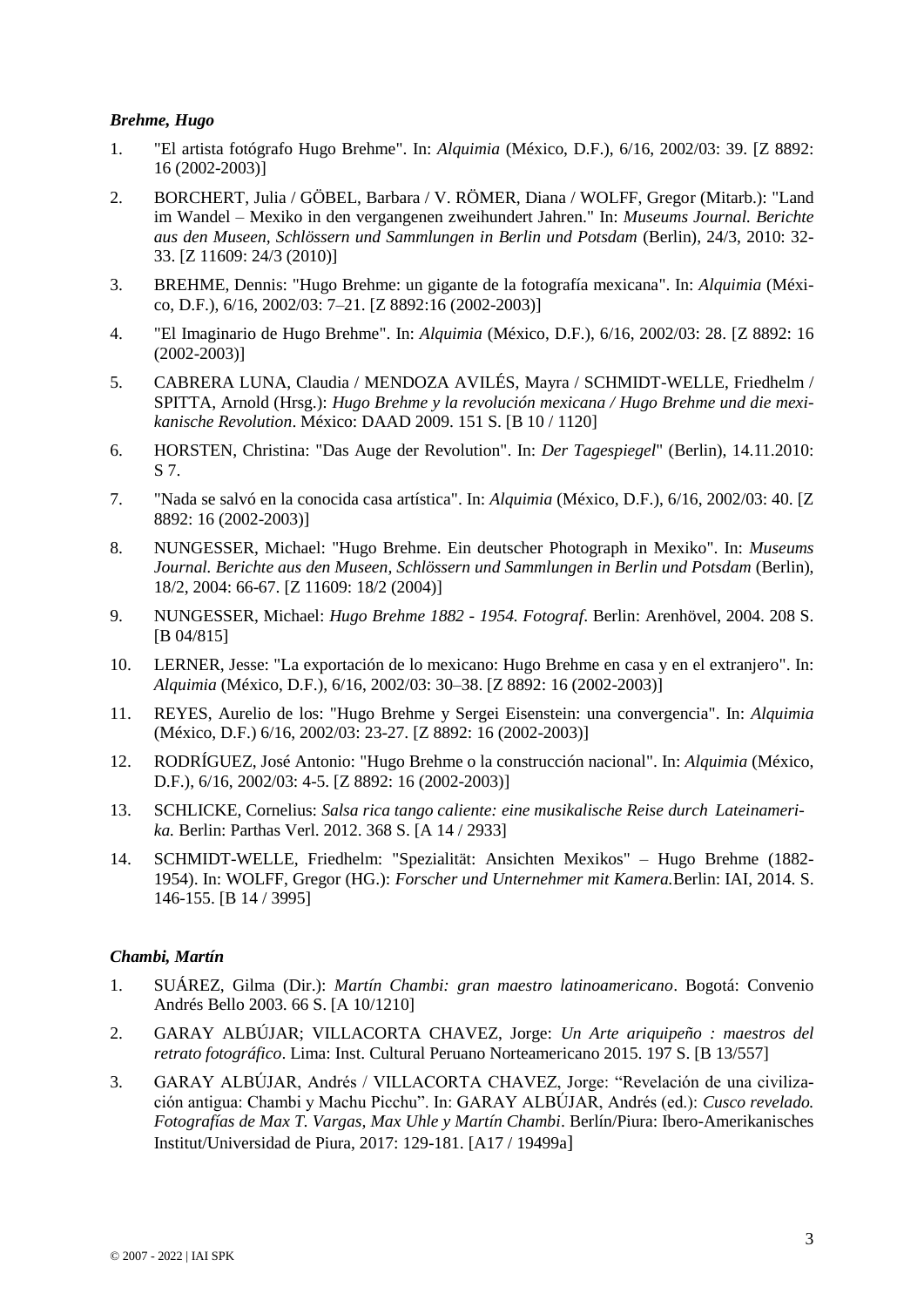***Brehme, Hugo***

1. "El artista fotógrafo Hugo Brehme". In: *Alquimia* (México, D.F.), 6/16, 2002/03: 39. [Z 8892: 16 (2002-2003)]

2. BORCHERT, Julia / GÖBEL, Barbara / V. RÖMER, Diana / WOLFF, Gregor (Mitarb.): "Land im Wandel – Mexiko in den vergangenen zweihundert Jahren." In: *Museums Journal. Berichte aus den Museen, Schlössern und Sammlungen in Berlin und Potsdam* (Berlin), 24/3, 2010: 32-33. [Z 11609: 24/3 (2010)]

3. BREHME, Dennis: "Hugo Brehme: un gigante de la fotografía mexicana". In: *Alquimia* (México, D.F.), 6/16, 2002/03: 7–21. [Z 8892:16 (2002-2003)]

4. "El Imaginario de Hugo Brehme". In: *Alquimia* (México, D.F.), 6/16, 2002/03: 28. [Z 8892: 16 (2002-2003)]

5. CABRERA LUNA, Claudia / MENDOZA AVILÉS, Mayra / SCHMIDT-WELLE, Friedhelm / SPITTA, Arnold (Hrsg.): *Hugo Brehme y la revolución mexicana / Hugo Brehme und die mexikanische Revolution*. México: DAAD 2009. 151 S. [B 10 / 1120]

6. HORSTEN, Christina: "Das Auge der Revolution". In: *Der Tagesspiegel*" (Berlin), 14.11.2010: S 7.

7. "Nada se salvó en la conocida casa artística". In: *Alquimia* (México, D.F.), 6/16, 2002/03: 40. [Z 8892: 16 (2002-2003)]

8. NUNGESSER, Michael: "Hugo Brehme. Ein deutscher Photograph in Mexiko". In: *Museums Journal. Berichte aus den Museen, Schlössern und Sammlungen in Berlin und Potsdam* (Berlin), 18/2, 2004: 66-67. [Z 11609: 18/2 (2004)]

9. NUNGESSER, Michael: *Hugo Brehme 1882 - 1954. Fotograf*. Berlin: Arenhövel, 2004. 208 S. [B 04/815]

10. LERNER, Jesse: "La exportación de lo mexicano: Hugo Brehme en casa y en el extranjero". In: *Alquimia* (México, D.F.), 6/16, 2002/03: 30–38. [Z 8892: 16 (2002-2003)]

11. REYES, Aurelio de los: "Hugo Brehme y Sergei Eisenstein: una convergencia". In: *Alquimia* (México, D.F.) 6/16, 2002/03: 23-27. [Z 8892: 16 (2002-2003)]

12. RODRÍGUEZ, José Antonio: "Hugo Brehme o la construcción nacional". In: *Alquimia* (México, D.F.), 6/16, 2002/03: 4-5. [Z 8892: 16 (2002-2003)]

13. SCHLICKE, Cornelius: *Salsa rica tango caliente: eine musikalische Reise durch Lateinamerika.* Berlin: Parthas Verl. 2012. 368 S. [A 14 / 2933]

14. SCHMIDT-WELLE, Friedhelm: "Spezialität: Ansichten Mexikos" – Hugo Brehme (1882-1954). In: WOLFF, Gregor (HG.): *Forscher und Unternehmer mit Kamera.*Berlin: IAI, 2014. S. 146-155. [B 14 / 3995]

***Chambi, Martín***

1. SUÁREZ, Gilma (Dir.): *Martín Chambi: gran maestro latinoamericano*. Bogotá: Convenio Andrés Bello 2003. 66 S. [A 10/1210]

2. GARAY ALBÚJAR; VILLACORTA CHAVEZ, Jorge: *Un Arte ariquipeño : maestros del retrato fotográfico*. Lima: Inst. Cultural Peruano Norteamericano 2015. 197 S. [B 13/557]

3. GARAY ALBÚJAR, Andrés / VILLACORTA CHAVEZ, Jorge: "Revelación de una civilización antigua: Chambi y Machu Picchu". In: GARAY ALBÚJAR, Andrés (ed.): *Cusco revelado. Fotografías de Max T. Vargas, Max Uhle y Martín Chambi*. Berlín/Piura: Ibero-Amerikanisches Institut/Universidad de Piura, 2017: 129-181. [A17 / 19499a]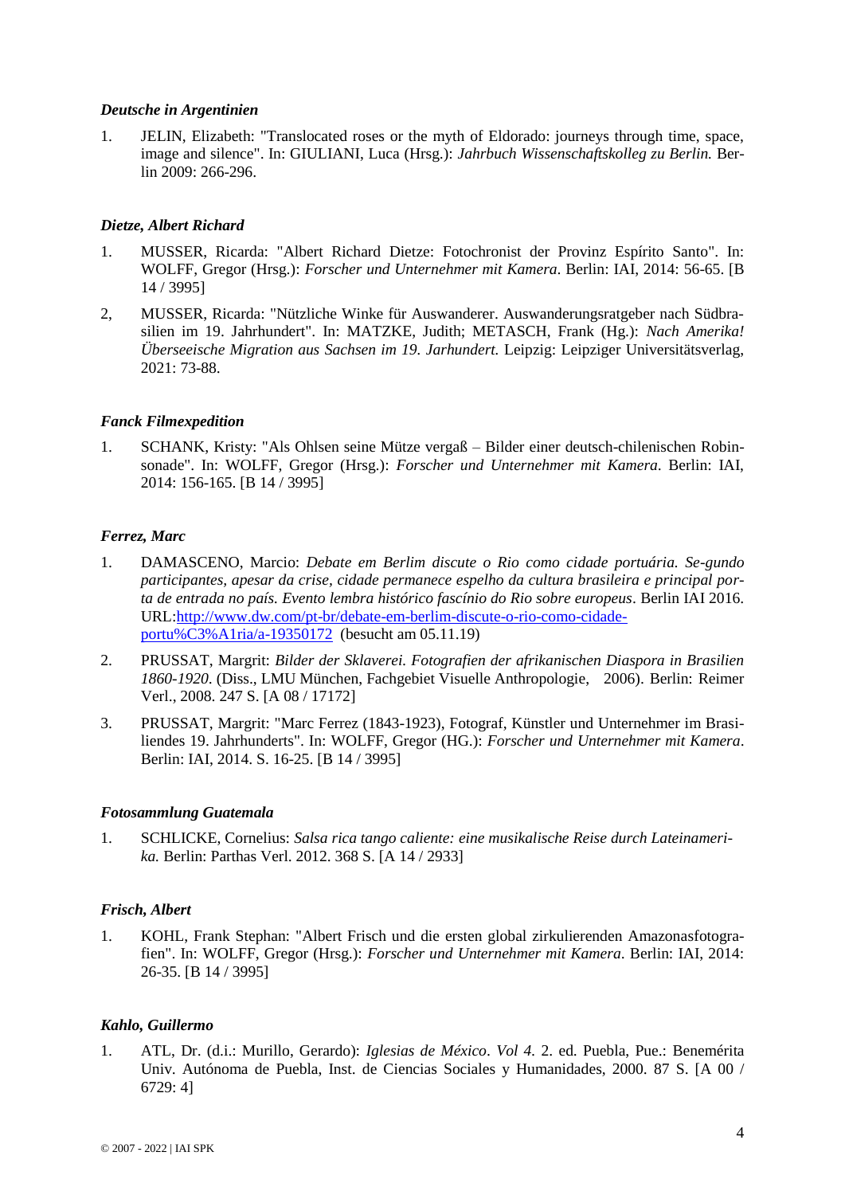***Deutsche in Argentinien***

1. JELIN, Elizabeth: "Translocated roses or the myth of Eldorado: journeys through time, space, image and silence". In: GIULIANI, Luca (Hrsg.): *Jahrbuch Wissenschaftskolleg zu Berlin.* Berlin 2009: 266-296.

***Dietze, Albert Richard***

1. MUSSER, Ricarda: "Albert Richard Dietze: Fotochronist der Provinz Espírito Santo". In: WOLFF, Gregor (Hrsg.): *Forscher und Unternehmer mit Kamera*. Berlin: IAI, 2014: 56-65. [B 14 / 3995]

2, MUSSER, Ricarda: "Nützliche Winke für Auswanderer. Auswanderungsratgeber nach Südbrasilien im 19. Jahrhundert". In: MATZKE, Judith; METASCH, Frank (Hg.): *Nach Amerika! Überseeische Migration aus Sachsen im 19. Jarhundert.* Leipzig: Leipziger Universitätsverlag, 2021: 73-88.

***Fanck Filmexpedition***

1. SCHANK, Kristy: "Als Ohlsen seine Mütze vergaß – Bilder einer deutsch-chilenischen Robinsonade". In: WOLFF, Gregor (Hrsg.): *Forscher und Unternehmer mit Kamera*. Berlin: IAI, 2014: 156-165. [B 14 / 3995]

***Ferrez, Marc***

1. DAMASCENO, Marcio: *Debate em Berlim discute o Rio como cidade portuária. Se-gundo participantes, apesar da crise, cidade permanece espelho da cultura brasileira e principal porta de entrada no país. Evento lembra histórico fascínio do Rio sobre europeus*. Berlin IAI 2016. URL:[http://www.dw.com/pt-br/debate-em-berlim-discute-o-rio-como-cidade-portu%C3%A1ria/a-19350172](http://www.dw.com/pt-br/debate-em-berlim-discute-o-rio-como-cidade-portu%C3%A1ria/a-19350172) (besucht am 05.11.19)

2. PRUSSAT, Margrit: *Bilder der Sklaverei. Fotografien der afrikanischen Diaspora in Brasilien 1860-1920*. (Diss., LMU München, Fachgebiet Visuelle Anthropologie, 2006). Berlin: Reimer Verl., 2008. 247 S. [A 08 / 17172]

3. PRUSSAT, Margrit: "Marc Ferrez (1843-1923), Fotograf, Künstler und Unternehmer im Brasiliendes 19. Jahrhunderts". In: WOLFF, Gregor (HG.): *Forscher und Unternehmer mit Kamera*. Berlin: IAI, 2014. S. 16-25. [B 14 / 3995]

***Fotosammlung Guatemala***

1. SCHLICKE, Cornelius: *Salsa rica tango caliente: eine musikalische Reise durch Lateinamerika.* Berlin: Parthas Verl. 2012. 368 S. [A 14 / 2933]

***Frisch, Albert***

1. KOHL, Frank Stephan: "Albert Frisch und die ersten global zirkulierenden Amazonasfotografien". In: WOLFF, Gregor (Hrsg.): *Forscher und Unternehmer mit Kamera*. Berlin: IAI, 2014: 26-35. [B 14 / 3995]

***Kahlo, Guillermo***

1. ATL, Dr. (d.i.: Murillo, Gerardo): *Iglesias de México*. *Vol 4.* 2. ed. Puebla, Pue.: Benemérita Univ. Autónoma de Puebla, Inst. de Ciencias Sociales y Humanidades, 2000. 87 S. [A 00 / 6729: 4]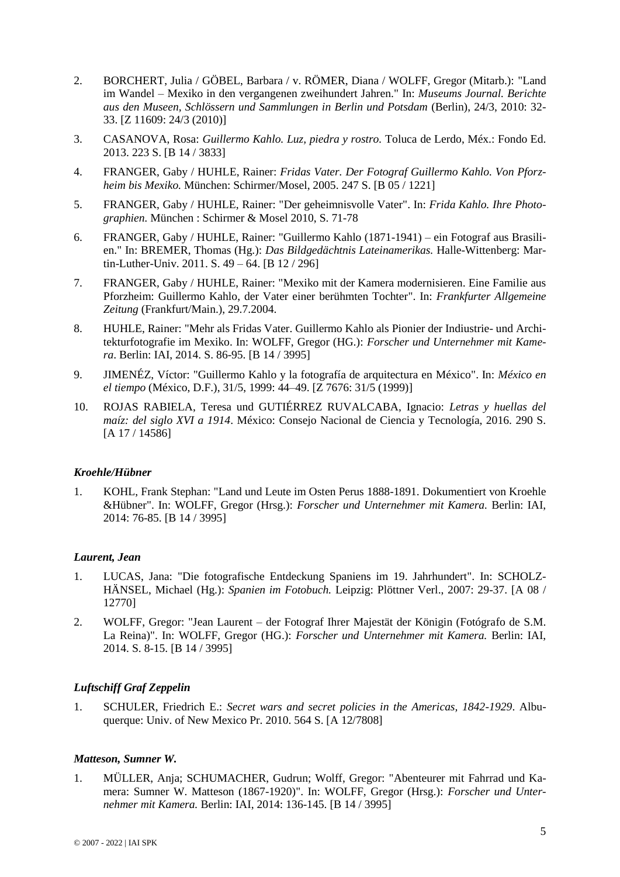2. BORCHERT, Julia / GÖBEL, Barbara / v. RÖMER, Diana / WOLFF, Gregor (Mitarb.): "Land im Wandel – Mexiko in den vergangenen zweihundert Jahren." In: *Museums Journal. Berichte aus den Museen, Schlössern und Sammlungen in Berlin und Potsdam* (Berlin), 24/3, 2010: 32-33. [Z 11609: 24/3 (2010)]

3. CASANOVA, Rosa: *Guillermo Kahlo. Luz, piedra y rostro.* Toluca de Lerdo, Méx.: Fondo Ed. 2013. 223 S. [B 14 / 3833]

4. FRANGER, Gaby / HUHLE, Rainer: *Fridas Vater. Der Fotograf Guillermo Kahlo. Von Pforzheim bis Mexiko.* München: Schirmer/Mosel, 2005. 247 S. [B 05 / 1221]

5. FRANGER, Gaby / HUHLE, Rainer: "Der geheimnisvolle Vater". In: *Frida Kahlo. Ihre Photographien.* München : Schirmer & Mosel 2010, S. 71-78

6. FRANGER, Gaby / HUHLE, Rainer: "Guillermo Kahlo (1871-1941) – ein Fotograf aus Brasilien." In: BREMER, Thomas (Hg.): *Das Bildgedächtnis Lateinamerikas.* Halle-Wittenberg: Martin-Luther-Univ. 2011. S. 49 – 64. [B 12 / 296]

7. FRANGER, Gaby / HUHLE, Rainer: "Mexiko mit der Kamera modernisieren. Eine Familie aus Pforzheim: Guillermo Kahlo, der Vater einer berühmten Tochter". In: *Frankfurter Allgemeine Zeitung* (Frankfurt/Main.), 29.7.2004.

8. HUHLE, Rainer: "Mehr als Fridas Vater. Guillermo Kahlo als Pionier der Indiustrie- und Architekturfotografie im Mexiko. In: WOLFF, Gregor (HG.): *Forscher und Unternehmer mit Kamera*. Berlin: IAI, 2014. S. 86-95. [B 14 / 3995]

9. JIMENÉZ, Víctor: "Guillermo Kahlo y la fotografía de arquitectura en México". In: *México en el tiempo* (México, D.F.), 31/5, 1999: 44–49. [Z 7676: 31/5 (1999)]

10. ROJAS RABIELA, Teresa und GUTIÉRREZ RUVALCABA, Ignacio: *Letras y huellas del maíz: del siglo XVI a 1914*. México: Consejo Nacional de Ciencia y Tecnología, 2016. 290 S. [A 17 / 14586]

### *Kroehle/Hübner*

1. KOHL, Frank Stephan: "Land und Leute im Osten Perus 1888-1891. Dokumentiert von Kroehle &Hübner". In: WOLFF, Gregor (Hrsg.): *Forscher und Unternehmer mit Kamera.* Berlin: IAI, 2014: 76-85. [B 14 / 3995]

### *Laurent, Jean*

1. LUCAS, Jana: "Die fotografische Entdeckung Spaniens im 19. Jahrhundert". In: SCHOLZ-HÄNSEL, Michael (Hg.): *Spanien im Fotobuch.* Leipzig: Plöttner Verl., 2007: 29-37. [A 08 / 12770]

2. WOLFF, Gregor: "Jean Laurent – der Fotograf Ihrer Majestät der Königin (Fotógrafo de S.M. La Reina)". In: WOLFF, Gregor (HG.): *Forscher und Unternehmer mit Kamera.* Berlin: IAI, 2014. S. 8-15. [B 14 / 3995]

### *Luftschiff Graf Zeppelin*

1. SCHULER, Friedrich E.: *Secret wars and secret policies in the Americas, 1842-1929*. Albuquerque: Univ. of New Mexico Pr. 2010. 564 S. [A 12/7808]

### *Matteson, Sumner W.*

1. MÜLLER, Anja; SCHUMACHER, Gudrun; Wolff, Gregor: "Abenteurer mit Fahrrad und Kamera: Sumner W. Matteson (1867-1920)". In: WOLFF, Gregor (Hrsg.): *Forscher und Unternehmer mit Kamera.* Berlin: IAI, 2014: 136-145. [B 14 / 3995]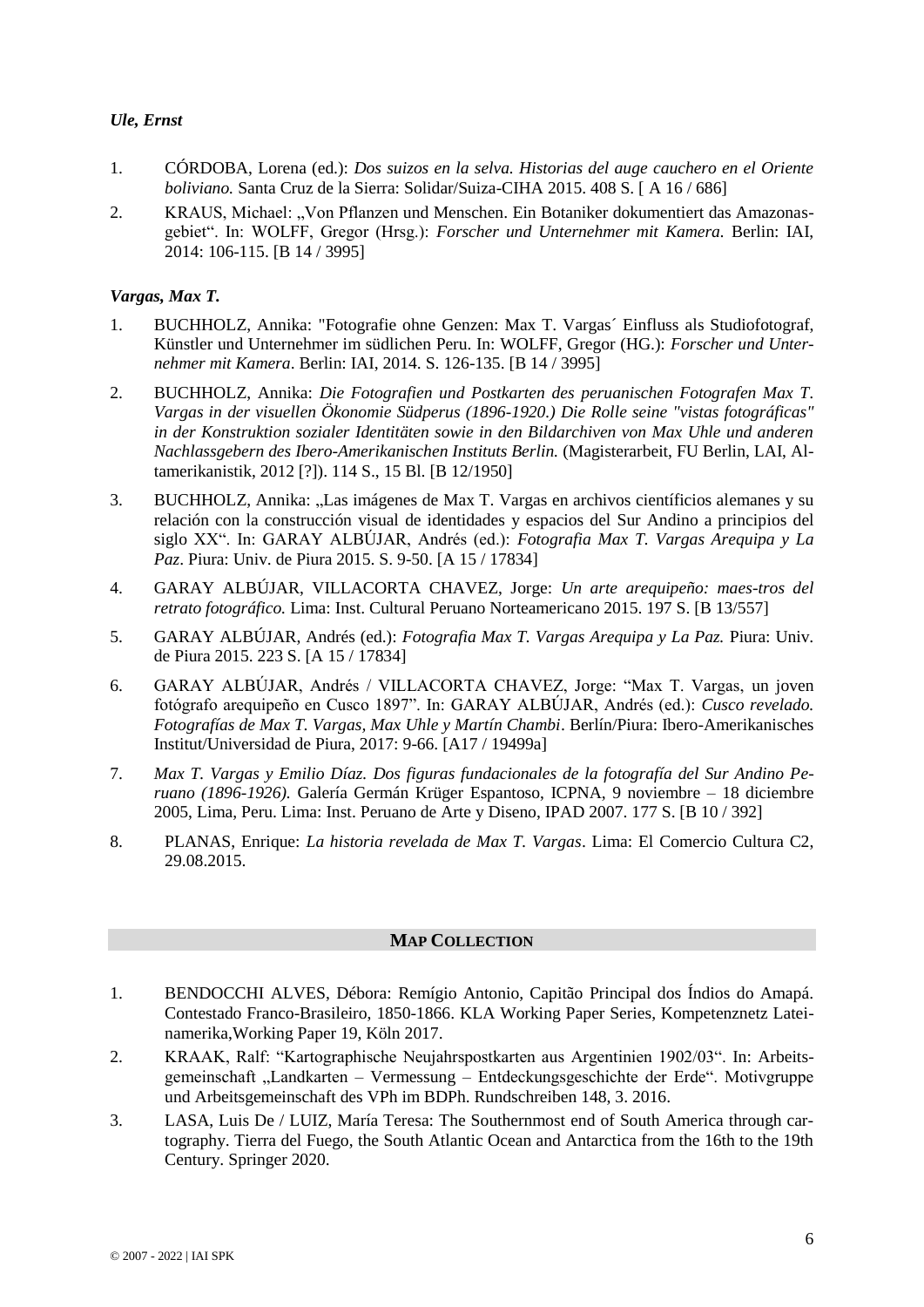***Ule, Ernst***

1. CÓRDOBA, Lorena (ed.): *Dos suizos en la selva. Historias del auge cauchero en el Oriente boliviano.* Santa Cruz de la Sierra: Solidar/Suiza-CIHA 2015. 408 S. [ A 16 / 686]
2. KRAUS, Michael: „Von Pflanzen und Menschen. Ein Botaniker dokumentiert das Amazonasgebiet“. In: WOLFF, Gregor (Hrsg.): *Forscher und Unternehmer mit Kamera.* Berlin: IAI, 2014: 106-115. [B 14 / 3995]

***Vargas, Max T.***

1. BUCHHOLZ, Annika: "Fotografie ohne Genzen: Max T. Vargas´ Einfluss als Studiofotograf, Künstler und Unternehmer im südlichen Peru. In: WOLFF, Gregor (HG.): *Forscher und Unternehmer mit Kamera*. Berlin: IAI, 2014. S. 126-135. [B 14 / 3995]
2. BUCHHOLZ, Annika: *Die Fotografien und Postkarten des peruanischen Fotografen Max T. Vargas in der visuellen Ökonomie Südperus (1896-1920.) Die Rolle seine "vistas fotográficas" in der Konstruktion sozialer Identitäten sowie in den Bildarchiven von Max Uhle und anderen Nachlassgebern des Ibero-Amerikanischen Instituts Berlin.* (Magisterarbeit, FU Berlin, LAI, Altamerikanistik, 2012 [?]). 114 S., 15 Bl. [B 12/1950]
3. BUCHHOLZ, Annika: „Las imágenes de Max T. Vargas en archivos científicios alemanes y su relación con la construcción visual de identidades y espacios del Sur Andino a principios del siglo XX“. In: GARAY ALBÚJAR, Andrés (ed.): *Fotografia Max T. Vargas Arequipa y La Paz*. Piura: Univ. de Piura 2015. S. 9-50. [A 15 / 17834]
4. GARAY ALBÚJAR, VILLACORTA CHAVEZ, Jorge: *Un arte arequipeño: maes-tros del retrato fotográfico.* Lima: Inst. Cultural Peruano Norteamericano 2015. 197 S. [B 13/557]
5. GARAY ALBÚJAR, Andrés (ed.): *Fotografia Max T. Vargas Arequipa y La Paz.* Piura: Univ. de Piura 2015. 223 S. [A 15 / 17834]
6. GARAY ALBÚJAR, Andrés / VILLACORTA CHAVEZ, Jorge: “Max T. Vargas, un joven fotógrafo arequipeño en Cusco 1897”. In: GARAY ALBÚJAR, Andrés (ed.): *Cusco revelado. Fotografías de Max T. Vargas, Max Uhle y Martín Chambi*. Berlín/Piura: Ibero-Amerikanisches Institut/Universidad de Piura, 2017: 9-66. [A17 / 19499a]
7. *Max T. Vargas y Emilio Díaz. Dos figuras fundacionales de la fotografía del Sur Andino Peruano (1896-1926).* Galería Germán Krüger Espantoso, ICPNA, 9 noviembre – 18 diciembre 2005, Lima, Peru. Lima: Inst. Peruano de Arte y Diseno, IPAD 2007. 177 S. [B 10 / 392]
8. PLANAS, Enrique: *La historia revelada de Max T. Vargas*. Lima: El Comercio Cultura C2, 29.08.2015.

## MAP COLLECTION

1. BENDOCCHI ALVES, Débora: Remígio Antonio, Capitão Principal dos Índios do Amapá. Contestado Franco-Brasileiro, 1850-1866. KLA Working Paper Series, Kompetenznetz Lateinamerika,Working Paper 19, Köln 2017.
2. KRAAK, Ralf: “Kartographische Neujahrspostkarten aus Argentinien 1902/03“. In: Arbeitsgemeinschaft „Landkarten – Vermessung – Entdeckungsgeschichte der Erde“. Motivgruppe und Arbeitsgemeinschaft des VPh im BDPh. Rundschreiben 148, 3. 2016.
3. LASA, Luis De / LUIZ, María Teresa: The Southernmost end of South America through cartography. Tierra del Fuego, the South Atlantic Ocean and Antarctica from the 16th to the 19th Century. Springer 2020.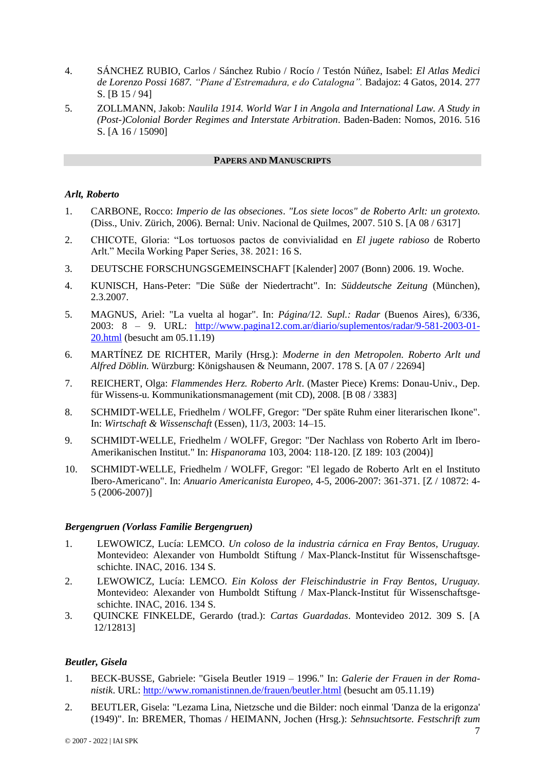4. SÁNCHEZ RUBIO, Carlos / Sánchez Rubio / Rocío / Testón Núñez, Isabel: *El Atlas Medici de Lorenzo Possi 1687. "Piane d`Estremadura, e do Catalogna".* Badajoz: 4 Gatos, 2014. 277 S. [B 15 / 94]
5. ZOLLMANN, Jakob: *Naulila 1914. World War I in Angola and International Law. A Study in (Post-)Colonial Border Regimes and Interstate Arbitration*. Baden-Baden: Nomos, 2016. 516 S. [A 16 / 15090]

## PAPERS AND MANUSCRIPTS

### *Arlt, Roberto*

1. CARBONE, Rocco: *Imperio de las obseciones*. *"Los siete locos" de Roberto Arlt: un grotexto.* (Diss., Univ. Zürich, 2006). Bernal: Univ. Nacional de Quilmes, 2007. 510 S. [A 08 / 6317]
2. CHICOTE, Gloria: "Los tortuosos pactos de convivialidad en *El jugete rabioso* de Roberto Arlt." Mecila Working Paper Series, 38. 2021: 16 S.
3. DEUTSCHE FORSCHUNGSGEMEINSCHAFT [Kalender] 2007 (Bonn) 2006. 19. Woche.
4. KUNISCH, Hans-Peter: "Die Süße der Niedertracht". In: *Süddeutsche Zeitung* (München), 2.3.2007.
5. MAGNUS, Ariel: "La vuelta al hogar". In: *Página/12. Supl.: Radar* (Buenos Aires), 6/336, 2003: 8 – 9. URL: http://www.pagina12.com.ar/diario/suplementos/radar/9-581-2003-01-20.html (besucht am 05.11.19)
6. MARTÍNEZ DE RICHTER, Marily (Hrsg.): *Moderne in den Metropolen. Roberto Arlt und Alfred Döblin.* Würzburg: Königshausen & Neumann, 2007. 178 S. [A 07 / 22694]
7. REICHERT, Olga: *Flammendes Herz. Roberto Arlt*. (Master Piece) Krems: Donau-Univ., Dep. für Wissens-u. Kommunikationsmanagement (mit CD), 2008. [B 08 / 3383]
8. SCHMIDT-WELLE, Friedhelm / WOLFF, Gregor: "Der späte Ruhm einer literarischen Ikone". In: *Wirtschaft & Wissenschaft* (Essen), 11/3, 2003: 14–15.
9. SCHMIDT-WELLE, Friedhelm / WOLFF, Gregor: "Der Nachlass von Roberto Arlt im Ibero-Amerikanischen Institut." In: *Hispanorama* 103, 2004: 118-120. [Z 189: 103 (2004)]
10. SCHMIDT-WELLE, Friedhelm / WOLFF, Gregor: "El legado de Roberto Arlt en el Instituto Ibero-Americano". In: *Anuario Americanista Europeo*, 4-5, 2006-2007: 361-371. [Z / 10872: 4-5 (2006-2007)]

### *Bergengruen (Vorlass Familie Bergengruen)*

1. LEWOWICZ, Lucía: LEMCO. *Un coloso de la industria cárnica en Fray Bentos, Uruguay.* Montevideo: Alexander von Humboldt Stiftung / Max-Planck-Institut für Wissenschaftsgeschichte. INAC, 2016. 134 S.
2. LEWOWICZ, Lucía: LEMCO. *Ein Koloss der Fleischindustrie in Fray Bentos, Uruguay.* Montevideo: Alexander von Humboldt Stiftung / Max-Planck-Institut für Wissenschaftsgeschichte. INAC, 2016. 134 S.
3. QUINCKE FINKELDE, Gerardo (trad.): *Cartas Guardadas*. Montevideo 2012. 309 S. [A 12/12813]

### *Beutler, Gisela*

1. BECK-BUSSE, Gabriele: "Gisela Beutler 1919 – 1996." In: *Galerie der Frauen in der Romanistik*. URL: http://www.romanistinnen.de/frauen/beutler.html (besucht am 05.11.19)
2. BEUTLER, Gisela: "Lezama Lina, Nietzsche und die Bilder: noch einmal 'Danza de la erigonza' (1949)". In: BREMER, Thomas / HEIMANN, Jochen (Hrsg.): *Sehnsuchtsorte. Festschrift zum*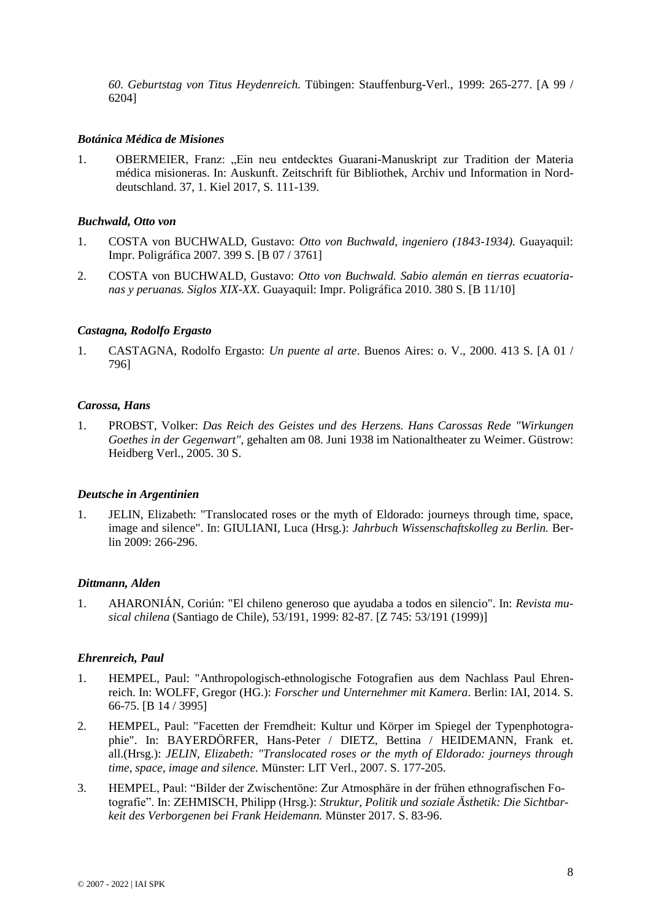*60. Geburtstag von Titus Heydenreich.* Tübingen: Stauffenburg-Verl., 1999: 265-277. [A 99 / 6204]

***Botánica Médica de Misiones***

1. OBERMEIER, Franz: „Ein neu entdecktes Guarani-Manuskript zur Tradition der Materia médica misioneras. In: Auskunft. Zeitschrift für Bibliothek, Archiv und Information in Norddeutschland. 37, 1. Kiel 2017, S. 111-139.

***Buchwald, Otto von***

1. COSTA von BUCHWALD, Gustavo: *Otto von Buchwald, ingeniero (1843-1934).* Guayaquil: Impr. Poligráfica 2007. 399 S. [B 07 / 3761]
2. COSTA von BUCHWALD, Gustavo: *Otto von Buchwald. Sabio alemán en tierras ecuatorianas y peruanas. Siglos XIX-XX*. Guayaquil: Impr. Poligráfica 2010. 380 S. [B 11/10]

***Castagna, Rodolfo Ergasto***

1. CASTAGNA, Rodolfo Ergasto: *Un puente al arte*. Buenos Aires: o. V., 2000. 413 S. [A 01 / 796]

***Carossa, Hans***

1. PROBST, Volker: *Das Reich des Geistes und des Herzens. Hans Carossas Rede "Wirkungen Goethes in der Gegenwart"*, gehalten am 08. Juni 1938 im Nationaltheater zu Weimer. Güstrow: Heidberg Verl., 2005. 30 S.

***Deutsche in Argentinien***

1. JELIN, Elizabeth: "Translocated roses or the myth of Eldorado: journeys through time, space, image and silence". In: GIULIANI, Luca (Hrsg.): *Jahrbuch Wissenschaftskolleg zu Berlin.* Berlin 2009: 266-296.

***Dittmann, Alden***

1. AHARONIÁN, Coriún: "El chileno generoso que ayudaba a todos en silencio". In: *Revista musical chilena* (Santiago de Chile), 53/191, 1999: 82-87. [Z 745: 53/191 (1999)]

***Ehrenreich, Paul***

1. HEMPEL, Paul: "Anthropologisch-ethnologische Fotografien aus dem Nachlass Paul Ehrenreich. In: WOLFF, Gregor (HG.): *Forscher und Unternehmer mit Kamera*. Berlin: IAI, 2014. S. 66-75. [B 14 / 3995]
2. HEMPEL, Paul: "Facetten der Fremdheit: Kultur und Körper im Spiegel der Typenphotographie". In: BAYERDÖRFER, Hans-Peter / DIETZ, Bettina / HEIDEMANN, Frank et. all.(Hrsg.): *JELIN, Elizabeth: "Translocated roses or the myth of Eldorado: journeys through time, space, image and silence.* Münster: LIT Verl., 2007. S. 177-205.
3. HEMPEL, Paul: "Bilder der Zwischentöne: Zur Atmosphäre in der frühen ethnografischen Fotografie". In: ZEHMISCH, Philipp (Hrsg.): *Struktur, Politik und soziale Ästhetik: Die Sichtbarkeit des Verborgenen bei Frank Heidemann.* Münster 2017. S. 83-96.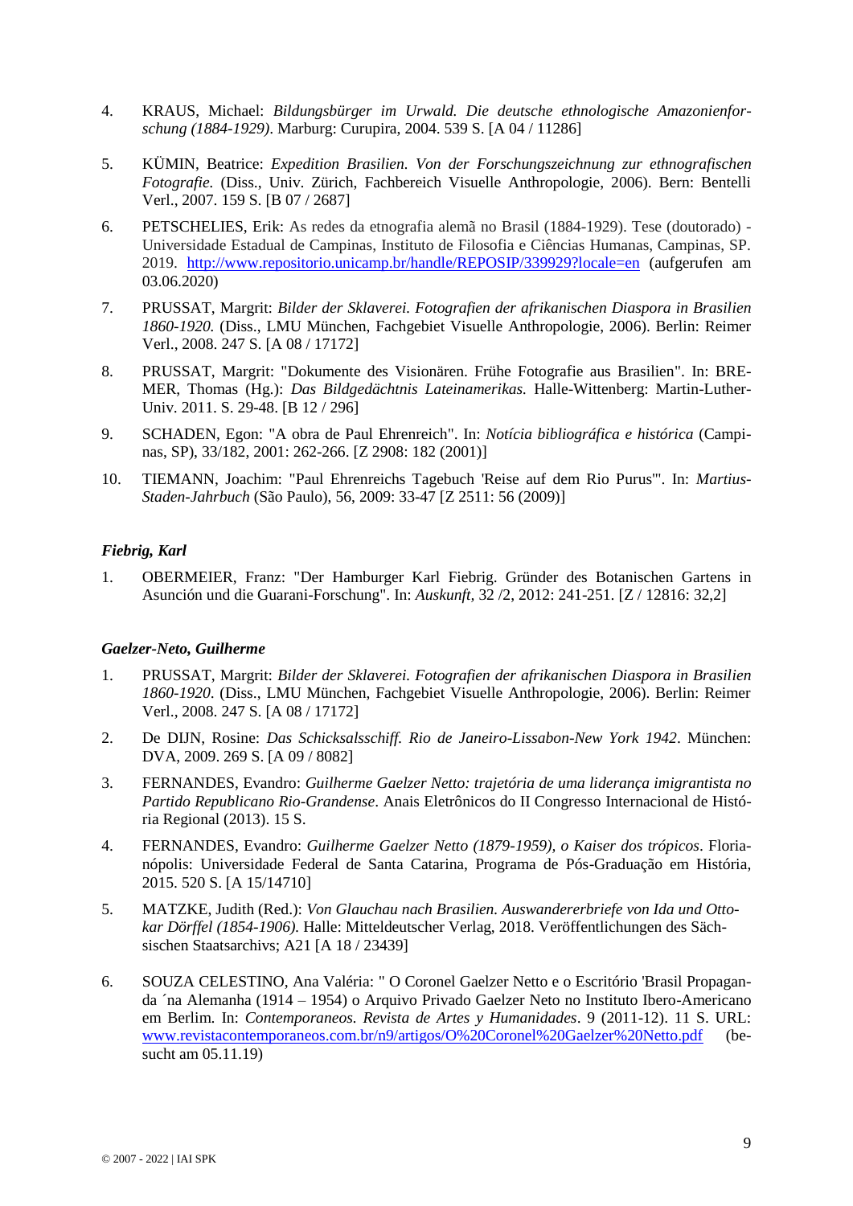4. KRAUS, Michael: *Bildungsbürger im Urwald. Die deutsche ethnologische Amazonienforschung (1884-1929)*. Marburg: Curupira, 2004. 539 S. [A 04 / 11286]

5. KÜMIN, Beatrice: *Expedition Brasilien. Von der Forschungszeichnung zur ethnografischen Fotografie.* (Diss., Univ. Zürich, Fachbereich Visuelle Anthropologie, 2006). Bern: Bentelli Verl., 2007. 159 S. [B 07 / 2687]

6. PETSCHELIES, Erik: As redes da etnografia alemã no Brasil (1884-1929). Tese (doutorado) - Universidade Estadual de Campinas, Instituto de Filosofia e Ciências Humanas, Campinas, SP. 2019. http://www.repositorio.unicamp.br/handle/REPOSIP/339929?locale=en (aufgerufen am 03.06.2020)

7. PRUSSAT, Margrit: *Bilder der Sklaverei. Fotografien der afrikanischen Diaspora in Brasilien 1860-1920.* (Diss., LMU München, Fachgebiet Visuelle Anthropologie, 2006). Berlin: Reimer Verl., 2008. 247 S. [A 08 / 17172]

8. PRUSSAT, Margrit: "Dokumente des Visionären. Frühe Fotografie aus Brasilien". In: BREMER, Thomas (Hg.): *Das Bildgedächtnis Lateinamerikas.* Halle-Wittenberg: Martin-Luther-Univ. 2011. S. 29-48. [B 12 / 296]

9. SCHADEN, Egon: "A obra de Paul Ehrenreich". In: *Notícia bibliográfica e histórica* (Campinas, SP), 33/182, 2001: 262-266. [Z 2908: 182 (2001)]

10. TIEMANN, Joachim: "Paul Ehrenreichs Tagebuch 'Reise auf dem Rio Purus'". In: *Martius-Staden-Jahrbuch* (São Paulo), 56, 2009: 33-47 [Z 2511: 56 (2009)]

### *Fiebrig, Karl*

1. OBERMEIER, Franz: "Der Hamburger Karl Fiebrig. Gründer des Botanischen Gartens in Asunción und die Guarani-Forschung". In: *Auskunft,* 32 /2, 2012: 241-251. [Z / 12816: 32,2]

### *Gaelzer-Neto, Guilherme*

1. PRUSSAT, Margrit: *Bilder der Sklaverei. Fotografien der afrikanischen Diaspora in Brasilien 1860-1920*. (Diss., LMU München, Fachgebiet Visuelle Anthropologie, 2006). Berlin: Reimer Verl., 2008. 247 S. [A 08 / 17172]

2. De DIJN, Rosine: *Das Schicksalsschiff. Rio de Janeiro-Lissabon-New York 1942*. München: DVA, 2009. 269 S. [A 09 / 8082]

3. FERNANDES, Evandro: *Guilherme Gaelzer Netto: trajetória de uma liderança imigrantista no Partido Republicano Rio-Grandense*. Anais Eletrônicos do II Congresso Internacional de História Regional (2013). 15 S.

4. FERNANDES, Evandro: *Guilherme Gaelzer Netto (1879-1959), o Kaiser dos trópicos*. Florianópolis: Universidade Federal de Santa Catarina, Programa de Pós-Graduação em História, 2015. 520 S. [A 15/14710]

5. MATZKE, Judith (Red.): *Von Glauchau nach Brasilien. Auswandererbriefe von Ida und Ottokar Dörffel (1854-1906).* Halle: Mitteldeutscher Verlag, 2018. Veröffentlichungen des Sächsischen Staatsarchivs; A21 [A 18 / 23439]

6. SOUZA CELESTINO, Ana Valéria: " O Coronel Gaelzer Netto e o Escritório 'Brasil Propaganda ´na Alemanha (1914 – 1954) o Arquivo Privado Gaelzer Neto no Instituto Ibero-Americano em Berlim. In: *Contemporaneos. Revista de Artes y Humanidades*. 9 (2011-12). 11 S. URL: www.revistacontemporaneos.com.br/n9/artigos/O%20Coronel%20Gaelzer%20Netto.pdf (besucht am 05.11.19)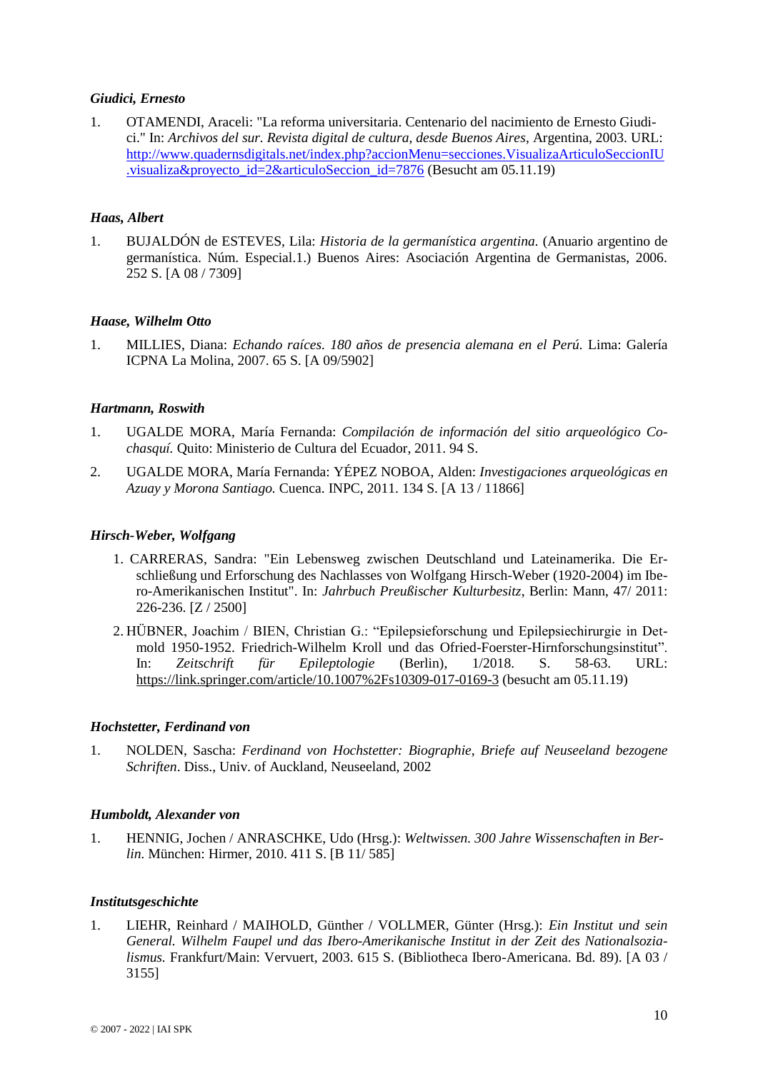***Giudici, Ernesto***

1. OTAMENDI, Araceli: "La reforma universitaria. Centenario del nacimiento de Ernesto Giudici." In: *Archivos del sur. Revista digital de cultura, desde Buenos Aires*, Argentina, 2003. URL: http://www.quadernsdigitals.net/index.php?accionMenu=secciones.VisualizaArticuloSeccionIU.visualiza&proyecto_id=2&articuloSeccion_id=7876 (Besucht am 05.11.19)

***Haas, Albert***

1. BUJALDÓN de ESTEVES, Lila: *Historia de la germanística argentina.* (Anuario argentino de germanística. Núm. Especial.1.) Buenos Aires: Asociación Argentina de Germanistas, 2006. 252 S. [A 08 / 7309]

***Haase, Wilhelm Otto***

1. MILLIES, Diana: *Echando raíces. 180 años de presencia alemana en el Perú.* Lima: Galería ICPNA La Molina, 2007. 65 S. [A 09/5902]

***Hartmann, Roswith***

1. UGALDE MORA, María Fernanda: *Compilación de información del sitio arqueológico Cochasquí.* Quito: Ministerio de Cultura del Ecuador, 2011. 94 S.
2. UGALDE MORA, María Fernanda: YÉPEZ NOBOA, Alden: *Investigaciones arqueológicas en Azuay y Morona Santiago.* Cuenca. INPC, 2011. 134 S. [A 13 / 11866]

***Hirsch-Weber, Wolfgang***

1. CARRERAS, Sandra: "Ein Lebensweg zwischen Deutschland und Lateinamerika. Die Erschließung und Erforschung des Nachlasses von Wolfgang Hirsch-Weber (1920-2004) im Ibero-Amerikanischen Institut". In: *Jahrbuch Preußischer Kulturbesitz*, Berlin: Mann, 47/ 2011: 226-236. [Z / 2500]
2. HÜBNER, Joachim / BIEN, Christian G.: "Epilepsieforschung und Epilepsiechirurgie in Detmold 1950-1952. Friedrich-Wilhelm Kroll und das Ofried-Foerster-Hirnforschungsinstitut". In: *Zeitschrift für Epileptologie* (Berlin), 1/2018. S. 58-63. URL: https://link.springer.com/article/10.1007%2Fs10309-017-0169-3 (besucht am 05.11.19)

***Hochstetter, Ferdinand von***

1. NOLDEN, Sascha: *Ferdinand von Hochstetter: Biographie, Briefe auf Neuseeland bezogene Schriften*. Diss., Univ. of Auckland, Neuseeland, 2002

***Humboldt, Alexander von***

1. HENNIG, Jochen / ANRASCHKE, Udo (Hrsg.): *Weltwissen. 300 Jahre Wissenschaften in Berlin.* München: Hirmer, 2010. 411 S. [B 11/ 585]

***Institutsgeschichte***

1. LIEHR, Reinhard / MAIHOLD, Günther / VOLLMER, Günter (Hrsg.): *Ein Institut und sein General. Wilhelm Faupel und das Ibero-Amerikanische Institut in der Zeit des Nationalsozialismus.* Frankfurt/Main: Vervuert, 2003. 615 S. (Bibliotheca Ibero-Americana. Bd. 89). [A 03 / 3155]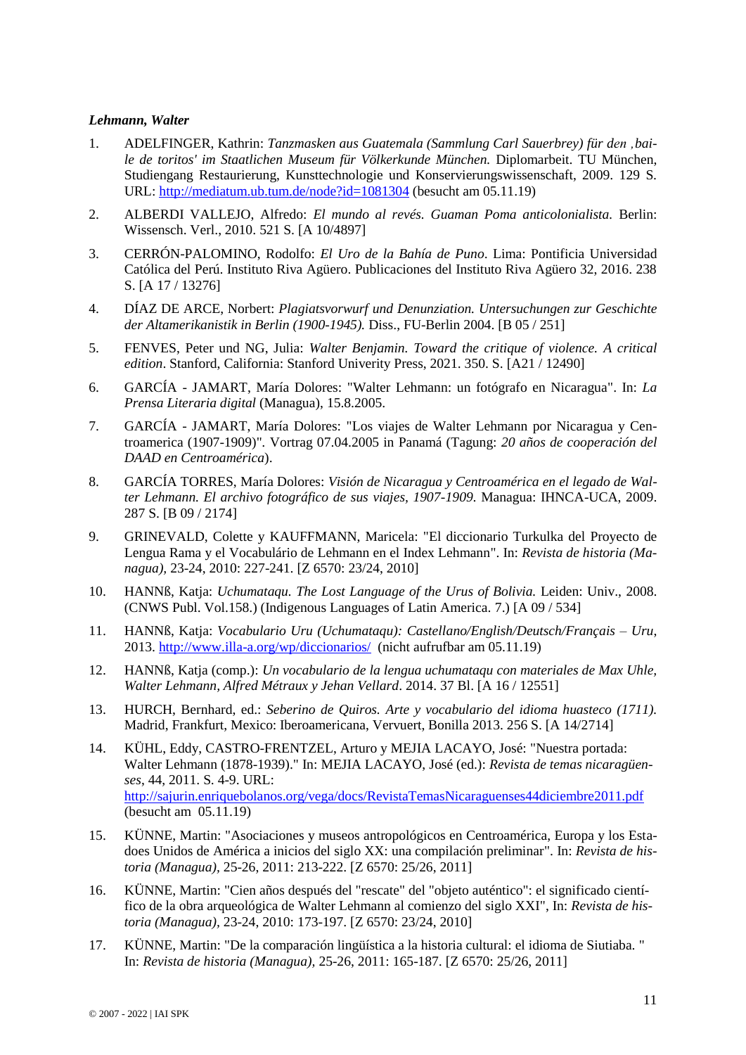***Lehmann, Walter***

1. ADELFINGER, Kathrin: *Tanzmasken aus Guatemala (Sammlung Carl Sauerbrey) für den ‚baile de toritos' im Staatlichen Museum für Völkerkunde München.* Diplomarbeit. TU München, Studiengang Restaurierung, Kunsttechnologie und Konservierungswissenschaft, 2009. 129 S. URL: http://mediatum.ub.tum.de/node?id=1081304 (besucht am 05.11.19)

2. ALBERDI VALLEJO, Alfredo: *El mundo al revés. Guaman Poma anticolonialista.* Berlin: Wissensch. Verl., 2010. 521 S. [A 10/4897]

3. CERRÓN-PALOMINO, Rodolfo: *El Uro de la Bahía de Puno*. Lima: Pontificia Universidad Católica del Perú. Instituto Riva Agüero. Publicaciones del Instituto Riva Agüero 32, 2016. 238 S. [A 17 / 13276]

4. DÍAZ DE ARCE, Norbert: *Plagiatsvorwurf und Denunziation. Untersuchungen zur Geschichte der Altamerikanistik in Berlin (1900-1945).* Diss., FU-Berlin 2004. [B 05 / 251]

5. FENVES, Peter und NG, Julia: *Walter Benjamin. Toward the critique of violence. A critical edition*. Stanford, California: Stanford Univerity Press, 2021. 350. S. [A21 / 12490]

6. GARCÍA - JAMART, María Dolores: "Walter Lehmann: un fotógrafo en Nicaragua". In: *La Prensa Literaria digital* (Managua), 15.8.2005.

7. GARCÍA - JAMART, María Dolores: "Los viajes de Walter Lehmann por Nicaragua y Centroamerica (1907-1909)". Vortrag 07.04.2005 in Panamá (Tagung: *20 años de cooperación del DAAD en Centroamérica*).

8. GARCÍA TORRES, María Dolores: *Visión de Nicaragua y Centroamérica en el legado de Walter Lehmann. El archivo fotográfico de sus viajes, 1907-1909.* Managua: IHNCA-UCA, 2009. 287 S. [B 09 / 2174]

9. GRINEVALD, Colette y KAUFFMANN, Maricela: "El diccionario Turkulka del Proyecto de Lengua Rama y el Vocabulário de Lehmann en el Index Lehmann". In: *Revista de historia (Managua)*, 23-24, 2010: 227-241. [Z 6570: 23/24, 2010]

10. HANNß, Katja: *Uchumataqu. The Lost Language of the Urus of Bolivia.* Leiden: Univ., 2008. (CNWS Publ. Vol.158.) (Indigenous Languages of Latin America. 7.) [A 09 / 534]

11. HANNß, Katja: *Vocabulario Uru (Uchumataqu): Castellano/English/Deutsch/Français – Uru*, 2013. http://www.illa-a.org/wp/diccionarios/ (nicht aufrufbar am 05.11.19)

12. HANNß, Katja (comp.): *Un vocabulario de la lengua uchumataqu con materiales de Max Uhle, Walter Lehmann, Alfred Métraux y Jehan Vellard*. 2014. 37 Bl. [A 16 / 12551]

13. HURCH, Bernhard, ed.: *Seberino de Quiros. Arte y vocabulario del idioma huasteco (1711).* Madrid, Frankfurt, Mexico: Iberoamericana, Vervuert, Bonilla 2013. 256 S. [A 14/2714]

14. KÜHL, Eddy, CASTRO-FRENTZEL, Arturo y MEJIA LACAYO, José: "Nuestra portada: Walter Lehmann (1878-1939)." In: MEJIA LACAYO, José (ed.): *Revista de temas nicaragüenses*, 44, 2011. S. 4-9. URL: http://sajurin.enriquebolanos.org/vega/docs/RevistaTemasNicaraguenses44diciembre2011.pdf (besucht am 05.11.19)

15. KÜNNE, Martin: "Asociaciones y museos antropológicos en Centroamérica, Europa y los Estadoes Unidos de América a inicios del siglo XX: una compilación preliminar". In: *Revista de historia (Managua)*, 25-26, 2011: 213-222. [Z 6570: 25/26, 2011]

16. KÜNNE, Martin: "Cien años después del "rescate" del "objeto auténtico": el significado científico de la obra arqueológica de Walter Lehmann al comienzo del siglo XXI", In: *Revista de historia (Managua)*, 23-24, 2010: 173-197. [Z 6570: 23/24, 2010]

17. KÜNNE, Martin: "De la comparación lingüística a la historia cultural: el idioma de Siutiaba. " In: *Revista de historia (Managua)*, 25-26, 2011: 165-187. [Z 6570: 25/26, 2011]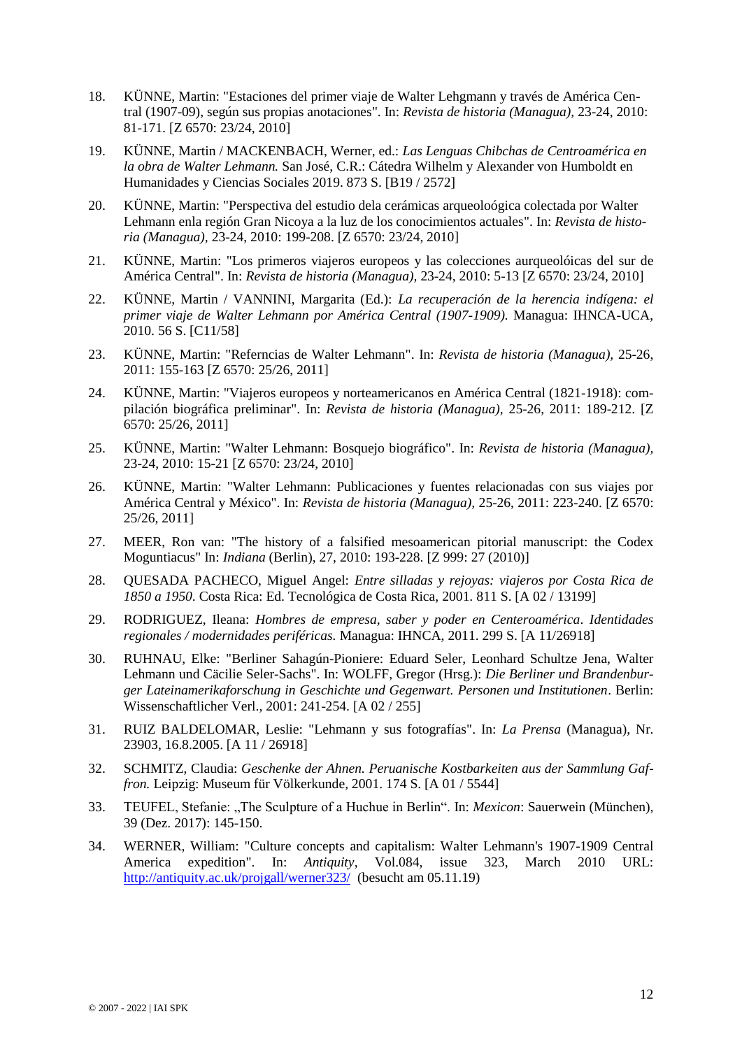18. KÜNNE, Martin: "Estaciones del primer viaje de Walter Lehgmann y través de América Central (1907-09), según sus propias anotaciones". In: *Revista de historia (Managua),* 23-24, 2010: 81-171. [Z 6570: 23/24, 2010]

19. KÜNNE, Martin / MACKENBACH, Werner, ed.: *Las Lenguas Chibchas de Centroamérica en la obra de Walter Lehmann.* San José, C.R.: Cátedra Wilhelm y Alexander von Humboldt en Humanidades y Ciencias Sociales 2019. 873 S. [B19 / 2572]

20. KÜNNE, Martin: "Perspectiva del estudio dela cerámicas arqueoloógica colectada por Walter Lehmann enla región Gran Nicoya a la luz de los conocimientos actuales". In: *Revista de historia (Managua),* 23-24, 2010: 199-208. [Z 6570: 23/24, 2010]

21. KÜNNE, Martin: "Los primeros viajeros europeos y las colecciones aurqueolóicas del sur de América Central". In: *Revista de historia (Managua),* 23-24, 2010: 5-13 [Z 6570: 23/24, 2010]

22. KÜNNE, Martin / VANNINI, Margarita (Ed.): *La recuperación de la herencia indígena: el primer viaje de Walter Lehmann por América Central (1907-1909).* Managua: IHNCA-UCA, 2010. 56 S. [C11/58]

23. KÜNNE, Martin: "Referncias de Walter Lehmann". In: *Revista de historia (Managua),* 25-26, 2011: 155-163 [Z 6570: 25/26, 2011]

24. KÜNNE, Martin: "Viajeros europeos y norteamericanos en América Central (1821-1918): compilación biográfica preliminar". In: *Revista de historia (Managua),* 25-26, 2011: 189-212. [Z 6570: 25/26, 2011]

25. KÜNNE, Martin: "Walter Lehmann: Bosquejo biográfico". In: *Revista de historia (Managua),* 23-24, 2010: 15-21 [Z 6570: 23/24, 2010]

26. KÜNNE, Martin: "Walter Lehmann: Publicaciones y fuentes relacionadas con sus viajes por América Central y México". In: *Revista de historia (Managua),* 25-26, 2011: 223-240. [Z 6570: 25/26, 2011]

27. MEER, Ron van: "The history of a falsified mesoamerican pitorial manuscript: the Codex Moguntiacus" In: *Indiana* (Berlin), 27, 2010: 193-228. [Z 999: 27 (2010)]

28. QUESADA PACHECO, Miguel Angel: *Entre silladas y rejoyas: viajeros por Costa Rica de 1850 a 1950.* Costa Rica: Ed. Tecnológica de Costa Rica, 2001. 811 S. [A 02 / 13199]

29. RODRIGUEZ, Ileana: *Hombres de empresa, saber y poder en Centeroamérica*. *Identidades regionales / modernidades periféricas.* Managua: IHNCA, 2011. 299 S. [A 11/26918]

30. RUHNAU, Elke: "Berliner Sahagún-Pioniere: Eduard Seler, Leonhard Schultze Jena, Walter Lehmann und Cäcilie Seler-Sachs". In: WOLFF, Gregor (Hrsg.): *Die Berliner und Brandenburger Lateinamerikaforschung in Geschichte und Gegenwart. Personen und Institutionen*. Berlin: Wissenschaftlicher Verl., 2001: 241-254. [A 02 / 255]

31. RUIZ BALDELOMAR, Leslie: "Lehmann y sus fotografías". In: *La Prensa* (Managua), Nr. 23903, 16.8.2005. [A 11 / 26918]

32. SCHMITZ, Claudia: *Geschenke der Ahnen. Peruanische Kostbarkeiten aus der Sammlung Gaffron.* Leipzig: Museum für Völkerkunde, 2001. 174 S. [A 01 / 5544]

33. TEUFEL, Stefanie: „The Sculpture of a Huchue in Berlin". In: *Mexicon*: Sauerwein (München), 39 (Dez. 2017): 145-150.

34. WERNER, William: "Culture concepts and capitalism: Walter Lehmann's 1907-1909 Central America expedition". In: *Antiquity*, Vol.084, issue 323, March 2010 URL: http://antiquity.ac.uk/projgall/werner323/ (besucht am 05.11.19)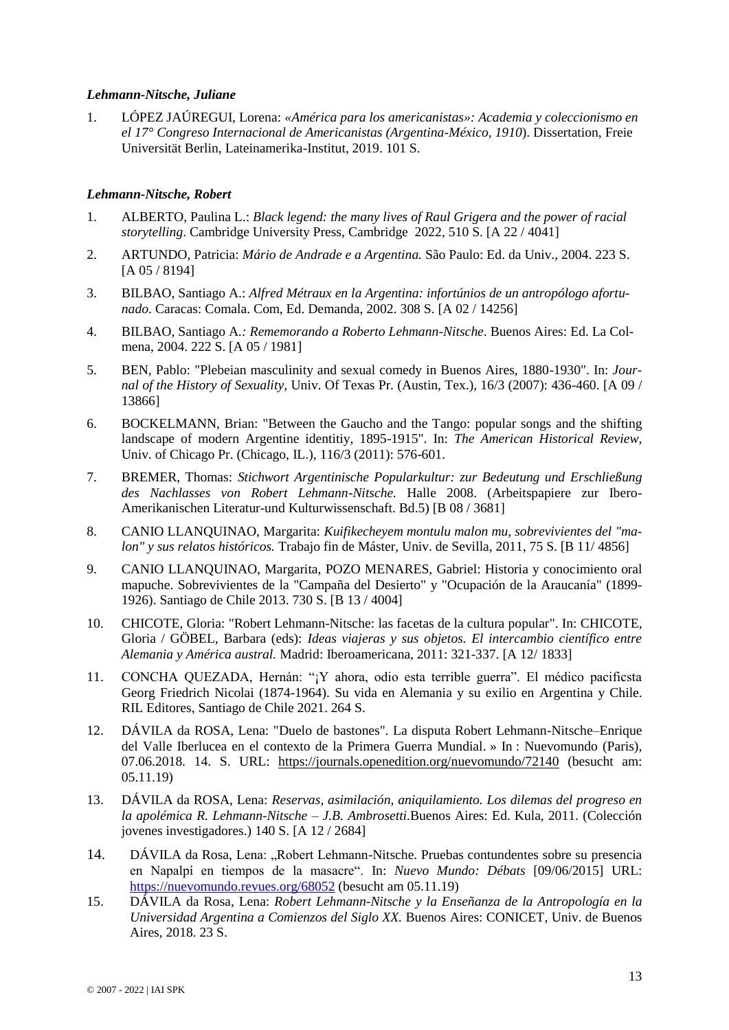***Lehmann-Nitsche, Juliane***

1. LÓPEZ JAÚREGUI, Lorena: *«América para los americanistas»: Academia y coleccionismo en el 17° Congreso Internacional de Americanistas (Argentina-México, 1910*). Dissertation, Freie Universität Berlin, Lateinamerika-Institut, 2019. 101 S.

***Lehmann-Nitsche, Robert***

1. ALBERTO, Paulina L.: *Black legend: the many lives of Raul Grigera and the power of racial storytelling*. Cambridge University Press, Cambridge 2022, 510 S. [A 22 / 4041]
2. ARTUNDO, Patricia: *Mário de Andrade e a Argentina.* São Paulo: Ed. da Univ., 2004. 223 S. [A 05 / 8194]
3. BILBAO, Santiago A.: *Alfred Métraux en la Argentina: infortúnios de un antropólogo afortunado*. Caracas: Comala. Com, Ed. Demanda, 2002. 308 S. [A 02 / 14256]
4. BILBAO, Santiago A.*: Rememorando a Roberto Lehmann-Nitsche*. Buenos Aires: Ed. La Colmena, 2004. 222 S. [A 05 / 1981]
5. BEN, Pablo: "Plebeian masculinity and sexual comedy in Buenos Aires, 1880-1930". In: *Journal of the History of Sexuality*, Univ. Of Texas Pr. (Austin, Tex.), 16/3 (2007): 436-460. [A 09 / 13866]
6. BOCKELMANN, Brian: "Between the Gaucho and the Tango: popular songs and the shifting landscape of modern Argentine identitiy, 1895-1915". In: *The American Historical Review,* Univ. of Chicago Pr. (Chicago, IL.), 116/3 (2011): 576-601.
7. BREMER, Thomas: *Stichwort Argentinische Popularkultur: zur Bedeutung und Erschließung des Nachlasses von Robert Lehmann-Nitsche.* Halle 2008. (Arbeitspapiere zur Ibero-Amerikanischen Literatur-und Kulturwissenschaft. Bd.5) [B 08 / 3681]
8. CANIO LLANQUINAO, Margarita: *Kuifikecheyem montulu malon mu, sobrevivientes del "malon" y sus relatos históricos.* Trabajo fin de Máster, Univ. de Sevilla, 2011, 75 S. [B 11/ 4856]
9. CANIO LLANQUINAO, Margarita, POZO MENARES, Gabriel: Historia y conocimiento oral mapuche. Sobrevivientes de la "Campaña del Desierto" y "Ocupación de la Araucanía" (1899-1926). Santiago de Chile 2013. 730 S. [B 13 / 4004]
10. CHICOTE, Gloria: "Robert Lehmann-Nitsche: las facetas de la cultura popular". In: CHICOTE, Gloria / GÖBEL, Barbara (eds): *Ideas viajeras y sus objetos. El intercambio científico entre Alemania y América austral.* Madrid: Iberoamericana, 2011: 321-337. [A 12/ 1833]
11. CONCHA QUEZADA, Hernán: "¡Y ahora, odio esta terrible guerra". El médico pacificsta Georg Friedrich Nicolai (1874-1964). Su vida en Alemania y su exilio en Argentina y Chile. RIL Editores, Santiago de Chile 2021. 264 S.
12. DÁVILA da ROSA, Lena: "Duelo de bastones". La disputa Robert Lehmann-Nitsche–Enrique del Valle Iberlucea en el contexto de la Primera Guerra Mundial. » In : Nuevomundo (Paris), 07.06.2018. 14. S. URL: https://journals.openedition.org/nuevomundo/72140 (besucht am: 05.11.19)
13. DÁVILA da ROSA, Lena: *Reservas, asimilación, aniquilamiento. Los dilemas del progreso en la apolémica R. Lehmann-Nitsche – J.B. Ambrosetti*.Buenos Aires: Ed. Kula, 2011. (Colección jovenes investigadores.) 140 S. [A 12 / 2684]
14. DÁVILA da Rosa, Lena: „Robert Lehmann-Nitsche. Pruebas contundentes sobre su presencia en Napalpí en tiempos de la masacre". In: *Nuevo Mundo: Débats* [09/06/2015] URL: https://nuevomundo.revues.org/68052 (besucht am 05.11.19)
15. DÁVILA da Rosa, Lena: *Robert Lehmann-Nitsche y la Enseñanza de la Antropología en la Universidad Argentina a Comienzos del Siglo XX*. Buenos Aires: CONICET, Univ. de Buenos Aires, 2018. 23 S.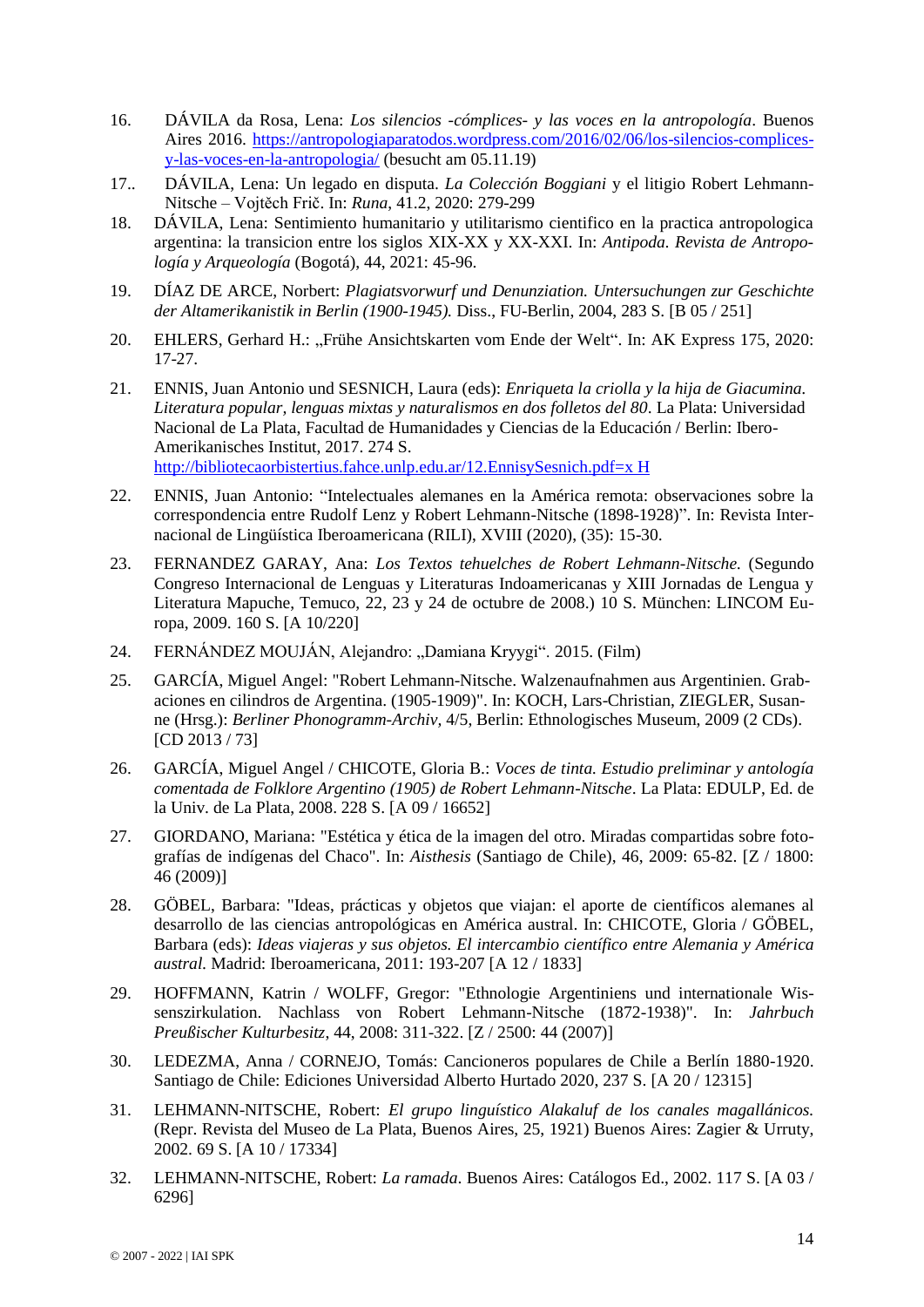16. DÁVILA da Rosa, Lena: *Los silencios -cómplices- y las voces en la antropología*. Buenos Aires 2016. https://antropologiaparatodos.wordpress.com/2016/02/06/los-silencios-complices-y-las-voces-en-la-antropologia/ (besucht am 05.11.19)

17.. DÁVILA, Lena: Un legado en disputa. *La Colección Boggiani* y el litigio Robert Lehmann-Nitsche – Vojtěch Frič. In: *Runa*, 41.2, 2020: 279-299

18. DÁVILA, Lena: Sentimiento humanitario y utilitarismo cientifico en la practica antropologica argentina: la transicion entre los siglos XIX-XX y XX-XXI. In: *Antipoda. Revista de Antropología y Arqueología* (Bogotá), 44, 2021: 45-96.

19. DÍAZ DE ARCE, Norbert: *Plagiatsvorwurf und Denunziation. Untersuchungen zur Geschichte der Altamerikanistik in Berlin (1900-1945).* Diss., FU-Berlin, 2004, 283 S. [B 05 / 251]

20. EHLERS, Gerhard H.: „Frühe Ansichtskarten vom Ende der Welt". In: AK Express 175, 2020: 17-27.

21. ENNIS, Juan Antonio und SESNICH, Laura (eds): *Enriqueta la criolla y la hija de Giacumina. Literatura popular, lenguas mixtas y naturalismos en dos folletos del 80*. La Plata: Universidad Nacional de La Plata, Facultad de Humanidades y Ciencias de la Educación / Berlin: Ibero-Amerikanisches Institut, 2017. 274 S. http://bibliotecaorbistertius.fahce.unlp.edu.ar/12.EnnisySesnich.pdf=x H

22. ENNIS, Juan Antonio: "Intelectuales alemanes en la América remota: observaciones sobre la correspondencia entre Rudolf Lenz y Robert Lehmann-Nitsche (1898-1928)". In: Revista Internacional de Lingüística Iberoamericana (RILI), XVIII (2020), (35): 15-30.

23. FERNANDEZ GARAY, Ana: *Los Textos tehuelches de Robert Lehmann-Nitsche.* (Segundo Congreso Internacional de Lenguas y Literaturas Indoamericanas y XIII Jornadas de Lengua y Literatura Mapuche, Temuco, 22, 23 y 24 de octubre de 2008.) 10 S. München: LINCOM Europa, 2009. 160 S. [A 10/220]

24. FERNÁNDEZ MOUJÁN, Alejandro: „Damiana Kryygi". 2015. (Film)

25. GARCÍA, Miguel Angel: "Robert Lehmann-Nitsche. Walzenaufnahmen aus Argentinien. Grabaciones en cilindros de Argentina. (1905-1909)". In: KOCH, Lars-Christian, ZIEGLER, Susanne (Hrsg.): *Berliner Phonogramm-Archiv,* 4/5, Berlin: Ethnologisches Museum, 2009 (2 CDs). [CD 2013 / 73]

26. GARCÍA, Miguel Angel / CHICOTE, Gloria B.: *Voces de tinta. Estudio preliminar y antología comentada de Folklore Argentino (1905) de Robert Lehmann-Nitsche*. La Plata: EDULP, Ed. de la Univ. de La Plata, 2008. 228 S. [A 09 / 16652]

27. GIORDANO, Mariana: "Estética y ética de la imagen del otro. Miradas compartidas sobre fotografías de indígenas del Chaco". In: *Aisthesis* (Santiago de Chile), 46, 2009: 65-82. [Z / 1800: 46 (2009)]

28. GÖBEL, Barbara: "Ideas, prácticas y objetos que viajan: el aporte de científicos alemanes al desarrollo de las ciencias antropológicas en América austral. In: CHICOTE, Gloria / GÖBEL, Barbara (eds): *Ideas viajeras y sus objetos. El intercambio científico entre Alemania y América austral.* Madrid: Iberoamericana, 2011: 193-207 [A 12 / 1833]

29. HOFFMANN, Katrin / WOLFF, Gregor: "Ethnologie Argentiniens und internationale Wissenszirkulation. Nachlass von Robert Lehmann-Nitsche (1872-1938)". In: *Jahrbuch Preußischer Kulturbesitz*, 44, 2008: 311-322. [Z / 2500: 44 (2007)]

30. LEDEZMA, Anna / CORNEJO, Tomás: Cancioneros populares de Chile a Berlín 1880-1920. Santiago de Chile: Ediciones Universidad Alberto Hurtado 2020, 237 S. [A 20 / 12315]

31. LEHMANN-NITSCHE, Robert: *El grupo linguístico Alakaluf de los canales magallánicos.* (Repr. Revista del Museo de La Plata, Buenos Aires, 25, 1921) Buenos Aires: Zagier & Urruty, 2002. 69 S. [A 10 / 17334]

32. LEHMANN-NITSCHE, Robert: *La ramada*. Buenos Aires: Catálogos Ed., 2002. 117 S. [A 03 / 6296]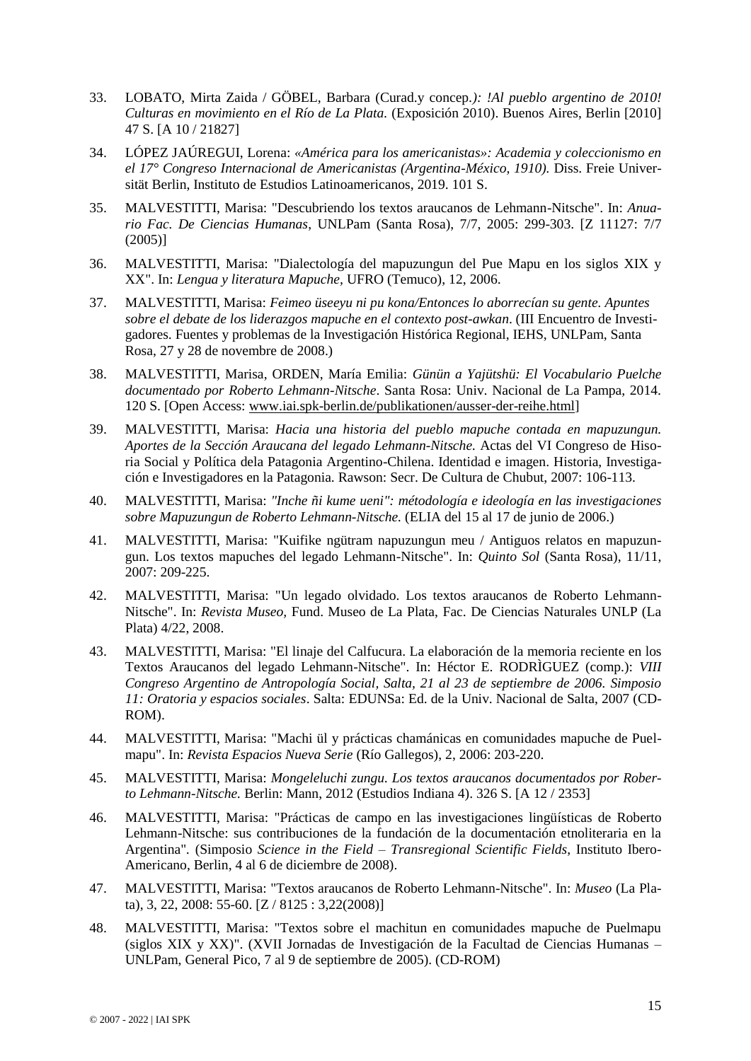33. LOBATO, Mirta Zaida / GÖBEL, Barbara (Curad.y concep.*): !Al pueblo argentino de 2010! Culturas en movimiento en el Río de La Plata.* (Exposición 2010). Buenos Aires, Berlin [2010] 47 S. [A 10 / 21827]

34. LÓPEZ JAÚREGUI, Lorena: *«América para los americanistas»: Academia y coleccionismo en el 17° Congreso Internacional de Americanistas (Argentina-México, 1910).* Diss. Freie Universität Berlin, Instituto de Estudios Latinoamericanos, 2019. 101 S.

35. MALVESTITTI, Marisa: "Descubriendo los textos araucanos de Lehmann-Nitsche". In: *Anuario Fac. De Ciencias Humanas*, UNLPam (Santa Rosa), 7/7, 2005: 299-303. [Z 11127: 7/7 (2005)]

36. MALVESTITTI, Marisa: "Dialectología del mapuzungun del Pue Mapu en los siglos XIX y XX". In: *Lengua y literatura Mapuche,* UFRO (Temuco), 12, 2006.

37. MALVESTITTI, Marisa: *Feimeo üseeyu ni pu kona/Entonces lo aborrecían su gente. Apuntes sobre el debate de los liderazgos mapuche en el contexto post-awkan*. (III Encuentro de Investigadores. Fuentes y problemas de la Investigación Histórica Regional, IEHS, UNLPam, Santa Rosa, 27 y 28 de novembre de 2008.)

38. MALVESTITTI, Marisa, ORDEN, María Emilia: *Günün a Yajütshü: El Vocabulario Puelche documentado por Roberto Lehmann-Nitsche*. Santa Rosa: Univ. Nacional de La Pampa, 2014. 120 S. [Open Access: www.iai.spk-berlin.de/publikationen/ausser-der-reihe.html]

39. MALVESTITTI, Marisa: *Hacia una historia del pueblo mapuche contada en mapuzungun. Aportes de la Sección Araucana del legado Lehmann-Nitsche.* Actas del VI Congreso de Hisoria Social y Política dela Patagonia Argentino-Chilena. Identidad e imagen. Historia, Investigación e Investigadores en la Patagonia. Rawson: Secr. De Cultura de Chubut, 2007: 106-113.

40. MALVESTITTI, Marisa: *"Inche ñi kume ueni": métodología e ideología en las investigaciones sobre Mapuzungun de Roberto Lehmann-Nitsche.* (ELIA del 15 al 17 de junio de 2006.)

41. MALVESTITTI, Marisa: "Kuifike ngütram napuzungun meu / Antiguos relatos en mapuzungun. Los textos mapuches del legado Lehmann-Nitsche". In: *Quinto Sol* (Santa Rosa), 11/11, 2007: 209-225.

42. MALVESTITTI, Marisa: "Un legado olvidado. Los textos araucanos de Roberto Lehmann-Nitsche". In: *Revista Museo,* Fund. Museo de La Plata, Fac. De Ciencias Naturales UNLP (La Plata) 4/22, 2008.

43. MALVESTITTI, Marisa: "El linaje del Calfucura. La elaboración de la memoria reciente en los Textos Araucanos del legado Lehmann-Nitsche". In: Héctor E. RODRÌGUEZ (comp.): *VIII Congreso Argentino de Antropología Social, Salta, 21 al 23 de septiembre de 2006. Simposio 11: Oratoria y espacios sociales*. Salta: EDUNSa: Ed. de la Univ. Nacional de Salta, 2007 (CD-ROM).

44. MALVESTITTI, Marisa: "Machi ül y prácticas chamánicas en comunidades mapuche de Puelmapu". In: *Revista Espacios Nueva Serie* (Río Gallegos), 2, 2006: 203-220.

45. MALVESTITTI, Marisa: *Mongeleluchi zungu. Los textos araucanos documentados por Roberto Lehmann-Nitsche.* Berlin: Mann, 2012 (Estudios Indiana 4). 326 S. [A 12 / 2353]

46. MALVESTITTI, Marisa: "Prácticas de campo en las investigaciones lingüísticas de Roberto Lehmann-Nitsche: sus contribuciones de la fundación de la documentación etnoliteraria en la Argentina". (Simposio *Science in the Field – Transregional Scientific Fields*, Instituto Ibero-Americano, Berlin, 4 al 6 de diciembre de 2008).

47. MALVESTITTI, Marisa: "Textos araucanos de Roberto Lehmann-Nitsche". In: *Museo* (La Plata), 3, 22, 2008: 55-60. [Z / 8125 : 3,22(2008)]

48. MALVESTITTI, Marisa: "Textos sobre el machitun en comunidades mapuche de Puelmapu (siglos XIX y XX)". (XVII Jornadas de Investigación de la Facultad de Ciencias Humanas – UNLPam, General Pico, 7 al 9 de septiembre de 2005). (CD-ROM)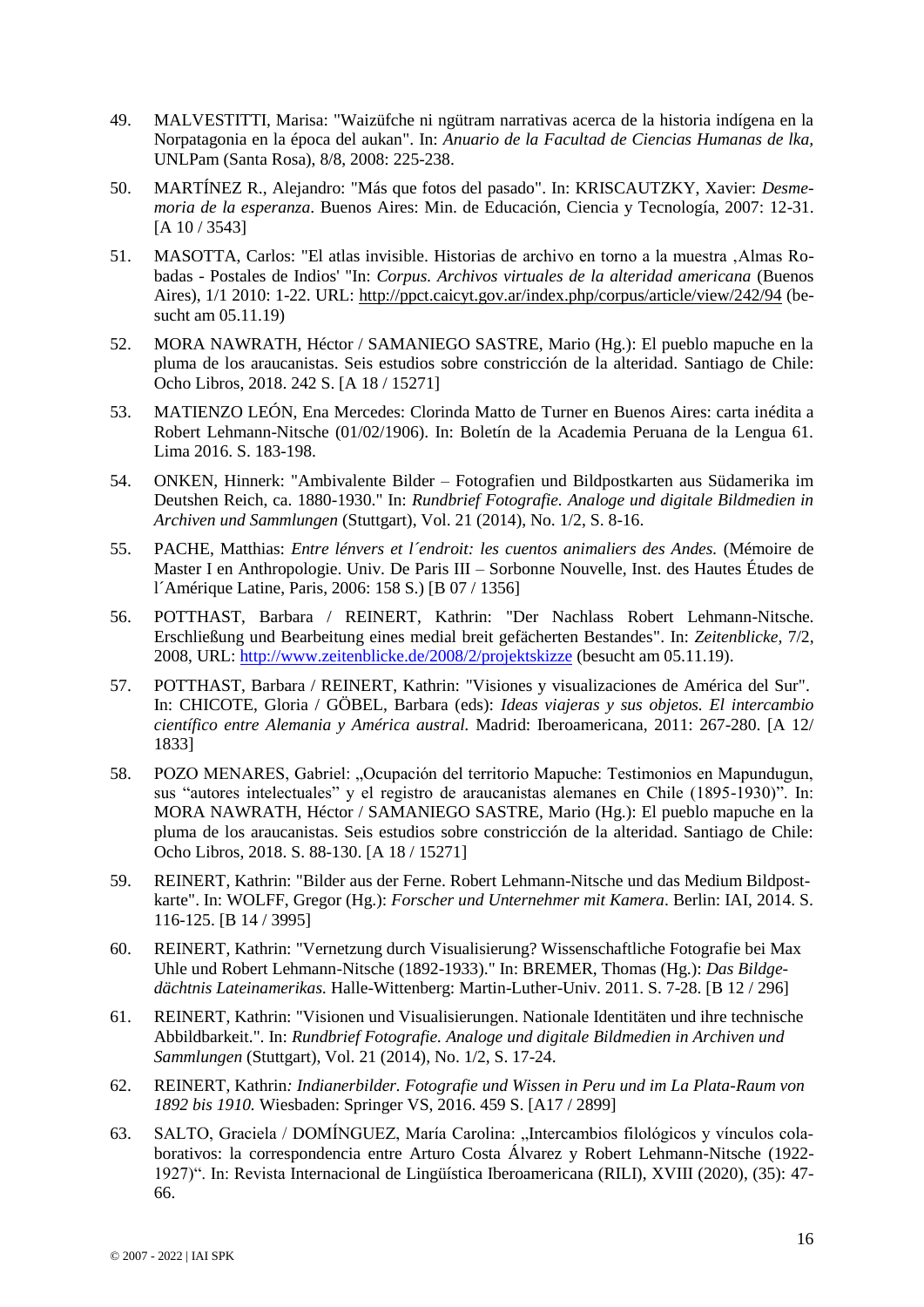49. MALVESTITTI, Marisa: "Waizüfche ni ngütram narrativas acerca de la historia indígena en la Norpatagonia en la época del aukan". In: *Anuario de la Facultad de Ciencias Humanas de lka,* UNLPam (Santa Rosa), 8/8, 2008: 225-238.

50. MARTÍNEZ R., Alejandro: "Más que fotos del pasado". In: KRISCAUTZKY, Xavier: *Desmemoria de la esperanza*. Buenos Aires: Min. de Educación, Ciencia y Tecnología, 2007: 12-31. [A 10 / 3543]

51. MASOTTA, Carlos: "El atlas invisible. Historias de archivo en torno a la muestra ‚Almas Robadas - Postales de Indios' "In: *Corpus. Archivos virtuales de la alteridad americana* (Buenos Aires), 1/1 2010: 1-22. URL: http://ppct.caicyt.gov.ar/index.php/corpus/article/view/242/94 (besucht am 05.11.19)

52. MORA NAWRATH, Héctor / SAMANIEGO SASTRE, Mario (Hg.): El pueblo mapuche en la pluma de los araucanistas. Seis estudios sobre constricción de la alteridad. Santiago de Chile: Ocho Libros, 2018. 242 S. [A 18 / 15271]

53. MATIENZO LEÓN, Ena Mercedes: Clorinda Matto de Turner en Buenos Aires: carta inédita a Robert Lehmann-Nitsche (01/02/1906). In: Boletín de la Academia Peruana de la Lengua 61. Lima 2016. S. 183-198.

54. ONKEN, Hinnerk: "Ambivalente Bilder – Fotografien und Bildpostkarten aus Südamerika im Deutshen Reich, ca. 1880-1930." In: *Rundbrief Fotografie. Analoge und digitale Bildmedien in Archiven und Sammlungen* (Stuttgart), Vol. 21 (2014), No. 1/2, S. 8-16.

55. PACHE, Matthias: *Entre lénvers et l´endroit: les cuentos animaliers des Andes.* (Mémoire de Master I en Anthropologie. Univ. De Paris III – Sorbonne Nouvelle, Inst. des Hautes Études de l´Amérique Latine, Paris, 2006: 158 S.) [B 07 / 1356]

56. POTTHAST, Barbara / REINERT, Kathrin: "Der Nachlass Robert Lehmann-Nitsche. Erschließung und Bearbeitung eines medial breit gefächerten Bestandes". In: *Zeitenblicke*, 7/2, 2008, URL: http://www.zeitenblicke.de/2008/2/projektskizze (besucht am 05.11.19).

57. POTTHAST, Barbara / REINERT, Kathrin: "Visiones y visualizaciones de América del Sur". In: CHICOTE, Gloria / GÖBEL, Barbara (eds): *Ideas viajeras y sus objetos. El intercambio científico entre Alemania y América austral.* Madrid: Iberoamericana, 2011: 267-280. [A 12/ 1833]

58. POZO MENARES, Gabriel: „Ocupación del territorio Mapuche: Testimonios en Mapundugun, sus "autores intelectuales" y el registro de araucanistas alemanes en Chile (1895-1930)". In: MORA NAWRATH, Héctor / SAMANIEGO SASTRE, Mario (Hg.): El pueblo mapuche en la pluma de los araucanistas. Seis estudios sobre constricción de la alteridad. Santiago de Chile: Ocho Libros, 2018. S. 88-130. [A 18 / 15271]

59. REINERT, Kathrin: "Bilder aus der Ferne. Robert Lehmann-Nitsche und das Medium Bildpostkarte". In: WOLFF, Gregor (Hg.): *Forscher und Unternehmer mit Kamera*. Berlin: IAI, 2014. S. 116-125. [B 14 / 3995]

60. REINERT, Kathrin: "Vernetzung durch Visualisierung? Wissenschaftliche Fotografie bei Max Uhle und Robert Lehmann-Nitsche (1892-1933)." In: BREMER, Thomas (Hg.): *Das Bildgedächtnis Lateinamerikas.* Halle-Wittenberg: Martin-Luther-Univ. 2011. S. 7-28. [B 12 / 296]

61. REINERT, Kathrin: "Visionen und Visualisierungen. Nationale Identitäten und ihre technische Abbildbarkeit.". In: *Rundbrief Fotografie. Analoge und digitale Bildmedien in Archiven und Sammlungen* (Stuttgart), Vol. 21 (2014), No. 1/2, S. 17-24.

62. REINERT, Kathrin*: Indianerbilder. Fotografie und Wissen in Peru und im La Plata-Raum von 1892 bis 1910.* Wiesbaden: Springer VS, 2016. 459 S. [A17 / 2899]

63. SALTO, Graciela / DOMÍNGUEZ, María Carolina: „Intercambios filológicos y vínculos colaborativos: la correspondencia entre Arturo Costa Álvarez y Robert Lehmann-Nitsche (1922-1927)". In: Revista Internacional de Lingüística Iberoamericana (RILI), XVIII (2020), (35): 47-66.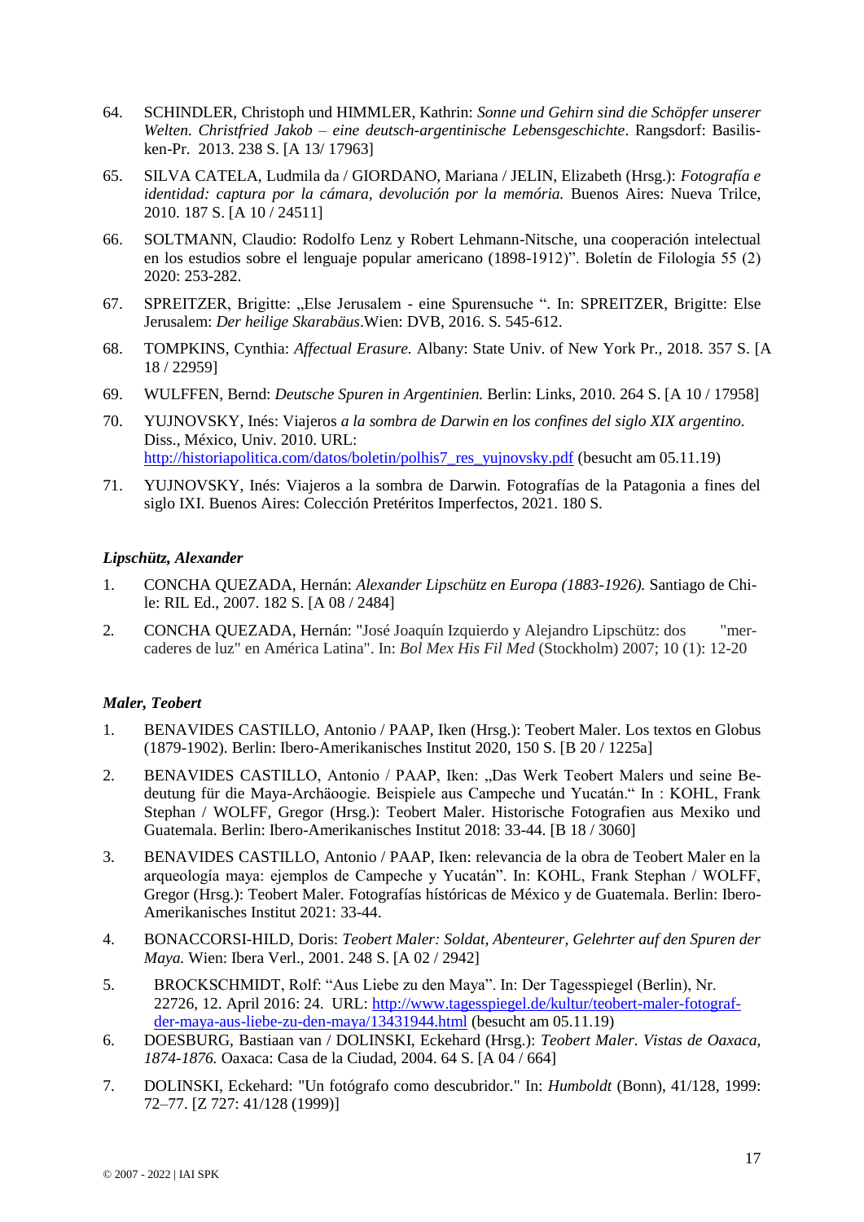64. SCHINDLER, Christoph und HIMMLER, Kathrin: *Sonne und Gehirn sind die Schöpfer unserer Welten. Christfried Jakob – eine deutsch-argentinische Lebensgeschichte*. Rangsdorf: Basilisken-Pr. 2013. 238 S. [A 13/ 17963]

65. SILVA CATELA, Ludmila da / GIORDANO, Mariana / JELIN, Elizabeth (Hrsg.): *Fotografía e identidad: captura por la cámara, devolución por la memória.* Buenos Aires: Nueva Trilce, 2010. 187 S. [A 10 / 24511]

66. SOLTMANN, Claudio: Rodolfo Lenz y Robert Lehmann-Nitsche, una cooperación intelectual en los estudios sobre el lenguaje popular americano (1898-1912)". Boletín de Filología 55 (2) 2020: 253-282.

67. SPREITZER, Brigitte: „Else Jerusalem - eine Spurensuche ". In: SPREITZER, Brigitte: Else Jerusalem: *Der heilige Skarabäus*.Wien: DVB, 2016. S. 545-612.

68. TOMPKINS, Cynthia: *Affectual Erasure.* Albany: State Univ. of New York Pr., 2018. 357 S. [A 18 / 22959]

69. WULFFEN, Bernd: *Deutsche Spuren in Argentinien.* Berlin: Links, 2010. 264 S. [A 10 / 17958]

70. YUJNOVSKY, Inés: Viajeros *a la sombra de Darwin en los confines del siglo XIX argentino.* Diss., México, Univ. 2010. URL: http://historiapolitica.com/datos/boletin/polhis7_res_yujnovsky.pdf (besucht am 05.11.19)

71. YUJNOVSKY, Inés: Viajeros a la sombra de Darwin. Fotografías de la Patagonia a fines del siglo IXI. Buenos Aires: Colección Pretéritos Imperfectos, 2021. 180 S.

***Lipschütz, Alexander***

1. CONCHA QUEZADA, Hernán: *Alexander Lipschütz en Europa (1883-1926).* Santiago de Chile: RIL Ed., 2007. 182 S. [A 08 / 2484]

2. CONCHA QUEZADA, Hernán: "José Joaquín Izquierdo y Alejandro Lipschütz: dos "mercaderes de luz" en América Latina". In: *Bol Mex His Fil Med* (Stockholm) 2007; 10 (1): 12-20

***Maler, Teobert***

1. BENAVIDES CASTILLO, Antonio / PAAP, Iken (Hrsg.): Teobert Maler. Los textos en Globus (1879-1902). Berlin: Ibero-Amerikanisches Institut 2020, 150 S. [B 20 / 1225a]

2. BENAVIDES CASTILLO, Antonio / PAAP, Iken: „Das Werk Teobert Malers und seine Bedeutung für die Maya-Archäoogie. Beispiele aus Campeche und Yucatán." In : KOHL, Frank Stephan / WOLFF, Gregor (Hrsg.): Teobert Maler. Historische Fotografien aus Mexiko und Guatemala. Berlin: Ibero-Amerikanisches Institut 2018: 33-44. [B 18 / 3060]

3. BENAVIDES CASTILLO, Antonio / PAAP, Iken: relevancia de la obra de Teobert Maler en la arqueología maya: ejemplos de Campeche y Yucatán". In: KOHL, Frank Stephan / WOLFF, Gregor (Hrsg.): Teobert Maler. Fotografías hístóricas de México y de Guatemala. Berlin: Ibero-Amerikanisches Institut 2021: 33-44.

4. BONACCORSI-HILD, Doris: *Teobert Maler: Soldat, Abenteurer, Gelehrter auf den Spuren der Maya.* Wien: Ibera Verl., 2001. 248 S. [A 02 / 2942]

5. BROCKSCHMIDT, Rolf: "Aus Liebe zu den Maya". In: Der Tagesspiegel (Berlin), Nr. 22726, 12. April 2016: 24. URL: http://www.tagesspiegel.de/kultur/teobert-maler-fotograf-der-maya-aus-liebe-zu-den-maya/13431944.html (besucht am 05.11.19)

6. DOESBURG, Bastiaan van / DOLINSKI, Eckehard (Hrsg.): *Teobert Maler. Vistas de Oaxaca, 1874-1876.* Oaxaca: Casa de la Ciudad, 2004. 64 S. [A 04 / 664]

7. DOLINSKI, Eckehard: "Un fotógrafo como descubridor." In: *Humboldt* (Bonn), 41/128, 1999: 72–77. [Z 727: 41/128 (1999)]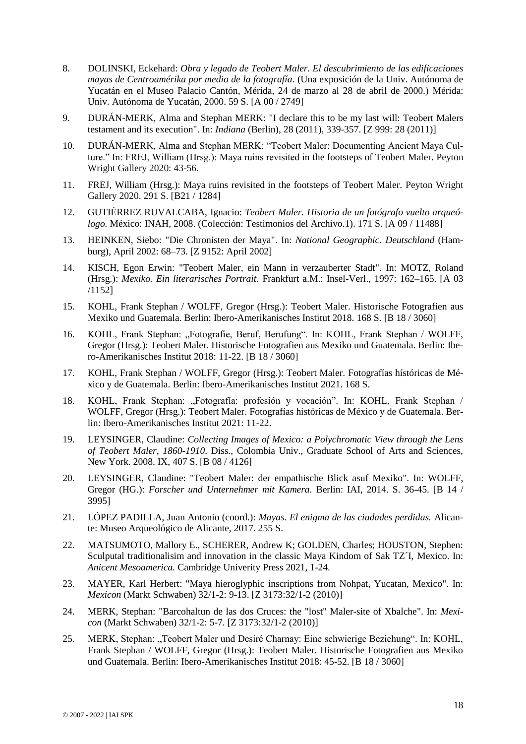8. DOLINSKI, Eckehard: *Obra y legado de Teobert Maler. El descubrimiento de las edificaciones mayas de Centroamérika por medio de la fotografía*. (Una exposición de la Univ. Autónoma de Yucatán en el Museo Palacio Cantón, Mérida, 24 de marzo al 28 de abril de 2000.) Mérida: Univ. Autónoma de Yucatán, 2000. 59 S. [A 00 / 2749]

9. DURÁN-MERK, Alma and Stephan MERK: "I declare this to be my last will: Teobert Malers testament and its execution". In: *Indiana* (Berlin), 28 (2011), 339-357. [Z 999: 28 (2011)]

10. DURÁN-MERK, Alma and Stephan MERK: "Teobert Maler: Documenting Ancient Maya Culture." In: FREJ, William (Hrsg.): Maya ruins revisited in the footsteps of Teobert Maler. Peyton Wright Gallery 2020: 43-56.

11. FREJ, William (Hrsg.): Maya ruins revisited in the footsteps of Teobert Maler. Peyton Wright Gallery 2020. 291 S. [B21 / 1284]

12. GUTIÉRREZ RUVALCABA, Ignacio: *Teobert Maler. Historia de un fotógrafo vuelto arqueólogo.* México: INAH, 2008. (Colección: Testimonios del Archivo.1). 171 S. [A 09 / 11488]

13. HEINKEN, Siebo: "Die Chronisten der Maya". In: *National Geographic. Deutschland* (Hamburg), April 2002: 68–73. [Z 9152: April 2002]

14. KISCH, Egon Erwin: "Teobert Maler, ein Mann in verzauberter Stadt". In: MOTZ, Roland (Hrsg.): *Mexiko. Ein literarisches Portrait*. Frankfurt a.M.: Insel-Verl., 1997: 162–165. [A 03 /1152]

15. KOHL, Frank Stephan / WOLFF, Gregor (Hrsg.): Teobert Maler. Historische Fotografien aus Mexiko und Guatemala. Berlin: Ibero-Amerikanisches Institut 2018. 168 S. [B 18 / 3060]

16. KOHL, Frank Stephan: „Fotografie, Beruf, Berufung“. In: KOHL, Frank Stephan / WOLFF, Gregor (Hrsg.): Teobert Maler. Historische Fotografien aus Mexiko und Guatemala. Berlin: Ibero-Amerikanisches Institut 2018: 11-22. [B 18 / 3060]

17. KOHL, Frank Stephan / WOLFF, Gregor (Hrsg.): Teobert Maler. Fotografías hístóricas de México y de Guatemala. Berlin: Ibero-Amerikanisches Institut 2021. 168 S.

18. KOHL, Frank Stephan: „Fotografía: profesión y vocación“. In: KOHL, Frank Stephan / WOLFF, Gregor (Hrsg.): Teobert Maler. Fotografías históricas de México y de Guatemala. Berlin: Ibero-Amerikanisches Institut 2021: 11-22.

19. LEYSINGER, Claudine: *Collecting Images of Mexico: a Polychromatic View through the Lens of Teobert Maler, 1860-1910*. Diss., Colombia Univ., Graduate School of Arts and Sciences, New York. 2008. IX, 407 S. [B 08 / 4126]

20. LEYSINGER, Claudine: "Teobert Maler: der empathische Blick asuf Mexiko". In: WOLFF, Gregor (HG.): *Forscher und Unternehmer mit Kamera.* Berlin: IAI, 2014. S. 36-45. [B 14 / 3995]

21. LÓPEZ PADILLA, Juan Antonio (coord.): *Mayas. El enigma de las ciudades perdidas.* Alicante: Museo Arqueológico de Alicante, 2017. 255 S.

22. MATSUMOTO, Mallory E., SCHERER, Andrew K; GOLDEN, Charles; HOUSTON, Stephen: Sculputal traditionalisim and innovation in the classic Maya Kindom of Sak TZ´I, Mexico. In: *Anicent Mesoamerica.* Cambridge Univerity Press 2021, 1-24.

23. MAYER, Karl Herbert: "Maya hieroglyphic inscriptions from Nohpat, Yucatan, Mexico". In: *Mexicon* (Markt Schwaben) 32/1-2: 9-13. [Z 3173:32/1-2 (2010)]

24. MERK, Stephan: "Barcohaltun de las dos Cruces: the "lost" Maler-site of Xbalche". In: *Mexicon* (Markt Schwaben) 32/1-2: 5-7. [Z 3173:32/1-2 (2010)]

25. MERK, Stephan: „Teobert Maler und Desiré Charnay: Eine schwierige Beziehung“. In: KOHL, Frank Stephan / WOLFF, Gregor (Hrsg.): Teobert Maler. Historische Fotografien aus Mexiko und Guatemala. Berlin: Ibero-Amerikanisches Institut 2018: 45-52. [B 18 / 3060]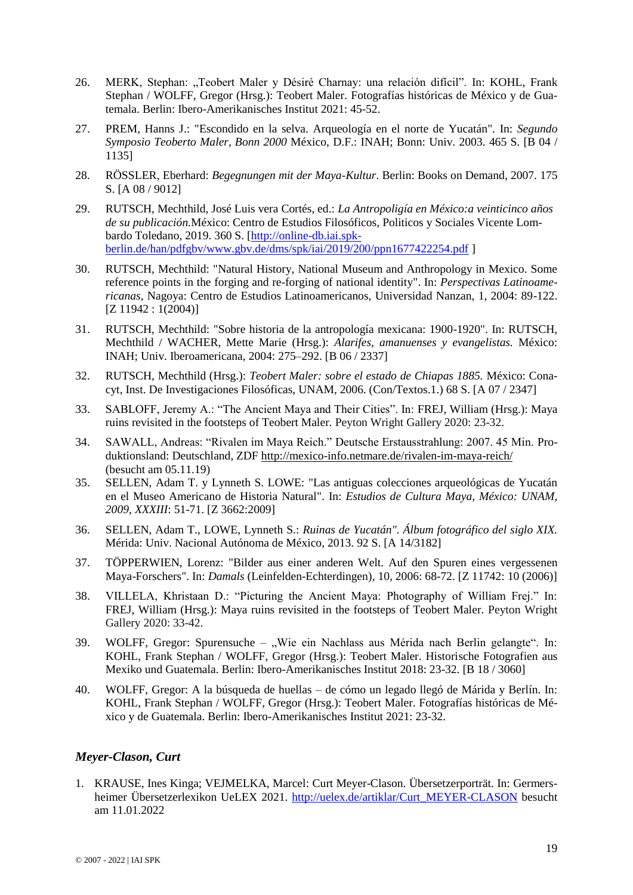26. MERK, Stephan: „Teobert Maler y Désiré Charnay: una relación difícil". In: KOHL, Frank Stephan / WOLFF, Gregor (Hrsg.): Teobert Maler. Fotografías históricas de México y de Guatemala. Berlin: Ibero-Amerikanisches Institut 2021: 45-52.

27. PREM, Hanns J.: "Escondido en la selva. Arqueología en el norte de Yucatán". In: *Segundo Symposio Teoberto Maler, Bonn 2000* México, D.F.: INAH; Bonn: Univ. 2003. 465 S. [B 04 / 1135]

28. RÖSSLER, Eberhard: *Begegnungen mit der Maya-Kultur*. Berlin: Books on Demand, 2007. 175 S. [A 08 / 9012]

29. RUTSCH, Mechthild, José Luis vera Cortés, ed.: *La Antropoligía en México:a veinticinco años de su publicación.*México: Centro de Estudios Filosóficos, Politicos y Sociales Vicente Lombardo Toledano, 2019. 360 S. [http://online-db.iai.spk-berlin.de/han/pdfgbv/www.gbv.de/dms/spk/iai/2019/200/ppn1677422254.pdf ]

30. RUTSCH, Mechthild: "Natural History, National Museum and Anthropology in Mexico. Some reference points in the forging and re-forging of national identity". In: *Perspectivas Latinoamericanas*, Nagoya: Centro de Estudios Latinoamericanos, Universidad Nanzan, 1, 2004: 89-122. [Z 11942 : 1(2004)]

31. RUTSCH, Mechthild: "Sobre historia de la antropología mexicana: 1900-1920". In: RUTSCH, Mechthild / WACHER, Mette Marie (Hrsg.): *Alarifes, amanuenses y evangelistas.* México: INAH; Univ. Iberoamericana, 2004: 275–292. [B 06 / 2337]

32. RUTSCH, Mechthild (Hrsg.): *Teobert Maler: sobre el estado de Chiapas 1885.* México: Conacyt, Inst. De Investigaciones Filosóficas, UNAM, 2006. (Con/Textos.1.) 68 S. [A 07 / 2347]

33. SABLOFF, Jeremy A.: "The Ancient Maya and Their Cities". In: FREJ, William (Hrsg.): Maya ruins revisited in the footsteps of Teobert Maler. Peyton Wright Gallery 2020: 23-32.

34. SAWALL, Andreas: "Rivalen im Maya Reich." Deutsche Erstausstrahlung: 2007. 45 Min. Produktionsland: Deutschland, ZDF http://mexico-info.netmare.de/rivalen-im-maya-reich/ (besucht am 05.11.19)

35. SELLEN, Adam T. y Lynneth S. LOWE: "Las antiguas colecciones arqueológicas de Yucatán en el Museo Americano de Historia Natural". In: *Estudios de Cultura Maya, México: UNAM, 2009, XXXIII*: 51-71. [Z 3662:2009]

36. SELLEN, Adam T., LOWE, Lynneth S.: *Ruinas de Yucatán". Álbum fotográfico del siglo XIX.* Mérida: Univ. Nacional Autónoma de México, 2013. 92 S. [A 14/3182]

37. TÖPPERWIEN, Lorenz: "Bilder aus einer anderen Welt. Auf den Spuren eines vergessenen Maya-Forschers". In: *Damals* (Leinfelden-Echterdingen), 10, 2006: 68-72. [Z 11742: 10 (2006)]

38. VILLELA, Khristaan D.: "Picturing the Ancient Maya: Photography of William Frej." In: FREJ, William (Hrsg.): Maya ruins revisited in the footsteps of Teobert Maler. Peyton Wright Gallery 2020: 33-42.

39. WOLFF, Gregor: Spurensuche – „Wie ein Nachlass aus Mérida nach Berlin gelangte". In: KOHL, Frank Stephan / WOLFF, Gregor (Hrsg.): Teobert Maler. Historische Fotografien aus Mexiko und Guatemala. Berlin: Ibero-Amerikanisches Institut 2018: 23-32. [B 18 / 3060]

40. WOLFF, Gregor: A la búsqueda de huellas – de cómo un legado llegó de Márida y Berlín. In: KOHL, Frank Stephan / WOLFF, Gregor (Hrsg.): Teobert Maler. Fotografías históricas de México y de Guatemala. Berlin: Ibero-Amerikanisches Institut 2021: 23-32.

### *Meyer-Clason, Curt*

1. KRAUSE, Ines Kinga; VEJMELKA, Marcel: Curt Meyer-Clason. Übersetzerporträt. In: Germersheimer Übersetzerlexikon UeLEX 2021. http://uelex.de/artiklar/Curt_MEYER-CLASON besucht am 11.01.2022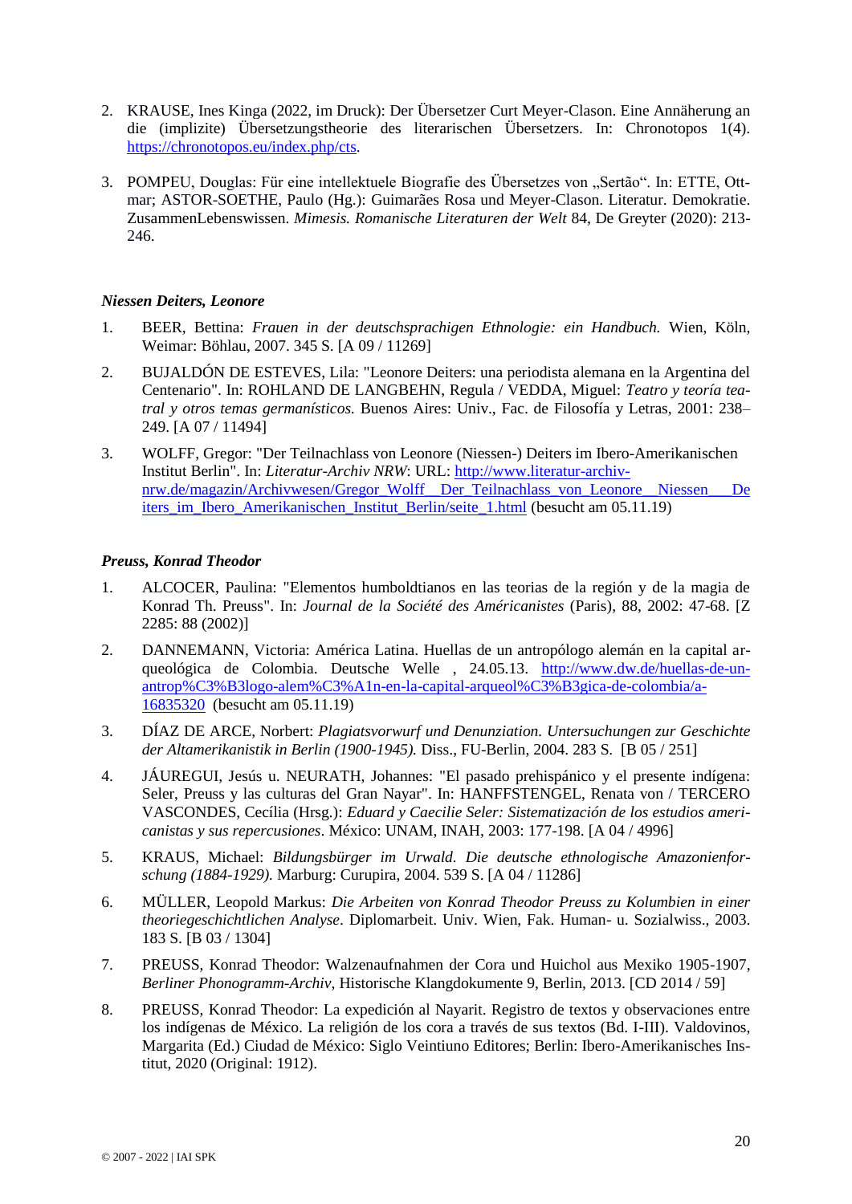2. KRAUSE, Ines Kinga (2022, im Druck): Der Übersetzer Curt Meyer-Clason. Eine Annäherung an die (implizite) Übersetzungstheorie des literarischen Übersetzers. In: Chronotopos 1(4). https://chronotopos.eu/index.php/cts.

3. POMPEU, Douglas: Für eine intellektuele Biografie des Übersetzes von „Sertão". In: ETTE, Ottmar; ASTOR-SOETHE, Paulo (Hg.): Guimarães Rosa und Meyer-Clason. Literatur. Demokratie. ZusammenLebenswissen. *Mimesis. Romanische Literaturen der Welt* 84, De Greyter (2020): 213-246.

***Niessen Deiters, Leonore***

1. BEER, Bettina: *Frauen in der deutschsprachigen Ethnologie: ein Handbuch.* Wien, Köln, Weimar: Böhlau, 2007. 345 S. [A 09 / 11269]

2. BUJALDÓN DE ESTEVES, Lila: "Leonore Deiters: una periodista alemana en la Argentina del Centenario". In: ROHLAND DE LANGBEHN, Regula / VEDDA, Miguel: *Teatro y teoría teatral y otros temas germanísticos.* Buenos Aires: Univ., Fac. de Filosofía y Letras, 2001: 238–249. [A 07 / 11494]

3. WOLFF, Gregor: "Der Teilnachlass von Leonore (Niessen-) Deiters im Ibero-Amerikanischen Institut Berlin". In: *Literatur-Archiv NRW*: URL: http://www.literatur-archiv-nrw.de/magazin/Archivwesen/Gregor_Wolff__Der_Teilnachlass_von_Leonore__Niessen___Deiters_im_Ibero_Amerikanischen_Institut_Berlin/seite_1.html (besucht am 05.11.19)

***Preuss, Konrad Theodor***

1. ALCOCER, Paulina: "Elementos humboldtianos en las teorias de la región y de la magia de Konrad Th. Preuss". In: *Journal de la Société des Américanistes* (Paris), 88, 2002: 47-68. [Z 2285: 88 (2002)]

2. DANNEMANN, Victoria: América Latina. Huellas de un antropólogo alemán en la capital arqueológica de Colombia. Deutsche Welle , 24.05.13. http://www.dw.de/huellas-de-un-antrop%C3%B3logo-alem%C3%A1n-en-la-capital-arqueol%C3%B3gica-de-colombia/a-16835320 (besucht am 05.11.19)

3. DÍAZ DE ARCE, Norbert: *Plagiatsvorwurf und Denunziation. Untersuchungen zur Geschichte der Altamerikanistik in Berlin (1900-1945).* Diss., FU-Berlin, 2004. 283 S. [B 05 / 251]

4. JÁUREGUI, Jesús u. NEURATH, Johannes: "El pasado prehispánico y el presente indígena: Seler, Preuss y las culturas del Gran Nayar". In: HANFFSTENGEL, Renata von / TERCERO VASCONDES, Cecília (Hrsg.): *Eduard y Caecilie Seler: Sistematización de los estudios americanistas y sus repercusiones*. México: UNAM, INAH, 2003: 177-198. [A 04 / 4996]

5. KRAUS, Michael: *Bildungsbürger im Urwald. Die deutsche ethnologische Amazonienforschung (1884-1929).* Marburg: Curupira, 2004. 539 S. [A 04 / 11286]

6. MÜLLER, Leopold Markus: *Die Arbeiten von Konrad Theodor Preuss zu Kolumbien in einer theoriegeschichtlichen Analyse*. Diplomarbeit. Univ. Wien, Fak. Human- u. Sozialwiss., 2003. 183 S. [B 03 / 1304]

7. PREUSS, Konrad Theodor: Walzenaufnahmen der Cora und Huichol aus Mexiko 1905-1907, *Berliner Phonogramm-Archiv*, Historische Klangdokumente 9, Berlin, 2013. [CD 2014 / 59]

8. PREUSS, Konrad Theodor: La expedición al Nayarit. Registro de textos y observaciones entre los indígenas de México. La religión de los cora a través de sus textos (Bd. I-III). Valdovinos, Margarita (Ed.) Ciudad de México: Siglo Veintiuno Editores; Berlin: Ibero-Amerikanisches Institut, 2020 (Original: 1912).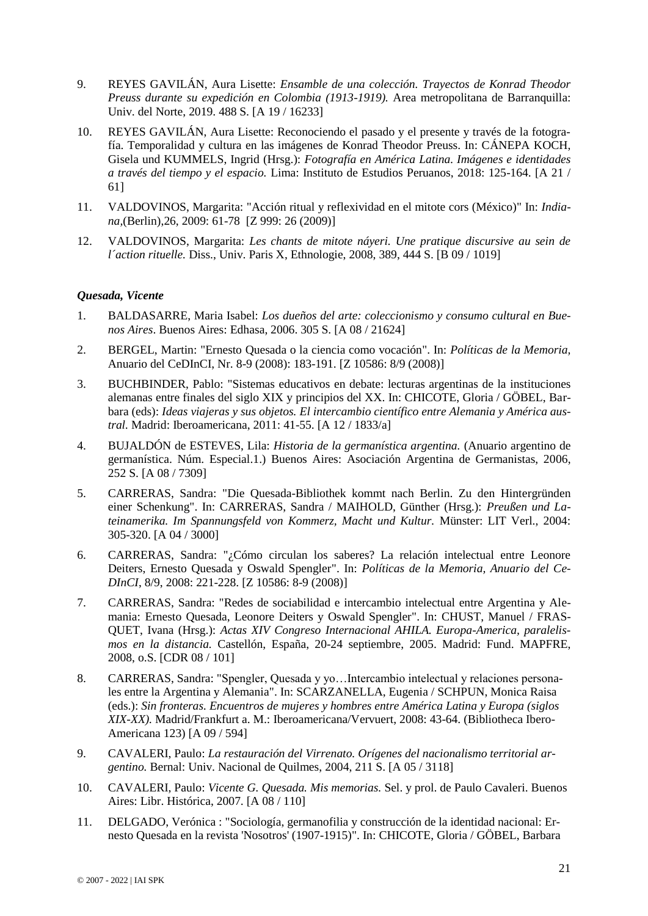9. REYES GAVILÁN, Aura Lisette: *Ensamble de una colección. Trayectos de Konrad Theodor Preuss durante su expedición en Colombia (1913-1919).* Area metropolitana de Barranquilla: Univ. del Norte, 2019. 488 S. [A 19 / 16233]

10. REYES GAVILÁN, Aura Lisette: Reconociendo el pasado y el presente y través de la fotografía. Temporalidad y cultura en las imágenes de Konrad Theodor Preuss. In: CÁNEPA KOCH, Gisela und KUMMELS, Ingrid (Hrsg.): *Fotografía en América Latina. Imágenes e identidades a través del tiempo y el espacio.* Lima: Instituto de Estudios Peruanos, 2018: 125-164. [A 21 / 61]

11. VALDOVINOS, Margarita: "Acción ritual y reflexividad en el mitote cors (México)" In: *Indiana*,(Berlin),26, 2009: 61-78 [Z 999: 26 (2009)]

12. VALDOVINOS, Margarita: *Les chants de mitote náyeri. Une pratique discursive au sein de l´action rituelle.* Diss., Univ. Paris X, Ethnologie, 2008, 389, 444 S. [B 09 / 1019]

***Quesada, Vicente***

1. BALDASARRE, Maria Isabel: *Los dueños del arte: coleccionismo y consumo cultural en Buenos Aires*. Buenos Aires: Edhasa, 2006. 305 S. [A 08 / 21624]

2. BERGEL, Martin: "Ernesto Quesada o la ciencia como vocación". In: *Políticas de la Memoria,* Anuario del CeDInCI, Nr. 8-9 (2008): 183-191. [Z 10586: 8/9 (2008)]

3. BUCHBINDER, Pablo: "Sistemas educativos en debate: lecturas argentinas de la instituciones alemanas entre finales del siglo XIX y principios del XX. In: CHICOTE, Gloria / GÖBEL, Barbara (eds): *Ideas viajeras y sus objetos. El intercambio científico entre Alemania y América austral.* Madrid: Iberoamericana, 2011: 41-55. [A 12 / 1833/a]

4. BUJALDÓN de ESTEVES, Lila: *Historia de la germanística argentina.* (Anuario argentino de germanística. Núm. Especial.1.) Buenos Aires: Asociación Argentina de Germanistas, 2006, 252 S. [A 08 / 7309]

5. CARRERAS, Sandra: "Die Quesada-Bibliothek kommt nach Berlin. Zu den Hintergründen einer Schenkung". In: CARRERAS, Sandra / MAIHOLD, Günther (Hrsg.): *Preußen und Lateinamerika. Im Spannungsfeld von Kommerz, Macht und Kultur*. Münster: LIT Verl., 2004: 305-320. [A 04 / 3000]

6. CARRERAS, Sandra: "¿Cómo circulan los saberes? La relación intelectual entre Leonore Deiters, Ernesto Quesada y Oswald Spengler". In: *Políticas de la Memoria, Anuario del CeDInCI*, 8/9, 2008: 221-228. [Z 10586: 8-9 (2008)]

7. CARRERAS, Sandra: "Redes de sociabilidad e intercambio intelectual entre Argentina y Alemania: Ernesto Quesada, Leonore Deiters y Oswald Spengler". In: CHUST, Manuel / FRASQUET, Ivana (Hrsg.): *Actas XIV Congreso Internacional AHILA. Europa-America, paralelismos en la distancia.* Castellón, España, 20-24 septiembre, 2005. Madrid: Fund. MAPFRE, 2008, o.S. [CDR 08 / 101]

8. CARRERAS, Sandra: "Spengler, Quesada y yo…Intercambio intelectual y relaciones personales entre la Argentina y Alemania". In: SCARZANELLA, Eugenia / SCHPUN, Monica Raisa (eds.): *Sin fronteras. Encuentros de mujeres y hombres entre América Latina y Europa (siglos XIX-XX).* Madrid/Frankfurt a. M.: Iberoamericana/Vervuert, 2008: 43-64. (Bibliotheca Ibero-Americana 123) [A 09 / 594]

9. CAVALERI, Paulo: *La restauración del Virrenato. Orígenes del nacionalismo territorial argentino.* Bernal: Univ. Nacional de Quilmes, 2004, 211 S. [A 05 / 3118]

10. CAVALERI, Paulo: *Vicente G. Quesada. Mis memorias.* Sel. y prol. de Paulo Cavaleri. Buenos Aires: Libr. Histórica, 2007. [A 08 / 110]

11. DELGADO, Verónica : "Sociología, germanofilia y construcción de la identidad nacional: Ernesto Quesada en la revista 'Nosotros' (1907-1915)". In: CHICOTE, Gloria / GÖBEL, Barbara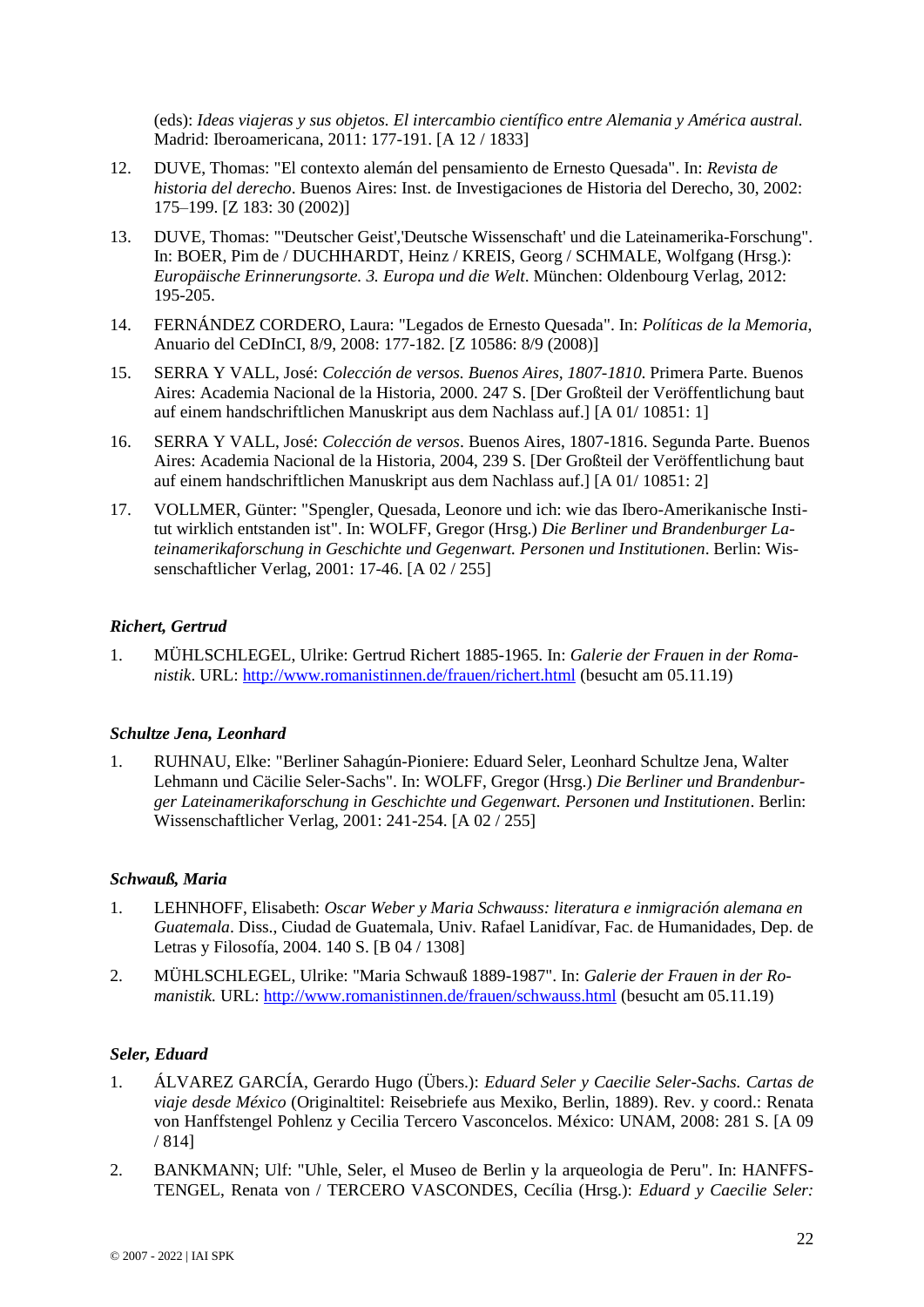(eds): *Ideas viajeras y sus objetos. El intercambio científico entre Alemania y América austral.* Madrid: Iberoamericana, 2011: 177-191. [A 12 / 1833]

12. DUVE, Thomas: "El contexto alemán del pensamiento de Ernesto Quesada". In: *Revista de historia del derecho*. Buenos Aires: Inst. de Investigaciones de Historia del Derecho, 30, 2002: 175–199. [Z 183: 30 (2002)]

13. DUVE, Thomas: "'Deutscher Geist','Deutsche Wissenschaft' und die Lateinamerika-Forschung". In: BOER, Pim de / DUCHHARDT, Heinz / KREIS, Georg / SCHMALE, Wolfgang (Hrsg.): *Europäische Erinnerungsorte. 3. Europa und die Welt*. München: Oldenbourg Verlag, 2012: 195-205.

14. FERNÁNDEZ CORDERO, Laura: "Legados de Ernesto Quesada". In: *Políticas de la Memoria*, Anuario del CeDInCI, 8/9, 2008: 177-182. [Z 10586: 8/9 (2008)]

15. SERRA Y VALL, José: *Colección de versos. Buenos Aires, 1807-1810*. Primera Parte. Buenos Aires: Academia Nacional de la Historia, 2000. 247 S. [Der Großteil der Veröffentlichung baut auf einem handschriftlichen Manuskript aus dem Nachlass auf.] [A 01/ 10851: 1]

16. SERRA Y VALL, José: *Colección de versos*. Buenos Aires, 1807-1816. Segunda Parte. Buenos Aires: Academia Nacional de la Historia, 2004, 239 S. [Der Großteil der Veröffentlichung baut auf einem handschriftlichen Manuskript aus dem Nachlass auf.] [A 01/ 10851: 2]

17. VOLLMER, Günter: "Spengler, Quesada, Leonore und ich: wie das Ibero-Amerikanische Institut wirklich entstanden ist". In: WOLFF, Gregor (Hrsg.) *Die Berliner und Brandenburger Lateinamerikaforschung in Geschichte und Gegenwart. Personen und Institutionen*. Berlin: Wissenschaftlicher Verlag, 2001: 17-46. [A 02 / 255]

### *Richert, Gertrud*

1. MÜHLSCHLEGEL, Ulrike: Gertrud Richert 1885-1965. In: *Galerie der Frauen in der Romanistik*. URL: http://www.romanistinnen.de/frauen/richert.html (besucht am 05.11.19)

### *Schultze Jena, Leonhard*

1. RUHNAU, Elke: "Berliner Sahagún-Pioniere: Eduard Seler, Leonhard Schultze Jena, Walter Lehmann und Cäcilie Seler-Sachs". In: WOLFF, Gregor (Hrsg.) *Die Berliner und Brandenburger Lateinamerikaforschung in Geschichte und Gegenwart. Personen und Institutionen*. Berlin: Wissenschaftlicher Verlag, 2001: 241-254. [A 02 / 255]

### *Schwauß, Maria*

1. LEHNHOFF, Elisabeth: *Oscar Weber y Maria Schwauss: literatura e inmigración alemana en Guatemala*. Diss., Ciudad de Guatemala, Univ. Rafael Lanidívar, Fac. de Humanidades, Dep. de Letras y Filosofía, 2004. 140 S. [B 04 / 1308]

2. MÜHLSCHLEGEL, Ulrike: "Maria Schwauß 1889-1987". In: *Galerie der Frauen in der Romanistik.* URL: http://www.romanistinnen.de/frauen/schwauss.html (besucht am 05.11.19)

### *Seler, Eduard*

1. ÁLVAREZ GARCÍA, Gerardo Hugo (Übers.): *Eduard Seler y Caecilie Seler-Sachs. Cartas de viaje desde México* (Originaltitel: Reisebriefe aus Mexiko, Berlin, 1889). Rev. y coord.: Renata von Hanffstengel Pohlenz y Cecilia Tercero Vasconcelos. México: UNAM, 2008: 281 S. [A 09 / 814]

2. BANKMANN; Ulf: "Uhle, Seler, el Museo de Berlin y la arqueologia de Peru". In: HANFFSTENGEL, Renata von / TERCERO VASCONDES, Cecília (Hrsg.): *Eduard y Caecilie Seler:*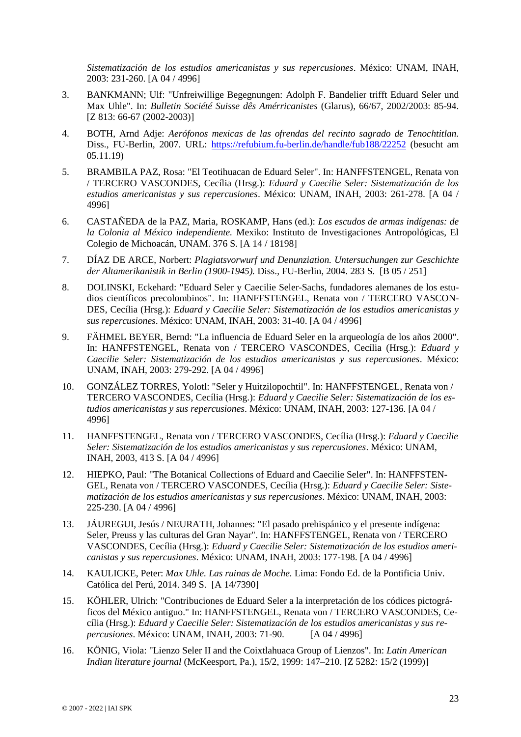*Sistematización de los estudios americanistas y sus repercusiones*. México: UNAM, INAH, 2003: 231-260. [A 04 / 4996]

3. BANKMANN; Ulf: "Unfreiwillige Begegnungen: Adolph F. Bandelier trifft Eduard Seler und Max Uhle". In: *Bulletin Société Suisse dês Amérricanistes* (Glarus), 66/67, 2002/2003: 85-94. [Z 813: 66-67 (2002-2003)]

4. BOTH, Arnd Adje: *Aerófonos mexicas de las ofrendas del recinto sagrado de Tenochtitlan.* Diss., FU-Berlin, 2007. URL: https://refubium.fu-berlin.de/handle/fub188/22252 (besucht am 05.11.19)

5. BRAMBILA PAZ, Rosa: "El Teotihuacan de Eduard Seler". In: HANFFSTENGEL, Renata von / TERCERO VASCONDES, Cecília (Hrsg.): *Eduard y Caecilie Seler: Sistematización de los estudios americanistas y sus repercusiones*. México: UNAM, INAH, 2003: 261-278. [A 04 / 4996]

6. CASTAÑEDA de la PAZ, Maria, ROSKAMP, Hans (ed.): *Los escudos de armas indígenas: de la Colonia al México independiente.* Mexiko: Instituto de Investigaciones Antropológicas, El Colegio de Michoacán, UNAM. 376 S. [A 14 / 18198]

7. DÍAZ DE ARCE, Norbert: *Plagiatsvorwurf und Denunziation. Untersuchungen zur Geschichte der Altamerikanistik in Berlin (1900-1945).* Diss., FU-Berlin, 2004. 283 S. [B 05 / 251]

8. DOLINSKI, Eckehard: "Eduard Seler y Caecilie Seler-Sachs, fundadores alemanes de los estudios científicos precolombinos". In: HANFFSTENGEL, Renata von / TERCERO VASCONDES, Cecília (Hrsg.): *Eduard y Caecilie Seler: Sistematización de los estudios americanistas y sus repercusiones*. México: UNAM, INAH, 2003: 31-40. [A 04 / 4996]

9. FÄHMEL BEYER, Bernd: "La influencia de Eduard Seler en la arqueología de los años 2000". In: HANFFSTENGEL, Renata von / TERCERO VASCONDES, Cecília (Hrsg.): *Eduard y Caecilie Seler: Sistematización de los estudios americanistas y sus repercusiones*. México: UNAM, INAH, 2003: 279-292. [A 04 / 4996]

10. GONZÁLEZ TORRES, Yolotl: "Seler y Huitzilopochtil". In: HANFFSTENGEL, Renata von / TERCERO VASCONDES, Cecília (Hrsg.): *Eduard y Caecilie Seler: Sistematización de los estudios americanistas y sus repercusiones*. México: UNAM, INAH, 2003: 127-136. [A 04 / 4996]

11. HANFFSTENGEL, Renata von / TERCERO VASCONDES, Cecília (Hrsg.): *Eduard y Caecilie Seler: Sistematización de los estudios americanistas y sus repercusiones*. México: UNAM, INAH, 2003, 413 S. [A 04 / 4996]

12. HIEPKO, Paul: "The Botanical Collections of Eduard and Caecilie Seler". In: HANFFSTENGEL, Renata von / TERCERO VASCONDES, Cecília (Hrsg.): *Eduard y Caecilie Seler: Sistematización de los estudios americanistas y sus repercusiones*. México: UNAM, INAH, 2003: 225-230. [A 04 / 4996]

13. JÁUREGUI, Jesús / NEURATH, Johannes: "El pasado prehispánico y el presente indígena: Seler, Preuss y las culturas del Gran Nayar". In: HANFFSTENGEL, Renata von / TERCERO VASCONDES, Cecília (Hrsg.): *Eduard y Caecilie Seler: Sistematización de los estudios americanistas y sus repercusiones*. México: UNAM, INAH, 2003: 177-198. [A 04 / 4996]

14. KAULICKE, Peter: *Max Uhle. Las ruinas de Moche.* Lima: Fondo Ed. de la Pontificia Univ. Católica del Perú, 2014. 349 S. [A 14/7390]

15. KÖHLER, Ulrich: "Contribuciones de Eduard Seler a la interpretación de los códices pictográficos del México antiguo." In: HANFFSTENGEL, Renata von / TERCERO VASCONDES, Cecília (Hrsg.): *Eduard y Caecilie Seler: Sistematización de los estudios americanistas y sus repercusiones*. México: UNAM, INAH, 2003: 71-90. [A 04 / 4996]

16. KÖNIG, Viola: "Lienzo Seler II and the Coixtlahuaca Group of Lienzos". In: *Latin American Indian literature journal* (McKeesport, Pa.), 15/2, 1999: 147–210. [Z 5282: 15/2 (1999)]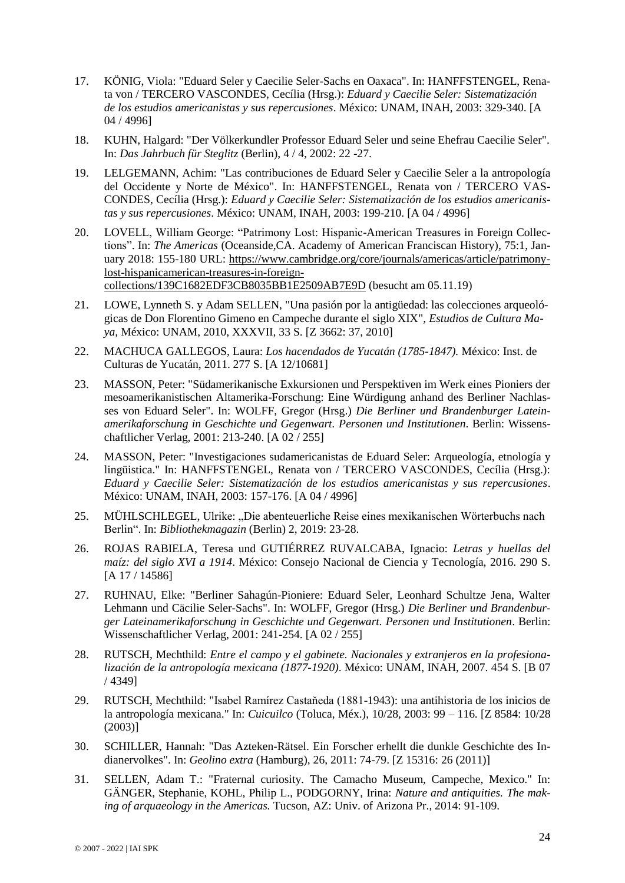17. KÖNIG, Viola: "Eduard Seler y Caecilie Seler-Sachs en Oaxaca". In: HANFFSTENGEL, Renata von / TERCERO VASCONDES, Cecília (Hrsg.): *Eduard y Caecilie Seler: Sistematización de los estudios americanistas y sus repercusiones*. México: UNAM, INAH, 2003: 329-340. [A 04 / 4996]

18. KUHN, Halgard: "Der Völkerkundler Professor Eduard Seler und seine Ehefrau Caecilie Seler". In: *Das Jahrbuch für Steglitz* (Berlin), 4 / 4, 2002: 22 -27.

19. LELGEMANN, Achim: "Las contribuciones de Eduard Seler y Caecilie Seler a la antropología del Occidente y Norte de México". In: HANFFSTENGEL, Renata von / TERCERO VASCONDES, Cecília (Hrsg.): *Eduard y Caecilie Seler: Sistematización de los estudios americanistas y sus repercusiones*. México: UNAM, INAH, 2003: 199-210. [A 04 / 4996]

20. LOVELL, William George: "Patrimony Lost: Hispanic-American Treasures in Foreign Collections". In: *The Americas* (Oceanside,CA. Academy of American Franciscan History), 75:1, January 2018: 155-180 URL: https://www.cambridge.org/core/journals/americas/article/patrimony-lost-hispanicamerican-treasures-in-foreign-collections/139C1682EDF3CB8035BB1E2509AB7E9D (besucht am 05.11.19)

21. LOWE, Lynneth S. y Adam SELLEN, "Una pasión por la antigüedad: las colecciones arqueológicas de Don Florentino Gimeno en Campeche durante el siglo XIX", *Estudios de Cultura Maya,* México: UNAM, 2010, XXXVII, 33 S. [Z 3662: 37, 2010]

22. MACHUCA GALLEGOS, Laura: *Los hacendados de Yucatán (1785-1847).* México: Inst. de Culturas de Yucatán, 2011. 277 S. [A 12/10681]

23. MASSON, Peter: "Südamerikanische Exkursionen und Perspektiven im Werk eines Pioniers der mesoamerikanistischen Altamerika-Forschung: Eine Würdigung anhand des Berliner Nachlasses von Eduard Seler". In: WOLFF, Gregor (Hrsg.) *Die Berliner und Brandenburger Lateinamerikaforschung in Geschichte und Gegenwart. Personen und Institutionen*. Berlin: Wissenschaftlicher Verlag, 2001: 213-240. [A 02 / 255]

24. MASSON, Peter: "Investigaciones sudamericanistas de Eduard Seler: Arqueología, etnología y lingüística." In: HANFFSTENGEL, Renata von / TERCERO VASCONDES, Cecília (Hrsg.): *Eduard y Caecilie Seler: Sistematización de los estudios americanistas y sus repercusiones*. México: UNAM, INAH, 2003: 157-176. [A 04 / 4996]

25. MÜHLSCHLEGEL, Ulrike: „Die abenteuerliche Reise eines mexikanischen Wörterbuchs nach Berlin". In: *Bibliothekmagazin* (Berlin) 2, 2019: 23-28.

26. ROJAS RABIELA, Teresa und GUTIÉRREZ RUVALCABA, Ignacio: *Letras y huellas del maíz: del siglo XVI a 1914*. México: Consejo Nacional de Ciencia y Tecnología, 2016. 290 S. [A 17 / 14586]

27. RUHNAU, Elke: "Berliner Sahagún-Pioniere: Eduard Seler, Leonhard Schultze Jena, Walter Lehmann und Cäcilie Seler-Sachs". In: WOLFF, Gregor (Hrsg.) *Die Berliner und Brandenburger Lateinamerikaforschung in Geschichte und Gegenwart. Personen und Institutionen*. Berlin: Wissenschaftlicher Verlag, 2001: 241-254. [A 02 / 255]

28. RUTSCH, Mechthild: *Entre el campo y el gabinete. Nacionales y extranjeros en la profesionalización de la antropología mexicana (1877-1920)*. México: UNAM, INAH, 2007. 454 S. [B 07 / 4349]

29. RUTSCH, Mechthild: "Isabel Ramírez Castaňeda (1881-1943): una antihistoria de los inicios de la antropología mexicana." In: *Cuicuilco* (Toluca, Méx.), 10/28, 2003: 99 – 116. [Z 8584: 10/28 (2003)]

30. SCHILLER, Hannah: "Das Azteken-Rätsel. Ein Forscher erhellt die dunkle Geschichte des Indianervolkes". In: *Geolino extra* (Hamburg), 26, 2011: 74-79. [Z 15316: 26 (2011)]

31. SELLEN, Adam T.: "Fraternal curiosity. The Camacho Museum, Campeche, Mexico." In: GÄNGER, Stephanie, KOHL, Philip L., PODGORNY, Irina: *Nature and antiquities. The making of arquaeology in the Americas.* Tucson, AZ: Univ. of Arizona Pr., 2014: 91-109.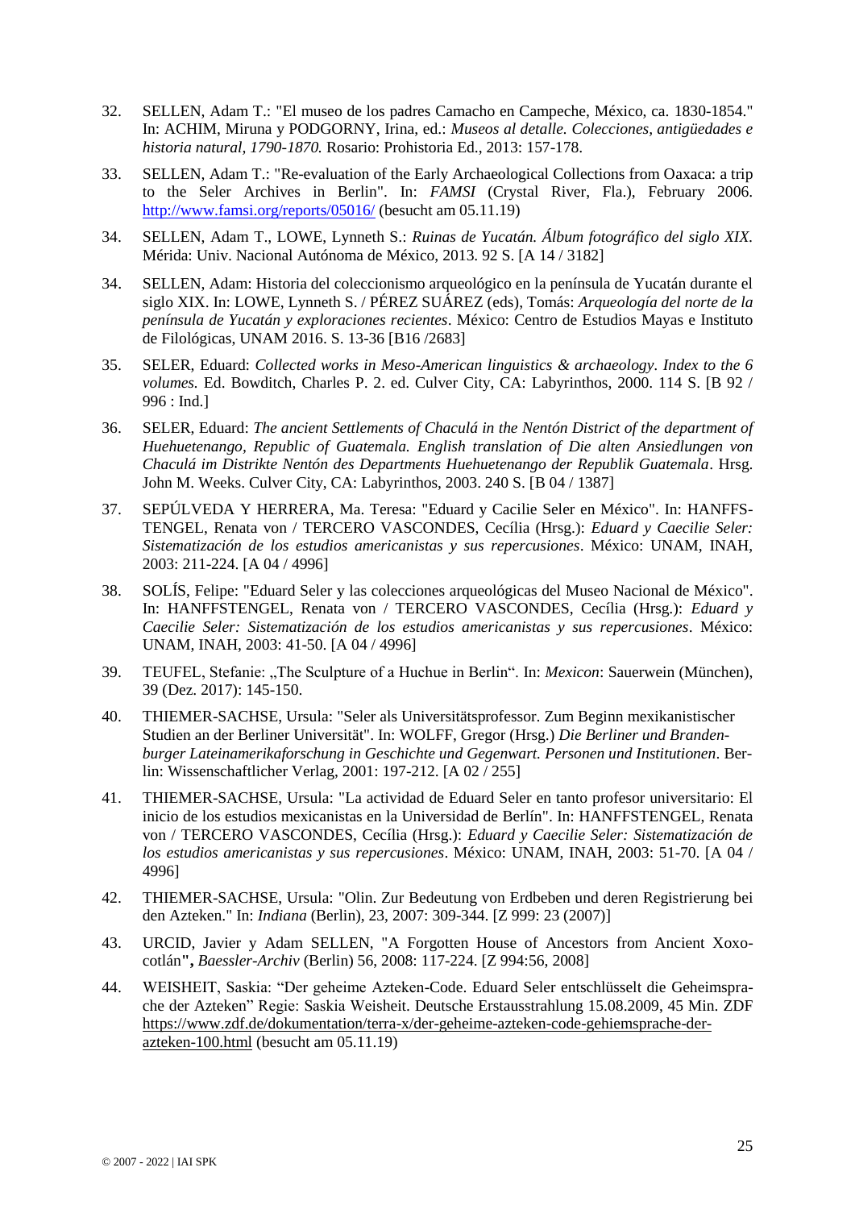32. SELLEN, Adam T.: "El museo de los padres Camacho en Campeche, México, ca. 1830-1854." In: ACHIM, Miruna y PODGORNY, Irina, ed.: *Museos al detalle. Colecciones, antigüedades e historia natural, 1790-1870.* Rosario: Prohistoria Ed., 2013: 157-178.

33. SELLEN, Adam T.: "Re-evaluation of the Early Archaeological Collections from Oaxaca: a trip to the Seler Archives in Berlin". In: *FAMSI* (Crystal River, Fla.), February 2006. http://www.famsi.org/reports/05016/ (besucht am 05.11.19)

34. SELLEN, Adam T., LOWE, Lynneth S.: *Ruinas de Yucatán. Álbum fotográfico del siglo XIX*. Mérida: Univ. Nacional Autónoma de México, 2013. 92 S. [A 14 / 3182]

34. SELLEN, Adam: Historia del coleccionismo arqueológico en la península de Yucatán durante el siglo XIX. In: LOWE, Lynneth S. / PÉREZ SUÁREZ (eds), Tomás: *Arqueología del norte de la península de Yucatán y exploraciones recientes*. México: Centro de Estudios Mayas e Instituto de Filológicas, UNAM 2016. S. 13-36 [B16 /2683]

35. SELER, Eduard: *Collected works in Meso-American linguistics & archaeology. Index to the 6 volumes.* Ed. Bowditch, Charles P. 2. ed. Culver City, CA: Labyrinthos, 2000. 114 S. [B 92 / 996 : Ind.]

36. SELER, Eduard: *The ancient Settlements of Chaculá in the Nentón District of the department of Huehuetenango, Republic of Guatemala. English translation of Die alten Ansiedlungen von Chaculá im Distrikte Nentón des Departments Huehuetenango der Republik Guatemala*. Hrsg. John M. Weeks. Culver City, CA: Labyrinthos, 2003. 240 S. [B 04 / 1387]

37. SEPÚLVEDA Y HERRERA, Ma. Teresa: "Eduard y Cacilie Seler en México". In: HANFFS-TENGEL, Renata von / TERCERO VASCONDES, Cecília (Hrsg.): *Eduard y Caecilie Seler: Sistematización de los estudios americanistas y sus repercusiones*. México: UNAM, INAH, 2003: 211-224. [A 04 / 4996]

38. SOLÍS, Felipe: "Eduard Seler y las colecciones arqueológicas del Museo Nacional de México". In: HANFFSTENGEL, Renata von / TERCERO VASCONDES, Cecília (Hrsg.): *Eduard y Caecilie Seler: Sistematización de los estudios americanistas y sus repercusiones*. México: UNAM, INAH, 2003: 41-50. [A 04 / 4996]

39. TEUFEL, Stefanie: „The Sculpture of a Huchue in Berlin". In: *Mexicon*: Sauerwein (München), 39 (Dez. 2017): 145-150.

40. THIEMER-SACHSE, Ursula: "Seler als Universitätsprofessor. Zum Beginn mexikanistischer Studien an der Berliner Universität". In: WOLFF, Gregor (Hrsg.) *Die Berliner und Brandenburger Lateinamerikaforschung in Geschichte und Gegenwart. Personen und Institutionen*. Berlin: Wissenschaftlicher Verlag, 2001: 197-212. [A 02 / 255]

41. THIEMER-SACHSE, Ursula: "La actividad de Eduard Seler en tanto profesor universitario: El inicio de los estudios mexicanistas en la Universidad de Berlín". In: HANFFSTENGEL, Renata von / TERCERO VASCONDES, Cecília (Hrsg.): *Eduard y Caecilie Seler: Sistematización de los estudios americanistas y sus repercusiones*. México: UNAM, INAH, 2003: 51-70. [A 04 / 4996]

42. THIEMER-SACHSE, Ursula: "Olin. Zur Bedeutung von Erdbeben und deren Registrierung bei den Azteken." In: *Indiana* (Berlin), 23, 2007: 309-344. [Z 999: 23 (2007)]

43. URCID, Javier y Adam SELLEN, "A Forgotten House of Ancestors from Ancient Xoxocotlán", *Baessler-Archiv* (Berlin) 56, 2008: 117-224. [Z 994:56, 2008]

44. WEISHEIT, Saskia: "Der geheime Azteken-Code. Eduard Seler entschlüsselt die Geheimsprache der Azteken" Regie: Saskia Weisheit. Deutsche Erstausstrahlung 15.08.2009, 45 Min. ZDF https://www.zdf.de/dokumentation/terra-x/der-geheime-azteken-code-gehiemsprache-der-azteken-100.html (besucht am 05.11.19)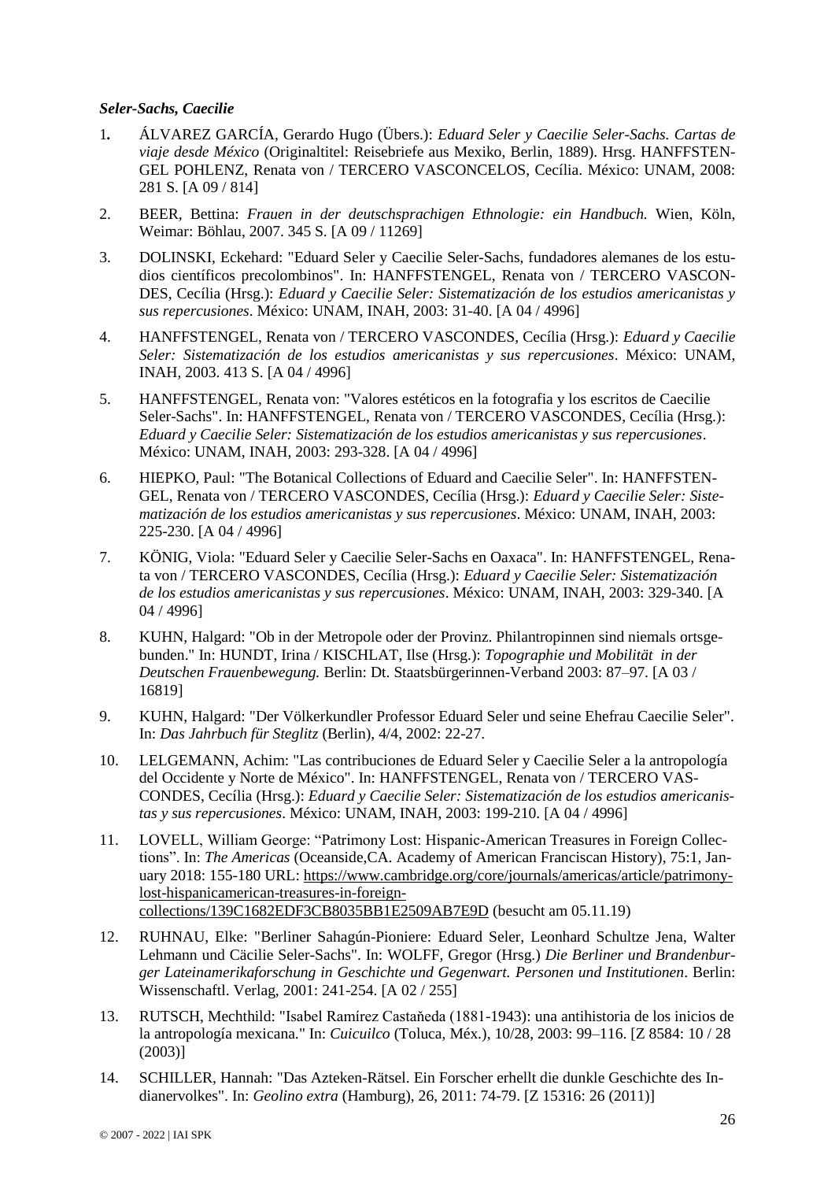***Seler-Sachs, Caecilie***

1. ÁLVAREZ GARCÍA, Gerardo Hugo (Übers.): *Eduard Seler y Caecilie Seler-Sachs. Cartas de viaje desde México* (Originaltitel: Reisebriefe aus Mexiko, Berlin, 1889). Hrsg. HANFFSTENGEL POHLENZ, Renata von / TERCERO VASCONCELOS, Cecília. México: UNAM, 2008: 281 S. [A 09 / 814]

2. BEER, Bettina: *Frauen in der deutschsprachigen Ethnologie: ein Handbuch.* Wien, Köln, Weimar: Böhlau, 2007. 345 S. [A 09 / 11269]

3. DOLINSKI, Eckehard: "Eduard Seler y Caecilie Seler-Sachs, fundadores alemanes de los estudios científicos precolombinos". In: HANFFSTENGEL, Renata von / TERCERO VASCONDES, Cecília (Hrsg.): *Eduard y Caecilie Seler: Sistematización de los estudios americanistas y sus repercusiones*. México: UNAM, INAH, 2003: 31-40. [A 04 / 4996]

4. HANFFSTENGEL, Renata von / TERCERO VASCONDES, Cecília (Hrsg.): *Eduard y Caecilie Seler: Sistematización de los estudios americanistas y sus repercusiones*. México: UNAM, INAH, 2003. 413 S. [A 04 / 4996]

5. HANFFSTENGEL, Renata von: "Valores estéticos en la fotografia y los escritos de Caecilie Seler-Sachs". In: HANFFSTENGEL, Renata von / TERCERO VASCONDES, Cecília (Hrsg.): *Eduard y Caecilie Seler: Sistematización de los estudios americanistas y sus repercusiones*. México: UNAM, INAH, 2003: 293-328. [A 04 / 4996]

6. HIEPKO, Paul: "The Botanical Collections of Eduard and Caecilie Seler". In: HANFFSTENGEL, Renata von / TERCERO VASCONDES, Cecília (Hrsg.): *Eduard y Caecilie Seler: Sistematización de los estudios americanistas y sus repercusiones*. México: UNAM, INAH, 2003: 225-230. [A 04 / 4996]

7. KÖNIG, Viola: "Eduard Seler y Caecilie Seler-Sachs en Oaxaca". In: HANFFSTENGEL, Renata von / TERCERO VASCONDES, Cecília (Hrsg.): *Eduard y Caecilie Seler: Sistematización de los estudios americanistas y sus repercusiones*. México: UNAM, INAH, 2003: 329-340. [A 04 / 4996]

8. KUHN, Halgard: "Ob in der Metropole oder der Provinz. Philantropinnen sind niemals ortsgebunden." In: HUNDT, Irina / KISCHLAT, Ilse (Hrsg.): *Topographie und Mobilität in der Deutschen Frauenbewegung.* Berlin: Dt. Staatsbürgerinnen-Verband 2003: 87–97. [A 03 / 16819]

9. KUHN, Halgard: "Der Völkerkundler Professor Eduard Seler und seine Ehefrau Caecilie Seler". In: *Das Jahrbuch für Steglitz* (Berlin), 4/4, 2002: 22-27.

10. LELGEMANN, Achim: "Las contribuciones de Eduard Seler y Caecilie Seler a la antropología del Occidente y Norte de México". In: HANFFSTENGEL, Renata von / TERCERO VASCONDES, Cecília (Hrsg.): *Eduard y Caecilie Seler: Sistematización de los estudios americanistas y sus repercusiones*. México: UNAM, INAH, 2003: 199-210. [A 04 / 4996]

11. LOVELL, William George: "Patrimony Lost: Hispanic-American Treasures in Foreign Collections". In: *The Americas* (Oceanside,CA. Academy of American Franciscan History), 75:1, January 2018: 155-180 URL: https://www.cambridge.org/core/journals/americas/article/patrimony-lost-hispanicamerican-treasures-in-foreign-collections/139C1682EDF3CB8035BB1E2509AB7E9D (besucht am 05.11.19)

12. RUHNAU, Elke: "Berliner Sahagún-Pioniere: Eduard Seler, Leonhard Schultze Jena, Walter Lehmann und Cäcilie Seler-Sachs". In: WOLFF, Gregor (Hrsg.) *Die Berliner und Brandenburger Lateinamerikaforschung in Geschichte und Gegenwart. Personen und Institutionen*. Berlin: Wissenschaftl. Verlag, 2001: 241-254. [A 02 / 255]

13. RUTSCH, Mechthild: "Isabel Ramírez Castaňeda (1881-1943): una antihistoria de los inicios de la antropología mexicana." In: *Cuicuilco* (Toluca, Méx.), 10/28, 2003: 99–116. [Z 8584: 10 / 28 (2003)]

14. SCHILLER, Hannah: "Das Azteken-Rätsel. Ein Forscher erhellt die dunkle Geschichte des Indianervolkes". In: *Geolino extra* (Hamburg), 26, 2011: 74-79. [Z 15316: 26 (2011)]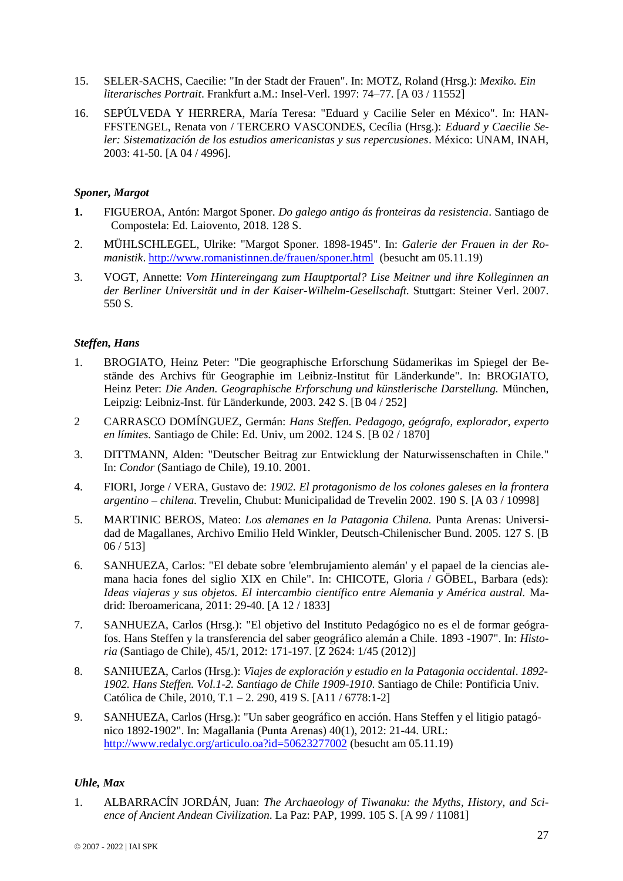15. SELER-SACHS, Caecilie: "In der Stadt der Frauen". In: MOTZ, Roland (Hrsg.): *Mexiko. Ein literarisches Portrait*. Frankfurt a.M.: Insel-Verl. 1997: 74–77. [A 03 / 11552]

16. SEPÚLVEDA Y HERRERA, María Teresa: "Eduard y Cacilie Seler en México". In: HANFFSTENGEL, Renata von / TERCERO VASCONDES, Cecília (Hrsg.): *Eduard y Caecilie Seler: Sistematización de los estudios americanistas y sus repercusiones*. México: UNAM, INAH, 2003: 41-50. [A 04 / 4996].

### *Sponer, Margot*

**1.** FIGUEROA, Antón: Margot Sponer. *Do galego antigo ás fronteiras da resistencia*. Santiago de Compostela: Ed. Laiovento, 2018. 128 S.

2. MÜHLSCHLEGEL, Ulrike: "Margot Sponer. 1898-1945". In: *Galerie der Frauen in der Romanistik*. http://www.romanistinnen.de/frauen/sponer.html (besucht am 05.11.19)

3. VOGT, Annette: *Vom Hintereingang zum Hauptportal? Lise Meitner und ihre Kolleginnen an der Berliner Universität und in der Kaiser-Wilhelm-Gesellschaft.* Stuttgart: Steiner Verl. 2007. 550 S.

### *Steffen, Hans*

1. BROGIATO, Heinz Peter: "Die geographische Erforschung Südamerikas im Spiegel der Bestände des Archivs für Geographie im Leibniz-Institut für Länderkunde". In: BROGIATO, Heinz Peter: *Die Anden. Geographische Erforschung und künstlerische Darstellung.* München, Leipzig: Leibniz-Inst. für Länderkunde, 2003. 242 S. [B 04 / 252]

2 CARRASCO DOMÍNGUEZ, Germán: *Hans Steffen. Pedagogo, geógrafo, explorador, experto en límites.* Santiago de Chile: Ed. Univ, um 2002. 124 S. [B 02 / 1870]

3. DITTMANN, Alden: "Deutscher Beitrag zur Entwicklung der Naturwissenschaften in Chile." In: *Condor* (Santiago de Chile), 19.10. 2001.

4. FIORI, Jorge / VERA, Gustavo de: *1902. El protagonismo de los colones galeses en la frontera argentino – chilena.* Trevelin, Chubut: Municipalidad de Trevelin 2002. 190 S. [A 03 / 10998]

5. MARTINIC BEROS, Mateo: *Los alemanes en la Patagonia Chilena.* Punta Arenas: Universidad de Magallanes, Archivo Emilio Held Winkler, Deutsch-Chilenischer Bund. 2005. 127 S. [B 06 / 513]

6. SANHUEZA, Carlos: "El debate sobre 'elembrujamiento alemán' y el papael de la ciencias alemana hacia fones del siglo XIX en Chile". In: CHICOTE, Gloria / GÖBEL, Barbara (eds): *Ideas viajeras y sus objetos. El intercambio científico entre Alemania y América austral.* Madrid: Iberoamericana, 2011: 29-40. [A 12 / 1833]

7. SANHUEZA, Carlos (Hrsg.): "El objetivo del Instituto Pedagógico no es el de formar geógrafos. Hans Steffen y la transferencia del saber geográfico alemán a Chile. 1893 -1907". In: *Historia* (Santiago de Chile), 45/1, 2012: 171-197. [Z 2624: 1/45 (2012)]

8. SANHUEZA, Carlos (Hrsg.): *Viajes de exploración y estudio en la Patagonia occidental*. *1892-1902. Hans Steffen. Vol.1-2. Santiago de Chile 1909-1910*. Santiago de Chile: Pontificia Univ. Católica de Chile, 2010, T.1 – 2. 290, 419 S. [A11 / 6778:1-2]

9. SANHUEZA, Carlos (Hrsg.): "Un saber geográfico en acción. Hans Steffen y el litigio patagónico 1892-1902". In: Magallania (Punta Arenas) 40(1), 2012: 21-44. URL: http://www.redalyc.org/articulo.oa?id=50623277002 (besucht am 05.11.19)

### *Uhle, Max*

1. ALBARRACÍN JORDÁN, Juan: *The Archaeology of Tiwanaku: the Myths, History, and Science of Ancient Andean Civilization*. La Paz: PAP, 1999. 105 S. [A 99 / 11081]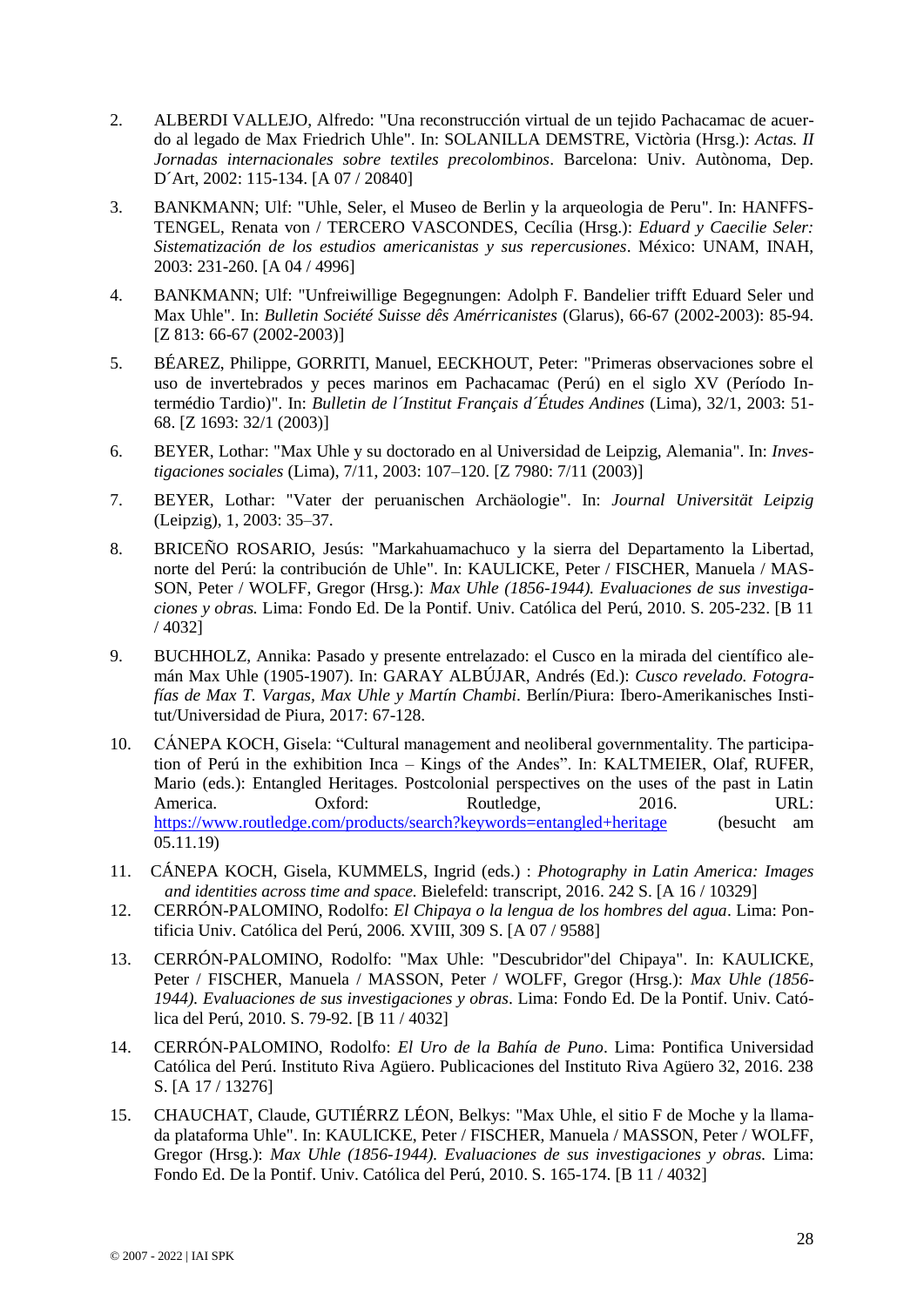2. ALBERDI VALLEJO, Alfredo: "Una reconstrucción virtual de un tejido Pachacamac de acuerdo al legado de Max Friedrich Uhle". In: SOLANILLA DEMSTRE, Victòria (Hrsg.): *Actas. II Jornadas internacionales sobre textiles precolombinos*. Barcelona: Univ. Autònoma, Dep. D´Art, 2002: 115-134. [A 07 / 20840]

3. BANKMANN; Ulf: "Uhle, Seler, el Museo de Berlin y la arqueologia de Peru". In: HANFFS-TENGEL, Renata von / TERCERO VASCONDES, Cecília (Hrsg.): *Eduard y Caecilie Seler: Sistematización de los estudios americanistas y sus repercusiones*. México: UNAM, INAH, 2003: 231-260. [A 04 / 4996]

4. BANKMANN; Ulf: "Unfreiwillige Begegnungen: Adolph F. Bandelier trifft Eduard Seler und Max Uhle". In: *Bulletin Société Suisse dês Amérricanistes* (Glarus), 66-67 (2002-2003): 85-94. [Z 813: 66-67 (2002-2003)]

5. BÉAREZ, Philippe, GORRITI, Manuel, EECKHOUT, Peter: "Primeras observaciones sobre el uso de invertebrados y peces marinos em Pachacamac (Perú) en el siglo XV (Período Intermédio Tardio)". In: *Bulletin de l´Institut Français d´Études Andines* (Lima), 32/1, 2003: 51-68. [Z 1693: 32/1 (2003)]

6. BEYER, Lothar: "Max Uhle y su doctorado en al Universidad de Leipzig, Alemania". In: *Investigaciones sociales* (Lima), 7/11, 2003: 107–120. [Z 7980: 7/11 (2003)]

7. BEYER, Lothar: "Vater der peruanischen Archäologie". In: *Journal Universität Leipzig* (Leipzig), 1, 2003: 35–37.

8. BRICEÑO ROSARIO, Jesús: "Markahuamachuco y la sierra del Departamento la Libertad, norte del Perú: la contribución de Uhle". In: KAULICKE, Peter / FISCHER, Manuela / MASSON, Peter / WOLFF, Gregor (Hrsg.): *Max Uhle (1856-1944). Evaluaciones de sus investigaciones y obras.* Lima: Fondo Ed. De la Pontif. Univ. Católica del Perú, 2010. S. 205-232. [B 11 / 4032]

9. BUCHHOLZ, Annika: Pasado y presente entrelazado: el Cusco en la mirada del científico alemán Max Uhle (1905-1907). In: GARAY ALBÚJAR, Andrés (Ed.): *Cusco revelado. Fotografías de Max T. Vargas, Max Uhle y Martín Chambi*. Berlín/Piura: Ibero-Amerikanisches Institut/Universidad de Piura, 2017: 67-128.

10. CÁNEPA KOCH, Gisela: "Cultural management and neoliberal governmentality. The participation of Perú in the exhibition Inca – Kings of the Andes". In: KALTMEIER, Olaf, RUFER, Mario (eds.): Entangled Heritages. Postcolonial perspectives on the uses of the past in Latin America. Oxford: Routledge, 2016. URL: https://www.routledge.com/products/search?keywords=entangled+heritage (besucht am 05.11.19)

11. CÁNEPA KOCH, Gisela, KUMMELS, Ingrid (eds.) : *Photography in Latin America: Images and identities across time and space.* Bielefeld: transcript, 2016. 242 S. [A 16 / 10329]

12. CERRÓN-PALOMINO, Rodolfo: *El Chipaya o la lengua de los hombres del agua*. Lima: Pontificia Univ. Católica del Perú, 2006. XVIII, 309 S. [A 07 / 9588]

13. CERRÓN-PALOMINO, Rodolfo: "Max Uhle: "Descubridor"del Chipaya". In: KAULICKE, Peter / FISCHER, Manuela / MASSON, Peter / WOLFF, Gregor (Hrsg.): *Max Uhle (1856-1944). Evaluaciones de sus investigaciones y obras*. Lima: Fondo Ed. De la Pontif. Univ. Católica del Perú, 2010. S. 79-92. [B 11 / 4032]

14. CERRÓN-PALOMINO, Rodolfo: *El Uro de la Bahía de Puno*. Lima: Pontifica Universidad Católica del Perú. Instituto Riva Agüero. Publicaciones del Instituto Riva Agüero 32, 2016. 238 S. [A 17 / 13276]

15. CHAUCHAT, Claude, GUTIÉRRZ LÉON, Belkys: "Max Uhle, el sitio F de Moche y la llamada plataforma Uhle". In: KAULICKE, Peter / FISCHER, Manuela / MASSON, Peter / WOLFF, Gregor (Hrsg.): *Max Uhle (1856-1944). Evaluaciones de sus investigaciones y obras.* Lima: Fondo Ed. De la Pontif. Univ. Católica del Perú, 2010. S. 165-174. [B 11 / 4032]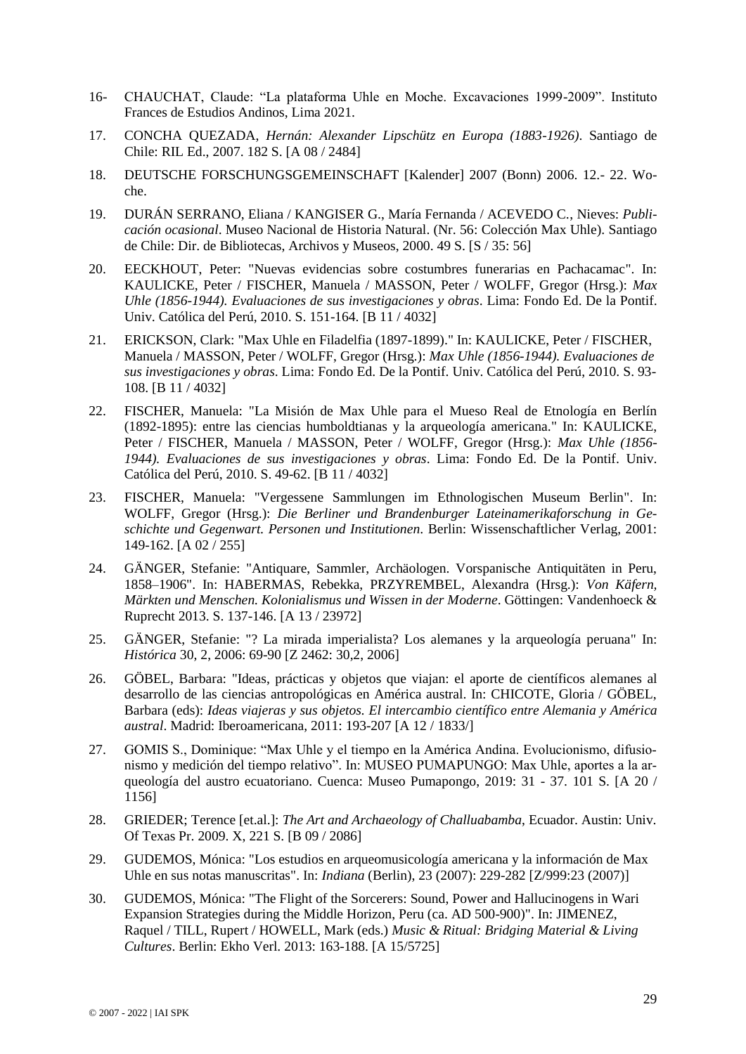16- CHAUCHAT, Claude: “La plataforma Uhle en Moche. Excavaciones 1999-2009”. Instituto Frances de Estudios Andinos, Lima 2021.

17. CONCHA QUEZADA, *Hernán: Alexander Lipschütz en Europa (1883-1926)*. Santiago de Chile: RIL Ed., 2007. 182 S. [A 08 / 2484]

18. DEUTSCHE FORSCHUNGSGEMEINSCHAFT [Kalender] 2007 (Bonn) 2006. 12.- 22. Woche.

19. DURÁN SERRANO, Eliana / KANGISER G., María Fernanda / ACEVEDO C., Nieves: *Publicación ocasional*. Museo Nacional de Historia Natural. (Nr. 56: Colección Max Uhle). Santiago de Chile: Dir. de Bibliotecas, Archivos y Museos, 2000. 49 S. [S / 35: 56]

20. EECKHOUT, Peter: "Nuevas evidencias sobre costumbres funerarias en Pachacamac". In: KAULICKE, Peter / FISCHER, Manuela / MASSON, Peter / WOLFF, Gregor (Hrsg.): *Max Uhle (1856-1944). Evaluaciones de sus investigaciones y obras*. Lima: Fondo Ed. De la Pontif. Univ. Católica del Perú, 2010. S. 151-164. [B 11 / 4032]

21. ERICKSON, Clark: "Max Uhle en Filadelfia (1897-1899)." In: KAULICKE, Peter / FISCHER, Manuela / MASSON, Peter / WOLFF, Gregor (Hrsg.): *Max Uhle (1856-1944). Evaluaciones de sus investigaciones y obras*. Lima: Fondo Ed. De la Pontif. Univ. Católica del Perú, 2010. S. 93-108. [B 11 / 4032]

22. FISCHER, Manuela: "La Misión de Max Uhle para el Mueso Real de Etnología en Berlín (1892-1895): entre las ciencias humboldtianas y la arqueología americana." In: KAULICKE, Peter / FISCHER, Manuela / MASSON, Peter / WOLFF, Gregor (Hrsg.): *Max Uhle (1856-1944). Evaluaciones de sus investigaciones y obras*. Lima: Fondo Ed. De la Pontif. Univ. Católica del Perú, 2010. S. 49-62. [B 11 / 4032]

23. FISCHER, Manuela: "Vergessene Sammlungen im Ethnologischen Museum Berlin". In: WOLFF, Gregor (Hrsg.): *Die Berliner und Brandenburger Lateinamerikaforschung in Geschichte und Gegenwart. Personen und Institutionen*. Berlin: Wissenschaftlicher Verlag, 2001: 149-162. [A 02 / 255]

24. GÄNGER, Stefanie: "Antiquare, Sammler, Archäologen. Vorspanische Antiquitäten in Peru, 1858–1906". In: HABERMAS, Rebekka, PRZYREMBEL, Alexandra (Hrsg.): *Von Käfern, Märkten und Menschen. Kolonialismus und Wissen in der Moderne*. Göttingen: Vandenhoeck & Ruprecht 2013. S. 137-146. [A 13 / 23972]

25. GÄNGER, Stefanie: "? La mirada imperialista? Los alemanes y la arqueología peruana" In: *Histórica* 30, 2, 2006: 69-90 [Z 2462: 30,2, 2006]

26. GÖBEL, Barbara: "Ideas, prácticas y objetos que viajan: el aporte de científicos alemanes al desarrollo de las ciencias antropológicas en América austral. In: CHICOTE, Gloria / GÖBEL, Barbara (eds): *Ideas viajeras y sus objetos. El intercambio científico entre Alemania y América austral*. Madrid: Iberoamericana, 2011: 193-207 [A 12 / 1833/]

27. GOMIS S., Dominique: “Max Uhle y el tiempo en la América Andina. Evolucionismo, difusionismo y medición del tiempo relativo”. In: MUSEO PUMAPUNGO: Max Uhle, aportes a la arqueología del austro ecuatoriano. Cuenca: Museo Pumapongo, 2019: 31 - 37. 101 S. [A 20 / 1156]

28. GRIEDER; Terence [et.al.]: *The Art and Archaeology of Challuabamba*, Ecuador. Austin: Univ. Of Texas Pr. 2009. X, 221 S. [B 09 / 2086]

29. GUDEMOS, Mónica: "Los estudios en arqueomusicología americana y la información de Max Uhle en sus notas manuscritas". In: *Indiana* (Berlin), 23 (2007): 229-282 [Z/999:23 (2007)]

30. GUDEMOS, Mónica: "The Flight of the Sorcerers: Sound, Power and Hallucinogens in Wari Expansion Strategies during the Middle Horizon, Peru (ca. AD 500-900)". In: JIMENEZ, Raquel / TILL, Rupert / HOWELL, Mark (eds.) *Music & Ritual: Bridging Material & Living Cultures*. Berlin: Ekho Verl. 2013: 163-188. [A 15/5725]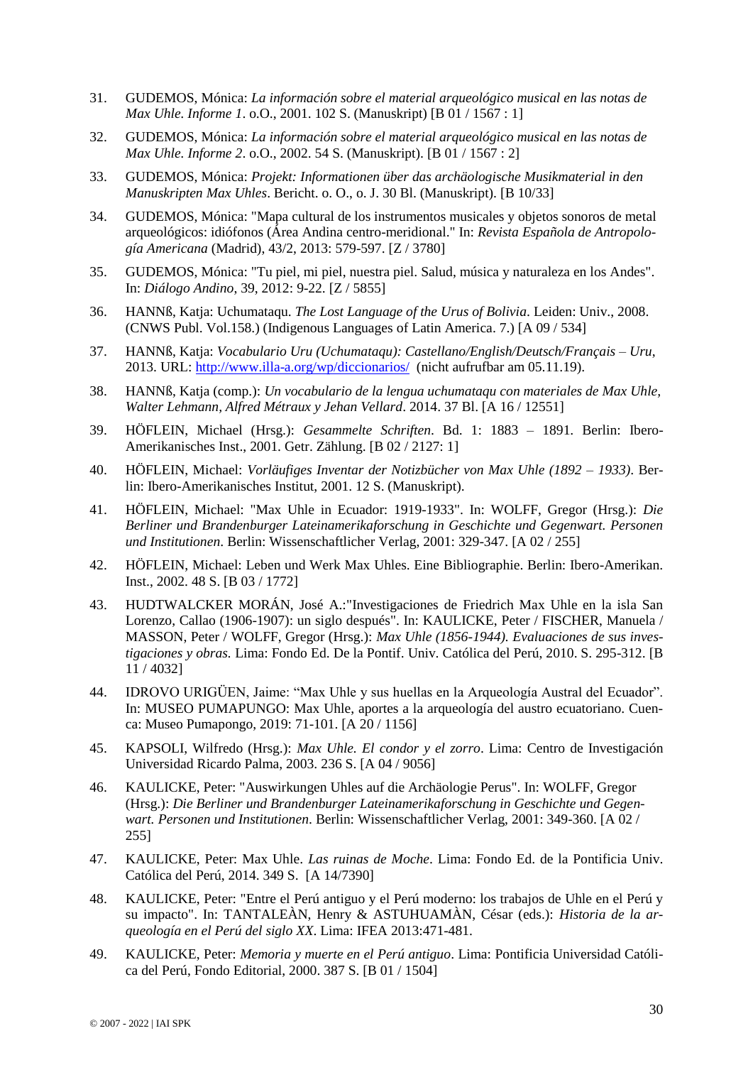31. GUDEMOS, Mónica: *La información sobre el material arqueológico musical en las notas de Max Uhle. Informe 1*. o.O., 2001. 102 S. (Manuskript) [B 01 / 1567 : 1]

32. GUDEMOS, Mónica: *La información sobre el material arqueológico musical en las notas de Max Uhle. Informe 2*. o.O., 2002. 54 S. (Manuskript). [B 01 / 1567 : 2]

33. GUDEMOS, Mónica: *Projekt: Informationen über das archäologische Musikmaterial in den Manuskripten Max Uhles*. Bericht. o. O., o. J. 30 Bl. (Manuskript). [B 10/33]

34. GUDEMOS, Mónica: "Mapa cultural de los instrumentos musicales y objetos sonoros de metal arqueológicos: idiófonos (Área Andina centro-meridional." In: *Revista Española de Antropología Americana* (Madrid), 43/2, 2013: 579-597. [Z / 3780]

35. GUDEMOS, Mónica: "Tu piel, mi piel, nuestra piel. Salud, música y naturaleza en los Andes". In: *Diálogo Andino*, 39, 2012: 9-22. [Z / 5855]

36. HANNß, Katja: Uchumataqu. *The Lost Language of the Urus of Bolivia*. Leiden: Univ., 2008. (CNWS Publ. Vol.158.) (Indigenous Languages of Latin America. 7.) [A 09 / 534]

37. HANNß, Katja: *Vocabulario Uru (Uchumataqu): Castellano/English/Deutsch/Français – Uru*, 2013. URL: http://www.illa-a.org/wp/diccionarios/ (nicht aufrufbar am 05.11.19).

38. HANNß, Katja (comp.): *Un vocabulario de la lengua uchumataqu con materiales de Max Uhle, Walter Lehmann, Alfred Métraux y Jehan Vellard*. 2014. 37 Bl. [A 16 / 12551]

39. HÖFLEIN, Michael (Hrsg.): *Gesammelte Schriften*. Bd. 1: 1883 – 1891. Berlin: Ibero-Amerikanisches Inst., 2001. Getr. Zählung. [B 02 / 2127: 1]

40. HÖFLEIN, Michael: *Vorläufiges Inventar der Notizbücher von Max Uhle (1892 – 1933)*. Berlin: Ibero-Amerikanisches Institut, 2001. 12 S. (Manuskript).

41. HÖFLEIN, Michael: "Max Uhle in Ecuador: 1919-1933". In: WOLFF, Gregor (Hrsg.): *Die Berliner und Brandenburger Lateinamerikaforschung in Geschichte und Gegenwart. Personen und Institutionen*. Berlin: Wissenschaftlicher Verlag, 2001: 329-347. [A 02 / 255]

42. HÖFLEIN, Michael: Leben und Werk Max Uhles. Eine Bibliographie. Berlin: Ibero-Amerikan. Inst., 2002. 48 S. [B 03 / 1772]

43. HUDTWALCKER MORÁN, José A.:"Investigaciones de Friedrich Max Uhle en la isla San Lorenzo, Callao (1906-1907): un siglo después". In: KAULICKE, Peter / FISCHER, Manuela / MASSON, Peter / WOLFF, Gregor (Hrsg.): *Max Uhle (1856-1944). Evaluaciones de sus investigaciones y obras.* Lima: Fondo Ed. De la Pontif. Univ. Católica del Perú, 2010. S. 295-312. [B 11 / 4032]

44. IDROVO URIGÜEN, Jaime: "Max Uhle y sus huellas en la Arqueología Austral del Ecuador". In: MUSEO PUMAPUNGO: Max Uhle, aportes a la arqueología del austro ecuatoriano. Cuenca: Museo Pumapongo, 2019: 71-101. [A 20 / 1156]

45. KAPSOLI, Wilfredo (Hrsg.): *Max Uhle. El condor y el zorro*. Lima: Centro de Investigación Universidad Ricardo Palma, 2003. 236 S. [A 04 / 9056]

46. KAULICKE, Peter: "Auswirkungen Uhles auf die Archäologie Perus". In: WOLFF, Gregor (Hrsg.): *Die Berliner und Brandenburger Lateinamerikaforschung in Geschichte und Gegenwart. Personen und Institutionen*. Berlin: Wissenschaftlicher Verlag, 2001: 349-360. [A 02 / 255]

47. KAULICKE, Peter: Max Uhle. *Las ruinas de Moche*. Lima: Fondo Ed. de la Pontificia Univ. Católica del Perú, 2014. 349 S. [A 14/7390]

48. KAULICKE, Peter: "Entre el Perú antiguo y el Perú moderno: los trabajos de Uhle en el Perú y su impacto". In: TANTALEÀN, Henry & ASTUHUAMÀN, César (eds.): *Historia de la arqueología en el Perú del siglo XX*. Lima: IFEA 2013:471-481.

49. KAULICKE, Peter: *Memoria y muerte en el Perú antiguo*. Lima: Pontificia Universidad Católica del Perú, Fondo Editorial, 2000. 387 S. [B 01 / 1504]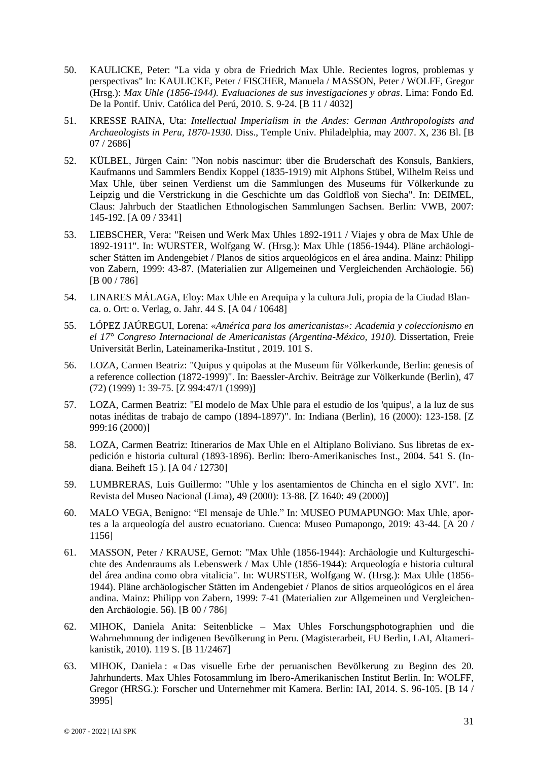50. KAULICKE, Peter: "La vida y obra de Friedrich Max Uhle. Recientes logros, problemas y perspectivas" In: KAULICKE, Peter / FISCHER, Manuela / MASSON, Peter / WOLFF, Gregor (Hrsg.): *Max Uhle (1856-1944). Evaluaciones de sus investigaciones y obras*. Lima: Fondo Ed. De la Pontif. Univ. Católica del Perú, 2010. S. 9-24. [B 11 / 4032]

51. KRESSE RAINA, Uta: *Intellectual Imperialism in the Andes: German Anthropologists and Archaeologists in Peru, 1870-1930*. Diss., Temple Univ. Philadelphia, may 2007. X, 236 Bl. [B 07 / 2686]

52. KÜLBEL, Jürgen Cain: "Non nobis nascimur: über die Bruderschaft des Konsuls, Bankiers, Kaufmanns und Sammlers Bendix Koppel (1835-1919) mit Alphons Stübel, Wilhelm Reiss und Max Uhle, über seinen Verdienst um die Sammlungen des Museums für Völkerkunde zu Leipzig und die Verstrickung in die Geschichte um das Goldfloß von Siecha". In: DEIMEL, Claus: Jahrbuch der Staatlichen Ethnologischen Sammlungen Sachsen. Berlin: VWB, 2007: 145-192. [A 09 / 3341]

53. LIEBSCHER, Vera: "Reisen und Werk Max Uhles 1892-1911 / Viajes y obra de Max Uhle de 1892-1911". In: WURSTER, Wolfgang W. (Hrsg.): Max Uhle (1856-1944). Pläne archäologischer Stätten im Andengebiet / Planos de sitios arqueológicos en el área andina. Mainz: Philipp von Zabern, 1999: 43-87. (Materialien zur Allgemeinen und Vergleichenden Archäologie. 56) [B 00 / 786]

54. LINARES MÁLAGA, Eloy: Max Uhle en Arequipa y la cultura Juli, propia de la Ciudad Blanca. o. Ort: o. Verlag, o. Jahr. 44 S. [A 04 / 10648]

55. LÓPEZ JAÚREGUI, Lorena: *«América para los americanistas»: Academia y coleccionismo en el 17° Congreso Internacional de Americanistas (Argentina-México, 1910)*. Dissertation, Freie Universität Berlin, Lateinamerika-Institut , 2019. 101 S.

56. LOZA, Carmen Beatriz: "Quipus y quipolas at the Museum für Völkerkunde, Berlin: genesis of a reference collection (1872-1999)". In: Baessler-Archiv. Beiträge zur Völkerkunde (Berlin), 47 (72) (1999) 1: 39-75. [Z 994:47/1 (1999)]

57. LOZA, Carmen Beatriz: "El modelo de Max Uhle para el estudio de los 'quipus', a la luz de sus notas inéditas de trabajo de campo (1894-1897)". In: Indiana (Berlin), 16 (2000): 123-158. [Z 999:16 (2000)]

58. LOZA, Carmen Beatriz: Itinerarios de Max Uhle en el Altiplano Boliviano. Sus libretas de expedición e historia cultural (1893-1896). Berlin: Ibero-Amerikanisches Inst., 2004. 541 S. (Indiana. Beiheft 15 ). [A 04 / 12730]

59. LUMBRERAS, Luis Guillermo: "Uhle y los asentamientos de Chincha en el siglo XVI". In: Revista del Museo Nacional (Lima), 49 (2000): 13-88. [Z 1640: 49 (2000)]

60. MALO VEGA, Benigno: "El mensaje de Uhle." In: MUSEO PUMAPUNGO: Max Uhle, aportes a la arqueología del austro ecuatoriano. Cuenca: Museo Pumapongo, 2019: 43-44. [A 20 / 1156]

61. MASSON, Peter / KRAUSE, Gernot: "Max Uhle (1856-1944): Archäologie und Kulturgeschichte des Andenraums als Lebenswerk / Max Uhle (1856-1944): Arqueología e historia cultural del área andina como obra vitalicia". In: WURSTER, Wolfgang W. (Hrsg.): Max Uhle (1856-1944). Pläne archäologischer Stätten im Andengebiet / Planos de sitios arqueológicos en el área andina. Mainz: Philipp von Zabern, 1999: 7-41 (Materialien zur Allgemeinen und Vergleichenden Archäologie. 56). [B 00 / 786]

62. MIHOK, Daniela Anita: Seitenblicke – Max Uhles Forschungsphotographien und die Wahrnehmnung der indigenen Bevölkerung in Peru. (Magisterarbeit, FU Berlin, LAI, Altamerikanistik, 2010). 119 S. [B 11/2467]

63. MIHOK, Daniela : « Das visuelle Erbe der peruanischen Bevölkerung zu Beginn des 20. Jahrhunderts. Max Uhles Fotosammlung im Ibero-Amerikanischen Institut Berlin. In: WOLFF, Gregor (HRSG.): Forscher und Unternehmer mit Kamera. Berlin: IAI, 2014. S. 96-105. [B 14 / 3995]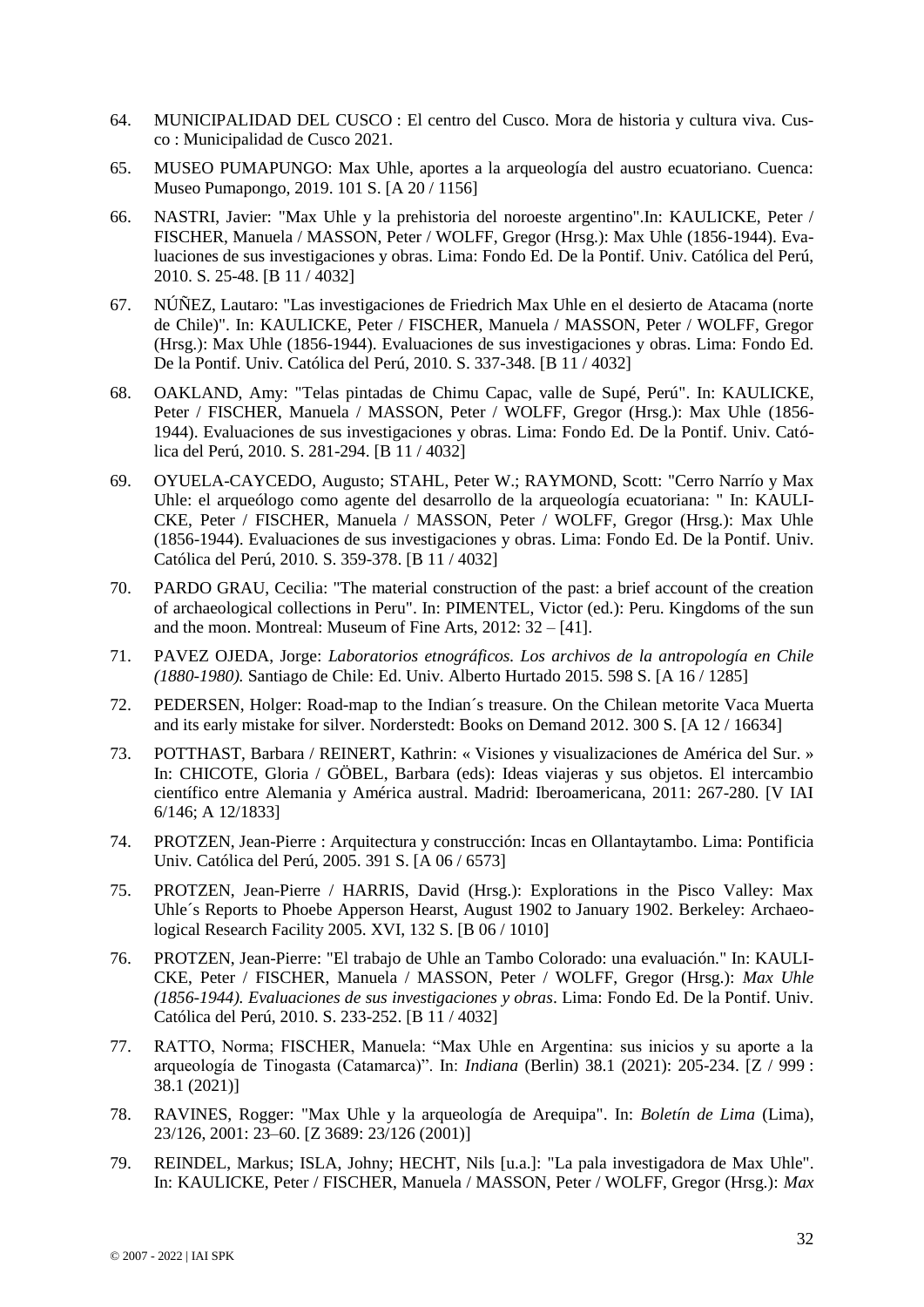64. MUNICIPALIDAD DEL CUSCO : El centro del Cusco. Mora de historia y cultura viva. Cusco : Municipalidad de Cusco 2021.

65. MUSEO PUMAPUNGO: Max Uhle, aportes a la arqueología del austro ecuatoriano. Cuenca: Museo Pumapongo, 2019. 101 S. [A 20 / 1156]

66. NASTRI, Javier: "Max Uhle y la prehistoria del noroeste argentino".In: KAULICKE, Peter / FISCHER, Manuela / MASSON, Peter / WOLFF, Gregor (Hrsg.): Max Uhle (1856-1944). Evaluaciones de sus investigaciones y obras. Lima: Fondo Ed. De la Pontif. Univ. Católica del Perú, 2010. S. 25-48. [B 11 / 4032]

67. NÚÑEZ, Lautaro: "Las investigaciones de Friedrich Max Uhle en el desierto de Atacama (norte de Chile)". In: KAULICKE, Peter / FISCHER, Manuela / MASSON, Peter / WOLFF, Gregor (Hrsg.): Max Uhle (1856-1944). Evaluaciones de sus investigaciones y obras. Lima: Fondo Ed. De la Pontif. Univ. Católica del Perú, 2010. S. 337-348. [B 11 / 4032]

68. OAKLAND, Amy: "Telas pintadas de Chimu Capac, valle de Supé, Perú". In: KAULICKE, Peter / FISCHER, Manuela / MASSON, Peter / WOLFF, Gregor (Hrsg.): Max Uhle (1856-1944). Evaluaciones de sus investigaciones y obras. Lima: Fondo Ed. De la Pontif. Univ. Católica del Perú, 2010. S. 281-294. [B 11 / 4032]

69. OYUELA-CAYCEDO, Augusto; STAHL, Peter W.; RAYMOND, Scott: "Cerro Narrío y Max Uhle: el arqueólogo como agente del desarrollo de la arqueología ecuatoriana: " In: KAULICKE, Peter / FISCHER, Manuela / MASSON, Peter / WOLFF, Gregor (Hrsg.): Max Uhle (1856-1944). Evaluaciones de sus investigaciones y obras. Lima: Fondo Ed. De la Pontif. Univ. Católica del Perú, 2010. S. 359-378. [B 11 / 4032]

70. PARDO GRAU, Cecilia: "The material construction of the past: a brief account of the creation of archaeological collections in Peru". In: PIMENTEL, Victor (ed.): Peru. Kingdoms of the sun and the moon. Montreal: Museum of Fine Arts, 2012: 32 – [41].

71. PAVEZ OJEDA, Jorge: *Laboratorios etnográficos. Los archivos de la antropología en Chile (1880-1980).* Santiago de Chile: Ed. Univ. Alberto Hurtado 2015. 598 S. [A 16 / 1285]

72. PEDERSEN, Holger: Road-map to the Indian´s treasure. On the Chilean metorite Vaca Muerta and its early mistake for silver. Norderstedt: Books on Demand 2012. 300 S. [A 12 / 16634]

73. POTTHAST, Barbara / REINERT, Kathrin: « Visiones y visualizaciones de América del Sur. » In: CHICOTE, Gloria / GÖBEL, Barbara (eds): Ideas viajeras y sus objetos. El intercambio científico entre Alemania y América austral. Madrid: Iberoamericana, 2011: 267-280. [V IAI 6/146; A 12/1833]

74. PROTZEN, Jean-Pierre : Arquitectura y construcción: Incas en Ollantaytambo. Lima: Pontificia Univ. Católica del Perú, 2005. 391 S. [A 06 / 6573]

75. PROTZEN, Jean-Pierre / HARRIS, David (Hrsg.): Explorations in the Pisco Valley: Max Uhle´s Reports to Phoebe Apperson Hearst, August 1902 to January 1902. Berkeley: Archaeological Research Facility 2005. XVI, 132 S. [B 06 / 1010]

76. PROTZEN, Jean-Pierre: "El trabajo de Uhle an Tambo Colorado: una evaluación." In: KAULICKE, Peter / FISCHER, Manuela / MASSON, Peter / WOLFF, Gregor (Hrsg.): *Max Uhle (1856-1944). Evaluaciones de sus investigaciones y obras*. Lima: Fondo Ed. De la Pontif. Univ. Católica del Perú, 2010. S. 233-252. [B 11 / 4032]

77. RATTO, Norma; FISCHER, Manuela: "Max Uhle en Argentina: sus inicios y su aporte a la arqueología de Tinogasta (Catamarca)". In: *Indiana* (Berlin) 38.1 (2021): 205-234. [Z / 999 : 38.1 (2021)]

78. RAVINES, Rogger: "Max Uhle y la arqueología de Arequipa". In: *Boletín de Lima* (Lima), 23/126, 2001: 23–60. [Z 3689: 23/126 (2001)]

79. REINDEL, Markus; ISLA, Johny; HECHT, Nils [u.a.]: "La pala investigadora de Max Uhle". In: KAULICKE, Peter / FISCHER, Manuela / MASSON, Peter / WOLFF, Gregor (Hrsg.): *Max*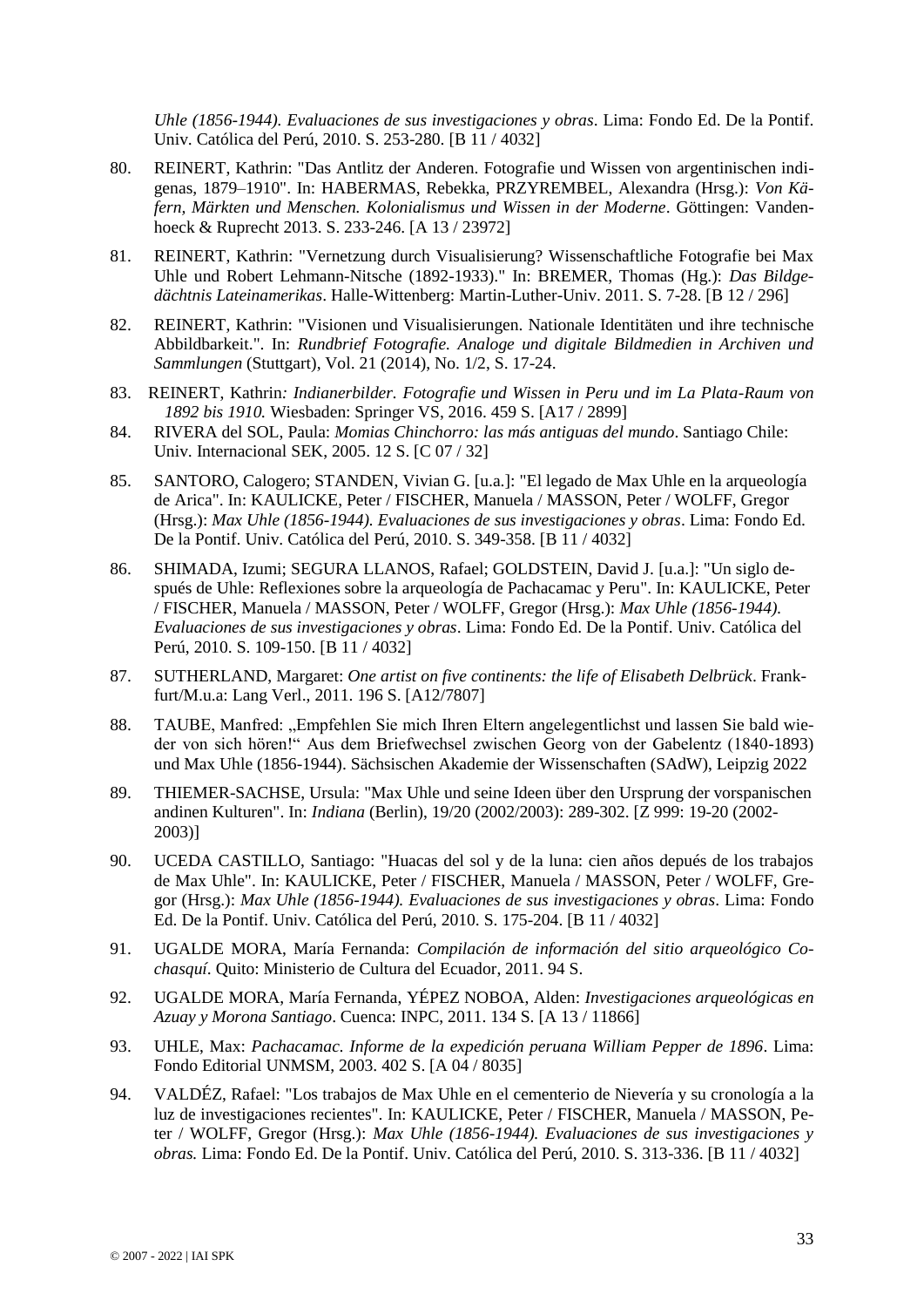*Uhle (1856-1944). Evaluaciones de sus investigaciones y obras*. Lima: Fondo Ed. De la Pontif. Univ. Católica del Perú, 2010. S. 253-280. [B 11 / 4032]

80. REINERT, Kathrin: "Das Antlitz der Anderen. Fotografie und Wissen von argentinischen indigenas, 1879–1910". In: HABERMAS, Rebekka, PRZYREMBEL, Alexandra (Hrsg.): *Von Käfern, Märkten und Menschen. Kolonialismus und Wissen in der Moderne*. Göttingen: Vandenhoeck & Ruprecht 2013. S. 233-246. [A 13 / 23972]

81. REINERT, Kathrin: "Vernetzung durch Visualisierung? Wissenschaftliche Fotografie bei Max Uhle und Robert Lehmann-Nitsche (1892-1933)." In: BREMER, Thomas (Hg.): *Das Bildgedächtnis Lateinamerikas*. Halle-Wittenberg: Martin-Luther-Univ. 2011. S. 7-28. [B 12 / 296]

82. REINERT, Kathrin: "Visionen und Visualisierungen. Nationale Identitäten und ihre technische Abbildbarkeit.". In: *Rundbrief Fotografie. Analoge und digitale Bildmedien in Archiven und Sammlungen* (Stuttgart), Vol. 21 (2014), No. 1/2, S. 17-24.

83. REINERT, Kathrin*: Indianerbilder. Fotografie und Wissen in Peru und im La Plata-Raum von 1892 bis 1910.* Wiesbaden: Springer VS, 2016. 459 S. [A17 / 2899]

84. RIVERA del SOL, Paula: *Momias Chinchorro: las más antiguas del mundo*. Santiago Chile: Univ. Internacional SEK, 2005. 12 S. [C 07 / 32]

85. SANTORO, Calogero; STANDEN, Vivian G. [u.a.]: "El legado de Max Uhle en la arqueología de Arica". In: KAULICKE, Peter / FISCHER, Manuela / MASSON, Peter / WOLFF, Gregor (Hrsg.): *Max Uhle (1856-1944). Evaluaciones de sus investigaciones y obras*. Lima: Fondo Ed. De la Pontif. Univ. Católica del Perú, 2010. S. 349-358. [B 11 / 4032]

86. SHIMADA, Izumi; SEGURA LLANOS, Rafael; GOLDSTEIN, David J. [u.a.]: "Un siglo después de Uhle: Reflexiones sobre la arqueología de Pachacamac y Peru". In: KAULICKE, Peter / FISCHER, Manuela / MASSON, Peter / WOLFF, Gregor (Hrsg.): *Max Uhle (1856-1944). Evaluaciones de sus investigaciones y obras*. Lima: Fondo Ed. De la Pontif. Univ. Católica del Perú, 2010. S. 109-150. [B 11 / 4032]

87. SUTHERLAND, Margaret: *One artist on five continents: the life of Elisabeth Delbrück*. Frankfurt/M.u.a: Lang Verl., 2011. 196 S. [A12/7807]

88. TAUBE, Manfred: „Empfehlen Sie mich Ihren Eltern angelegentlichst und lassen Sie bald wieder von sich hören!" Aus dem Briefwechsel zwischen Georg von der Gabelentz (1840-1893) und Max Uhle (1856-1944). Sächsischen Akademie der Wissenschaften (SAdW), Leipzig 2022

89. THIEMER-SACHSE, Ursula: "Max Uhle und seine Ideen über den Ursprung der vorspanischen andinen Kulturen". In: *Indiana* (Berlin), 19/20 (2002/2003): 289-302. [Z 999: 19-20 (2002-2003)]

90. UCEDA CASTILLO, Santiago: "Huacas del sol y de la luna: cien años depués de los trabajos de Max Uhle". In: KAULICKE, Peter / FISCHER, Manuela / MASSON, Peter / WOLFF, Gregor (Hrsg.): *Max Uhle (1856-1944). Evaluaciones de sus investigaciones y obras*. Lima: Fondo Ed. De la Pontif. Univ. Católica del Perú, 2010. S. 175-204. [B 11 / 4032]

91. UGALDE MORA, María Fernanda: *Compilación de información del sitio arqueológico Cochasquí*. Quito: Ministerio de Cultura del Ecuador, 2011. 94 S.

92. UGALDE MORA, María Fernanda, YÉPEZ NOBOA, Alden: *Investigaciones arqueológicas en Azuay y Morona Santiago*. Cuenca: INPC, 2011. 134 S. [A 13 / 11866]

93. UHLE, Max: *Pachacamac. Informe de la expedición peruana William Pepper de 1896*. Lima: Fondo Editorial UNMSM, 2003. 402 S. [A 04 / 8035]

94. VALDÉZ, Rafael: "Los trabajos de Max Uhle en el cementerio de Nievería y su cronología a la luz de investigaciones recientes". In: KAULICKE, Peter / FISCHER, Manuela / MASSON, Peter / WOLFF, Gregor (Hrsg.): *Max Uhle (1856-1944). Evaluaciones de sus investigaciones y obras.* Lima: Fondo Ed. De la Pontif. Univ. Católica del Perú, 2010. S. 313-336. [B 11 / 4032]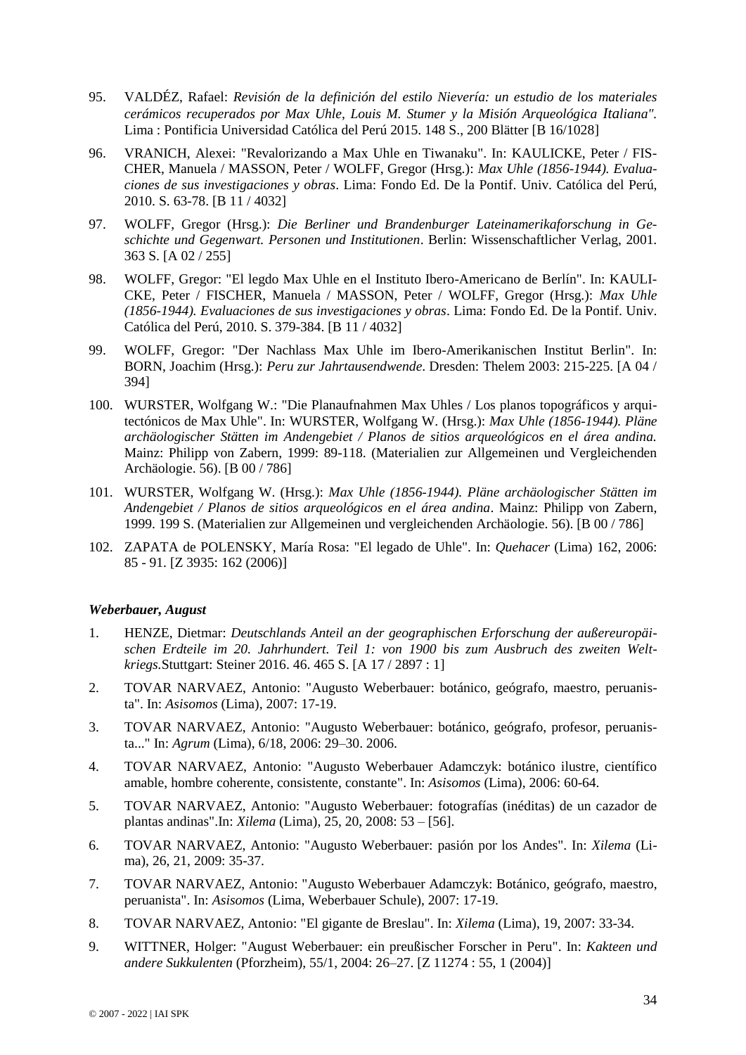95. VALDÉZ, Rafael: *Revisión de la definición del estilo Nievería: un estudio de los materiales cerámicos recuperados por Max Uhle, Louis M. Stumer y la Misión Arqueológica Italiana".* Lima : Pontificia Universidad Católica del Perú 2015. 148 S., 200 Blätter [B 16/1028]

96. VRANICH, Alexei: "Revalorizando a Max Uhle en Tiwanaku". In: KAULICKE, Peter / FISCHER, Manuela / MASSON, Peter / WOLFF, Gregor (Hrsg.): *Max Uhle (1856-1944). Evaluaciones de sus investigaciones y obras*. Lima: Fondo Ed. De la Pontif. Univ. Católica del Perú, 2010. S. 63-78. [B 11 / 4032]

97. WOLFF, Gregor (Hrsg.): *Die Berliner und Brandenburger Lateinamerikaforschung in Geschichte und Gegenwart. Personen und Institutionen*. Berlin: Wissenschaftlicher Verlag, 2001. 363 S. [A 02 / 255]

98. WOLFF, Gregor: "El legdo Max Uhle en el Instituto Ibero-Americano de Berlín". In: KAULICKE, Peter / FISCHER, Manuela / MASSON, Peter / WOLFF, Gregor (Hrsg.): *Max Uhle (1856-1944). Evaluaciones de sus investigaciones y obras*. Lima: Fondo Ed. De la Pontif. Univ. Católica del Perú, 2010. S. 379-384. [B 11 / 4032]

99. WOLFF, Gregor: "Der Nachlass Max Uhle im Ibero-Amerikanischen Institut Berlin". In: BORN, Joachim (Hrsg.): *Peru zur Jahrtausendwende*. Dresden: Thelem 2003: 215-225. [A 04 / 394]

100. WURSTER, Wolfgang W.: "Die Planaufnahmen Max Uhles / Los planos topográficos y arquitectónicos de Max Uhle". In: WURSTER, Wolfgang W. (Hrsg.): *Max Uhle (1856-1944). Pläne archäologischer Stätten im Andengebiet / Planos de sitios arqueológicos en el área andina.* Mainz: Philipp von Zabern, 1999: 89-118. (Materialien zur Allgemeinen und Vergleichenden Archäologie. 56). [B 00 / 786]

101. WURSTER, Wolfgang W. (Hrsg.): *Max Uhle (1856-1944). Pläne archäologischer Stätten im Andengebiet / Planos de sitios arqueológicos en el área andina*. Mainz: Philipp von Zabern, 1999. 199 S. (Materialien zur Allgemeinen und vergleichenden Archäologie. 56). [B 00 / 786]

102. ZAPATA de POLENSKY, María Rosa: "El legado de Uhle". In: *Quehacer* (Lima) 162, 2006: 85 - 91. [Z 3935: 162 (2006)]

***Weberbauer, August***

1. HENZE, Dietmar: *Deutschlands Anteil an der geographischen Erforschung der außereuropäischen Erdteile im 20. Jahrhundert. Teil 1: von 1900 bis zum Ausbruch des zweiten Weltkriegs.*Stuttgart: Steiner 2016. 46. 465 S. [A 17 / 2897 : 1]

2. TOVAR NARVAEZ, Antonio: "Augusto Weberbauer: botánico, geógrafo, maestro, peruanista". In: *Asisomos* (Lima), 2007: 17-19.

3. TOVAR NARVAEZ, Antonio: "Augusto Weberbauer: botánico, geógrafo, profesor, peruanista..." In: *Agrum* (Lima), 6/18, 2006: 29–30. 2006.

4. TOVAR NARVAEZ, Antonio: "Augusto Weberbauer Adamczyk: botánico ilustre, científico amable, hombre coherente, consistente, constante". In: *Asisomos* (Lima), 2006: 60-64.

5. TOVAR NARVAEZ, Antonio: "Augusto Weberbauer: fotografías (inéditas) de un cazador de plantas andinas".In: *Xilema* (Lima), 25, 20, 2008: 53 – [56].

6. TOVAR NARVAEZ, Antonio: "Augusto Weberbauer: pasión por los Andes". In: *Xilema* (Lima), 26, 21, 2009: 35-37.

7. TOVAR NARVAEZ, Antonio: "Augusto Weberbauer Adamczyk: Botánico, geógrafo, maestro, peruanista". In: *Asisomos* (Lima, Weberbauer Schule), 2007: 17-19.

8. TOVAR NARVAEZ, Antonio: "El gigante de Breslau". In: *Xilema* (Lima), 19, 2007: 33-34.

9. WITTNER, Holger: "August Weberbauer: ein preußischer Forscher in Peru". In: *Kakteen und andere Sukkulenten* (Pforzheim), 55/1, 2004: 26–27. [Z 11274 : 55, 1 (2004)]

© 2007 - 2022 | IAI SPK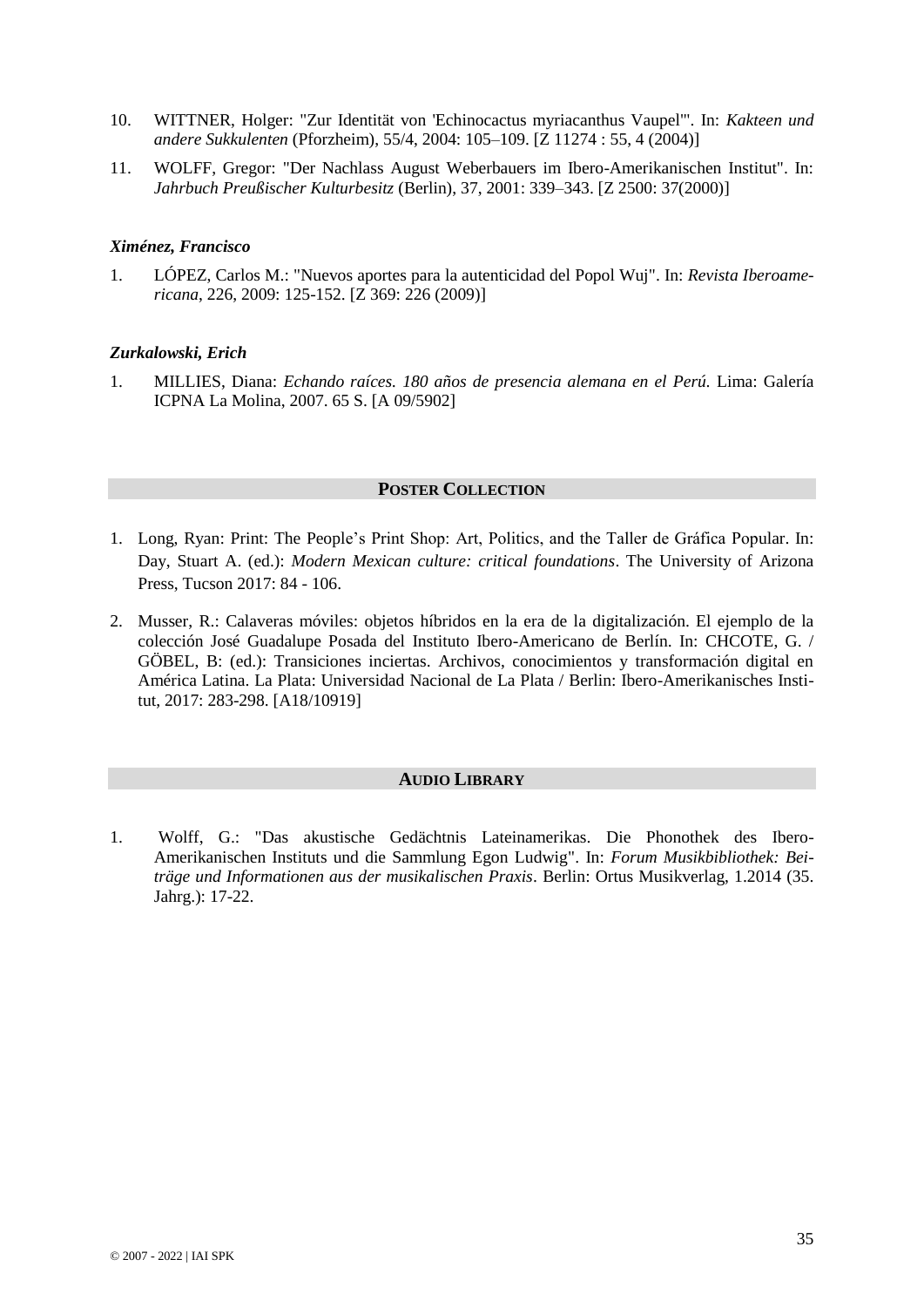10. WITTNER, Holger: "Zur Identität von 'Echinocactus myriacanthus Vaupel'". In: *Kakteen und andere Sukkulenten* (Pforzheim), 55/4, 2004: 105–109. [Z 11274 : 55, 4 (2004)]

11. WOLFF, Gregor: "Der Nachlass August Weberbauers im Ibero-Amerikanischen Institut". In: *Jahrbuch Preußischer Kulturbesitz* (Berlin), 37, 2001: 339–343. [Z 2500: 37(2000)]

### *Ximénez, Francisco*

1. LÓPEZ, Carlos M.: "Nuevos aportes para la autenticidad del Popol Wuj". In: *Revista Iberoamericana*, 226, 2009: 125-152. [Z 369: 226 (2009)]

### *Zurkalowski, Erich*

1. MILLIES, Diana: *Echando raíces. 180 años de presencia alemana en el Perú.* Lima: Galería ICPNA La Molina, 2007. 65 S. [A 09/5902]

## POSTER COLLECTION

1. Long, Ryan: Print: The People's Print Shop: Art, Politics, and the Taller de Gráfica Popular. In: Day, Stuart A. (ed.): *Modern Mexican culture: critical foundations*. The University of Arizona Press, Tucson 2017: 84 - 106.

2. Musser, R.: Calaveras móviles: objetos híbridos en la era de la digitalización. El ejemplo de la colección José Guadalupe Posada del Instituto Ibero-Americano de Berlín. In: CHCOTE, G. / GÖBEL, B: (ed.): Transiciones inciertas. Archivos, conocimientos y transformación digital en América Latina. La Plata: Universidad Nacional de La Plata / Berlin: Ibero-Amerikanisches Institut, 2017: 283-298. [A18/10919]

## AUDIO LIBRARY

1. Wolff, G.: "Das akustische Gedächtnis Lateinamerikas. Die Phonothek des Ibero-Amerikanischen Instituts und die Sammlung Egon Ludwig". In: *Forum Musikbibliothek: Beiträge und Informationen aus der musikalischen Praxis*. Berlin: Ortus Musikverlag, 1.2014 (35. Jahrg.): 17-22.